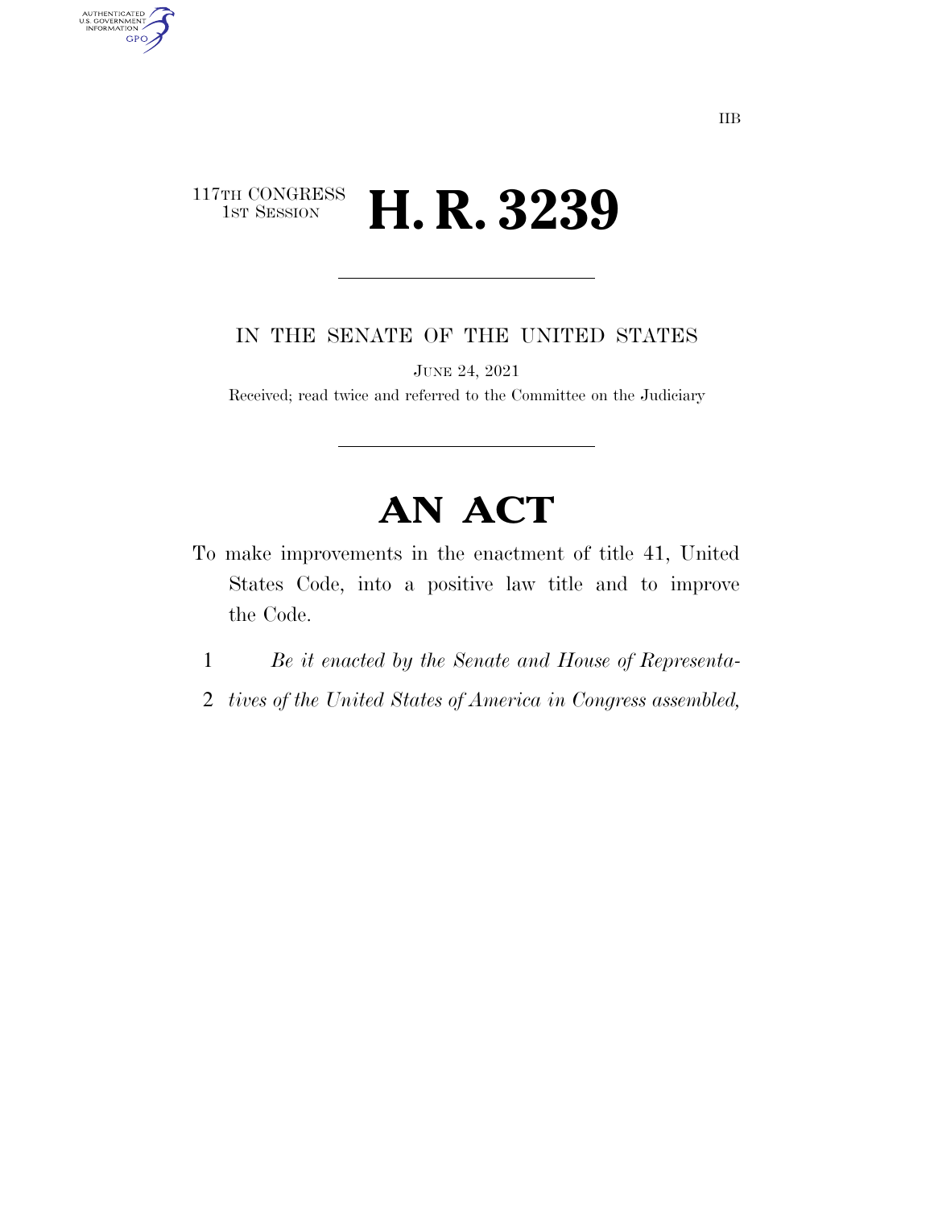IIB

117TH CONGRESS
1ST SESSION

# H. R. 3239

IN THE SENATE OF THE UNITED STATES

JUNE 24, 2021

Received; read twice and referred to the Committee on the Judiciary

# AN ACT

To make improvements in the enactment of title 41, United States Code, into a positive law title and to improve the Code.

1 *Be it enacted by the Senate and House of Representa-*
2 *tives of the United States of America in Congress assembled,*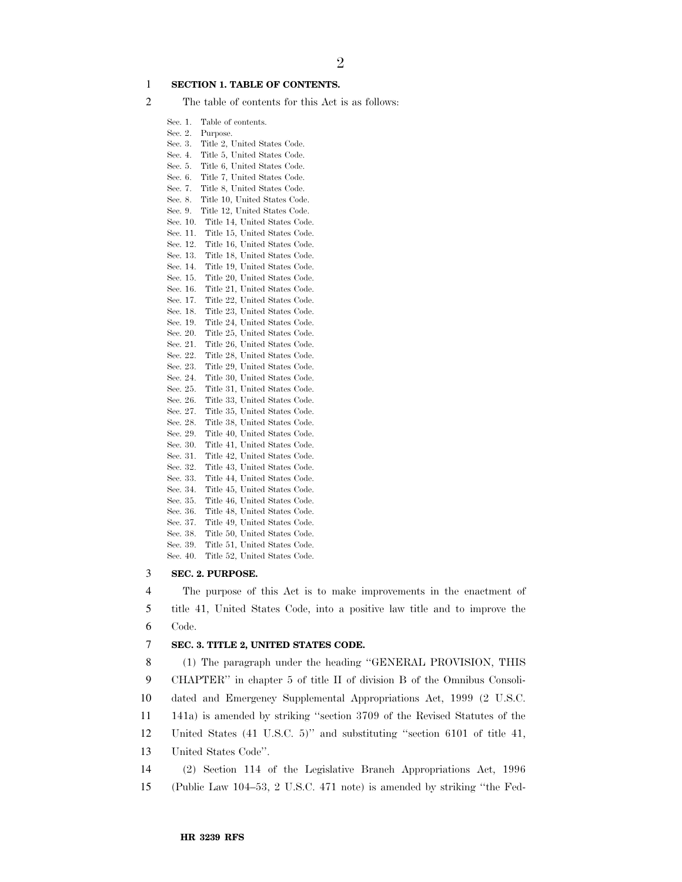**SECTION 1. TABLE OF CONTENTS.**

The table of contents for this Act is as follows:

Sec. 1. Table of contents.
Sec. 2. Purpose.
Sec. 3. Title 2, United States Code.
Sec. 4. Title 5, United States Code.
Sec. 5. Title 6, United States Code.
Sec. 6. Title 7, United States Code.
Sec. 7. Title 8, United States Code.
Sec. 8. Title 10, United States Code.
Sec. 9. Title 12, United States Code.
Sec. 10. Title 14, United States Code.
Sec. 11. Title 15, United States Code.
Sec. 12. Title 16, United States Code.
Sec. 13. Title 18, United States Code.
Sec. 14. Title 19, United States Code.
Sec. 15. Title 20, United States Code.
Sec. 16. Title 21, United States Code.
Sec. 17. Title 22, United States Code.
Sec. 18. Title 23, United States Code.
Sec. 19. Title 24, United States Code.
Sec. 20. Title 25, United States Code.
Sec. 21. Title 26, United States Code.
Sec. 22. Title 28, United States Code.
Sec. 23. Title 29, United States Code.
Sec. 24. Title 30, United States Code.
Sec. 25. Title 31, United States Code.
Sec. 26. Title 33, United States Code.
Sec. 27. Title 35, United States Code.
Sec. 28. Title 38, United States Code.
Sec. 29. Title 40, United States Code.
Sec. 30. Title 41, United States Code.
Sec. 31. Title 42, United States Code.
Sec. 32. Title 43, United States Code.
Sec. 33. Title 44, United States Code.
Sec. 34. Title 45, United States Code.
Sec. 35. Title 46, United States Code.
Sec. 36. Title 48, United States Code.
Sec. 37. Title 49, United States Code.
Sec. 38. Title 50, United States Code.
Sec. 39. Title 51, United States Code.
Sec. 40. Title 52, United States Code.

**SEC. 2. PURPOSE.**

The purpose of this Act is to make improvements in the enactment of title 41, United States Code, into a positive law title and to improve the Code.

**SEC. 3. TITLE 2, UNITED STATES CODE.**

(1) The paragraph under the heading "GENERAL PROVISION, THIS CHAPTER" in chapter 5 of title II of division B of the Omnibus Consolidated and Emergency Supplemental Appropriations Act, 1999 (2 U.S.C. 141a) is amended by striking "section 3709 of the Revised Statutes of the United States (41 U.S.C. 5)" and substituting "section 6101 of title 41, United States Code".

(2) Section 114 of the Legislative Branch Appropriations Act, 1996 (Public Law 104–53, 2 U.S.C. 471 note) is amended by striking "the Fed-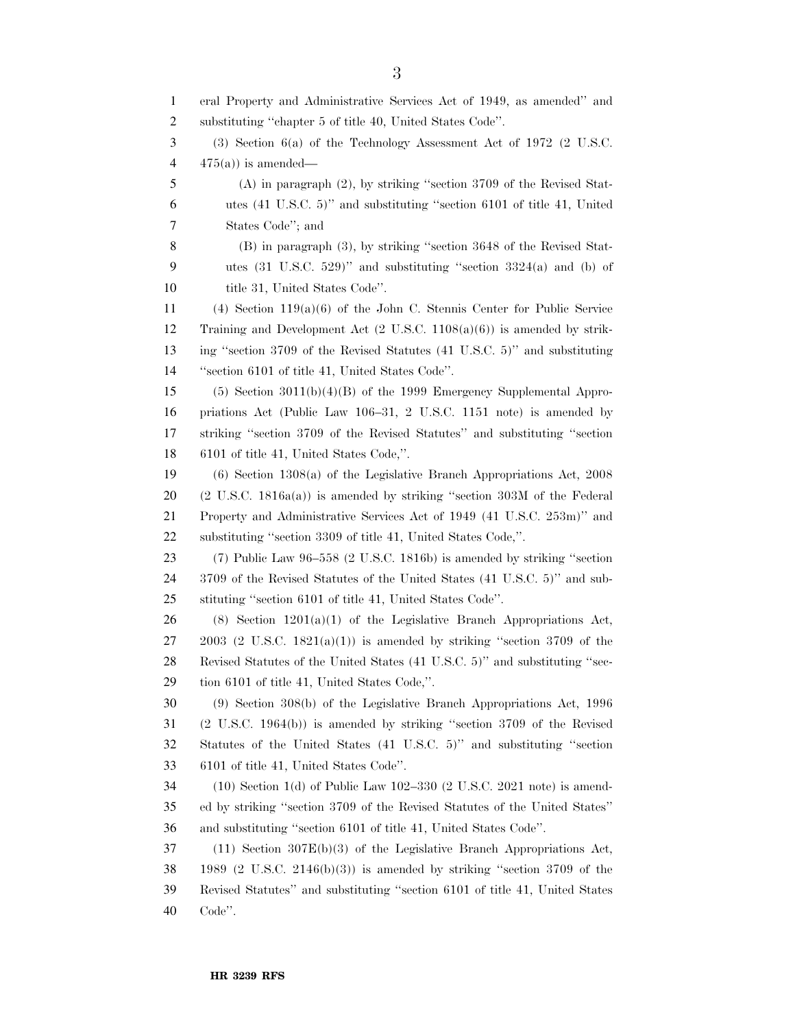eral Property and Administrative Services Act of 1949, as amended'' and substituting ''chapter 5 of title 40, United States Code''.

(3) Section 6(a) of the Technology Assessment Act of 1972 (2 U.S.C. 475(a)) is amended—

(A) in paragraph (2), by striking ''section 3709 of the Revised Statutes (41 U.S.C. 5)'' and substituting ''section 6101 of title 41, United States Code''; and

(B) in paragraph (3), by striking ''section 3648 of the Revised Statutes (31 U.S.C. 529)'' and substituting ''section 3324(a) and (b) of title 31, United States Code''.

(4) Section 119(a)(6) of the John C. Stennis Center for Public Service Training and Development Act (2 U.S.C. 1108(a)(6)) is amended by striking ''section 3709 of the Revised Statutes (41 U.S.C. 5)'' and substituting ''section 6101 of title 41, United States Code''.

(5) Section 3011(b)(4)(B) of the 1999 Emergency Supplemental Appropriations Act (Public Law 106–31, 2 U.S.C. 1151 note) is amended by striking ''section 3709 of the Revised Statutes'' and substituting ''section 6101 of title 41, United States Code,''.

(6) Section 1308(a) of the Legislative Branch Appropriations Act, 2008 (2 U.S.C. 1816a(a)) is amended by striking ''section 303M of the Federal Property and Administrative Services Act of 1949 (41 U.S.C. 253m)'' and substituting ''section 3309 of title 41, United States Code,''.

(7) Public Law 96–558 (2 U.S.C. 1816b) is amended by striking ''section 3709 of the Revised Statutes of the United States (41 U.S.C. 5)'' and substituting ''section 6101 of title 41, United States Code''.

(8) Section 1201(a)(1) of the Legislative Branch Appropriations Act, 2003 (2 U.S.C. 1821(a)(1)) is amended by striking ''section 3709 of the Revised Statutes of the United States (41 U.S.C. 5)'' and substituting ''section 6101 of title 41, United States Code,''.

(9) Section 308(b) of the Legislative Branch Appropriations Act, 1996 (2 U.S.C. 1964(b)) is amended by striking ''section 3709 of the Revised Statutes of the United States (41 U.S.C. 5)'' and substituting ''section 6101 of title 41, United States Code''.

(10) Section 1(d) of Public Law 102–330 (2 U.S.C. 2021 note) is amended by striking ''section 3709 of the Revised Statutes of the United States'' and substituting ''section 6101 of title 41, United States Code''.

(11) Section 307E(b)(3) of the Legislative Branch Appropriations Act, 1989 (2 U.S.C. 2146(b)(3)) is amended by striking ''section 3709 of the Revised Statutes'' and substituting ''section 6101 of title 41, United States Code''.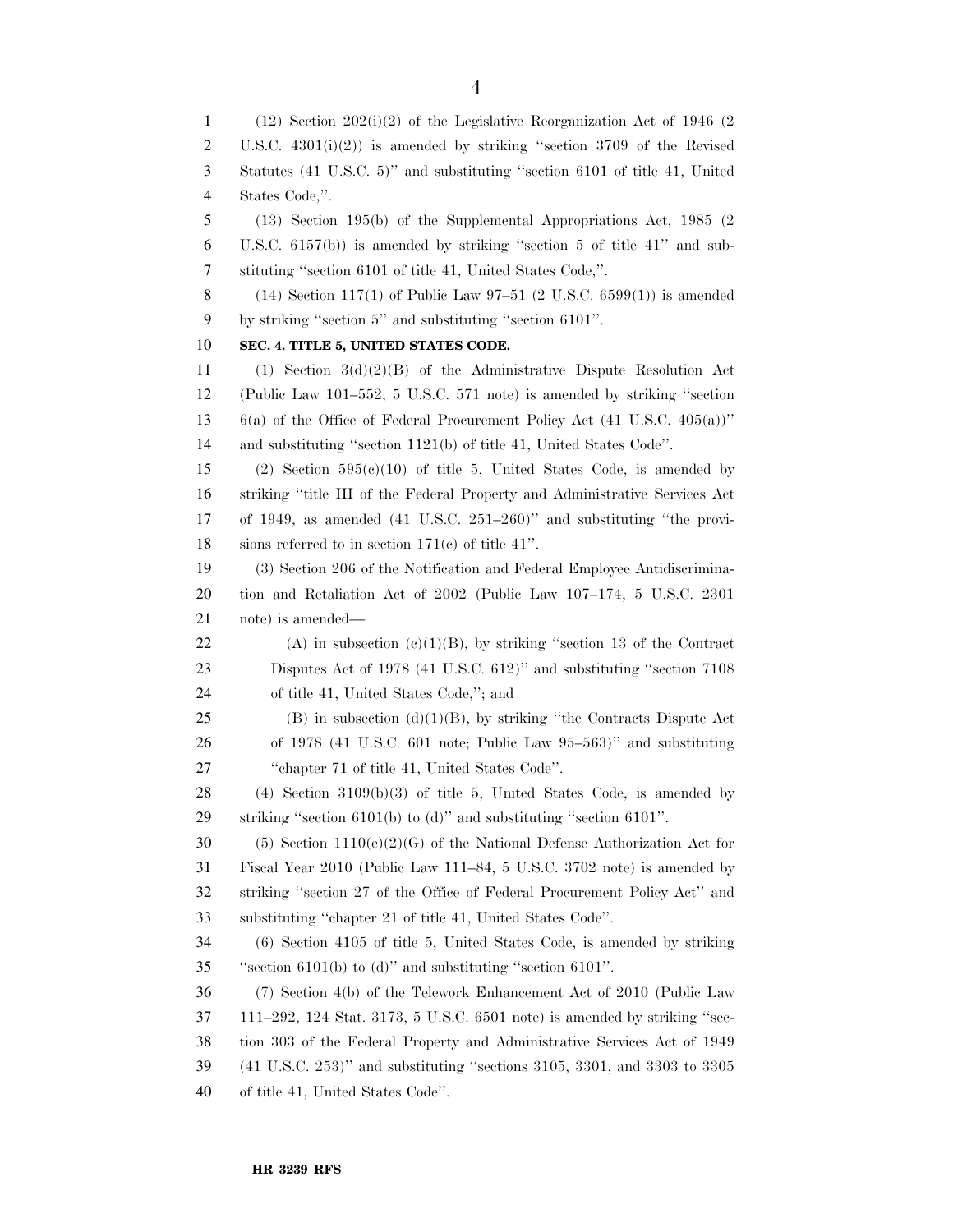(12) Section 202(i)(2) of the Legislative Reorganization Act of 1946 (2 U.S.C. 4301(i)(2)) is amended by striking "section 3709 of the Revised Statutes (41 U.S.C. 5)" and substituting "section 6101 of title 41, United States Code,".

(13) Section 195(b) of the Supplemental Appropriations Act, 1985 (2 U.S.C. 6157(b)) is amended by striking "section 5 of title 41" and substituting "section 6101 of title 41, United States Code,".

(14) Section 117(1) of Public Law 97–51 (2 U.S.C. 6599(1)) is amended by striking "section 5" and substituting "section 6101".

**SEC. 4. TITLE 5, UNITED STATES CODE.**

(1) Section 3(d)(2)(B) of the Administrative Dispute Resolution Act (Public Law 101–552, 5 U.S.C. 571 note) is amended by striking "section 6(a) of the Office of Federal Procurement Policy Act (41 U.S.C. 405(a))" and substituting "section 1121(b) of title 41, United States Code".

(2) Section 595(c)(10) of title 5, United States Code, is amended by striking "title III of the Federal Property and Administrative Services Act of 1949, as amended (41 U.S.C. 251–260)" and substituting "the provisions referred to in section 171(c) of title 41".

(3) Section 206 of the Notification and Federal Employee Antidiscrimination and Retaliation Act of 2002 (Public Law 107–174, 5 U.S.C. 2301 note) is amended—

(A) in subsection (c)(1)(B), by striking "section 13 of the Contract Disputes Act of 1978 (41 U.S.C. 612)" and substituting "section 7108 of title 41, United States Code,"; and

(B) in subsection (d)(1)(B), by striking "the Contracts Dispute Act of 1978 (41 U.S.C. 601 note; Public Law 95–563)" and substituting "chapter 71 of title 41, United States Code".

(4) Section 3109(b)(3) of title 5, United States Code, is amended by striking "section 6101(b) to (d)" and substituting "section 6101".

(5) Section 1110(e)(2)(G) of the National Defense Authorization Act for Fiscal Year 2010 (Public Law 111–84, 5 U.S.C. 3702 note) is amended by striking "section 27 of the Office of Federal Procurement Policy Act" and substituting "chapter 21 of title 41, United States Code".

(6) Section 4105 of title 5, United States Code, is amended by striking "section 6101(b) to (d)" and substituting "section 6101".

(7) Section 4(b) of the Telework Enhancement Act of 2010 (Public Law 111–292, 124 Stat. 3173, 5 U.S.C. 6501 note) is amended by striking "section 303 of the Federal Property and Administrative Services Act of 1949 (41 U.S.C. 253)" and substituting "sections 3105, 3301, and 3303 to 3305 of title 41, United States Code".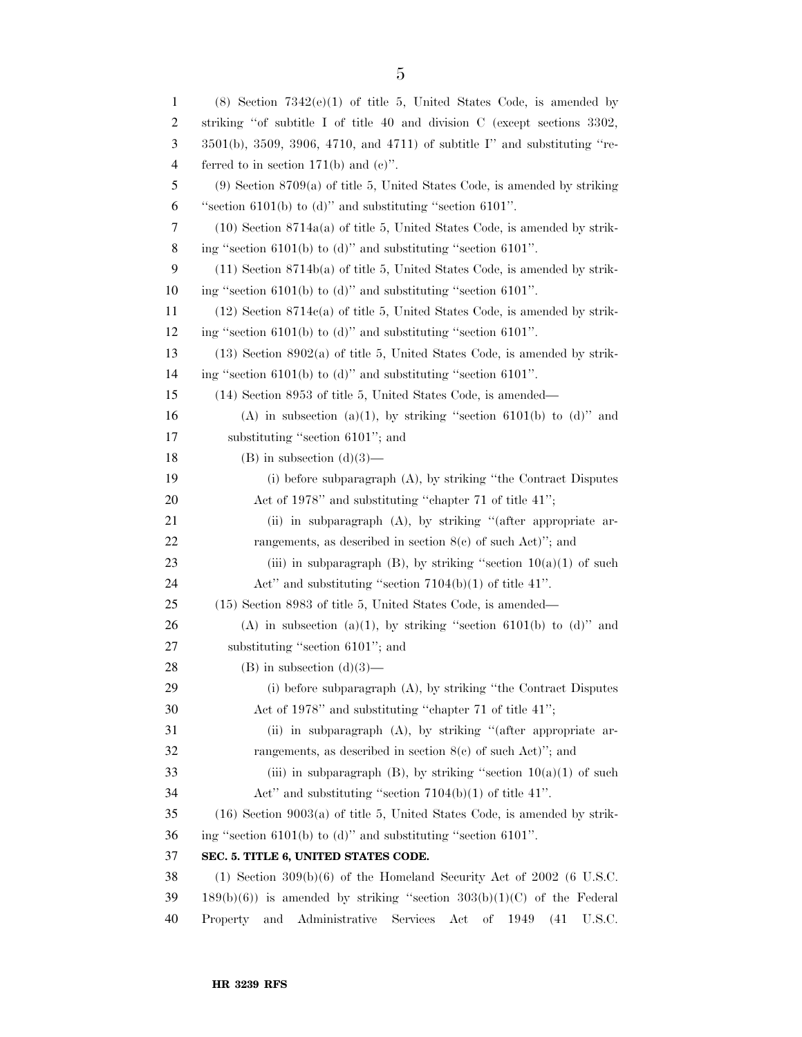(8) Section 7342(e)(1) of title 5, United States Code, is amended by striking ''of subtitle I of title 40 and division C (except sections 3302, 3501(b), 3509, 3906, 4710, and 4711) of subtitle I'' and substituting ''referred to in section 171(b) and (c)''.

(9) Section 8709(a) of title 5, United States Code, is amended by striking ''section 6101(b) to (d)'' and substituting ''section 6101''.

(10) Section 8714a(a) of title 5, United States Code, is amended by striking ''section 6101(b) to (d)'' and substituting ''section 6101''.

(11) Section 8714b(a) of title 5, United States Code, is amended by striking ''section 6101(b) to (d)'' and substituting ''section 6101''.

(12) Section 8714c(a) of title 5, United States Code, is amended by striking ''section 6101(b) to (d)'' and substituting ''section 6101''.

(13) Section 8902(a) of title 5, United States Code, is amended by striking ''section 6101(b) to (d)'' and substituting ''section 6101''.

(14) Section 8953 of title 5, United States Code, is amended—

(A) in subsection (a)(1), by striking ''section 6101(b) to (d)'' and substituting ''section 6101''; and

(B) in subsection (d)(3)—

(i) before subparagraph (A), by striking ''the Contract Disputes Act of 1978'' and substituting ''chapter 71 of title 41'';

(ii) in subparagraph (A), by striking ''(after appropriate arrangements, as described in section 8(c) of such Act)''; and

(iii) in subparagraph (B), by striking ''section 10(a)(1) of such Act'' and substituting ''section 7104(b)(1) of title 41''.

(15) Section 8983 of title 5, United States Code, is amended—

(A) in subsection (a)(1), by striking ''section 6101(b) to (d)'' and substituting ''section 6101''; and

(B) in subsection (d)(3)—

(i) before subparagraph (A), by striking ''the Contract Disputes Act of 1978'' and substituting ''chapter 71 of title 41'';

(ii) in subparagraph (A), by striking ''(after appropriate arrangements, as described in section 8(c) of such Act)''; and

(iii) in subparagraph (B), by striking ''section 10(a)(1) of such Act'' and substituting ''section 7104(b)(1) of title 41''.

(16) Section 9003(a) of title 5, United States Code, is amended by striking ''section 6101(b) to (d)'' and substituting ''section 6101''.

**SEC. 5. TITLE 6, UNITED STATES CODE.**

(1) Section 309(b)(6) of the Homeland Security Act of 2002 (6 U.S.C. 189(b)(6)) is amended by striking ''section 303(b)(1)(C) of the Federal Property and Administrative Services Act of 1949 (41 U.S.C.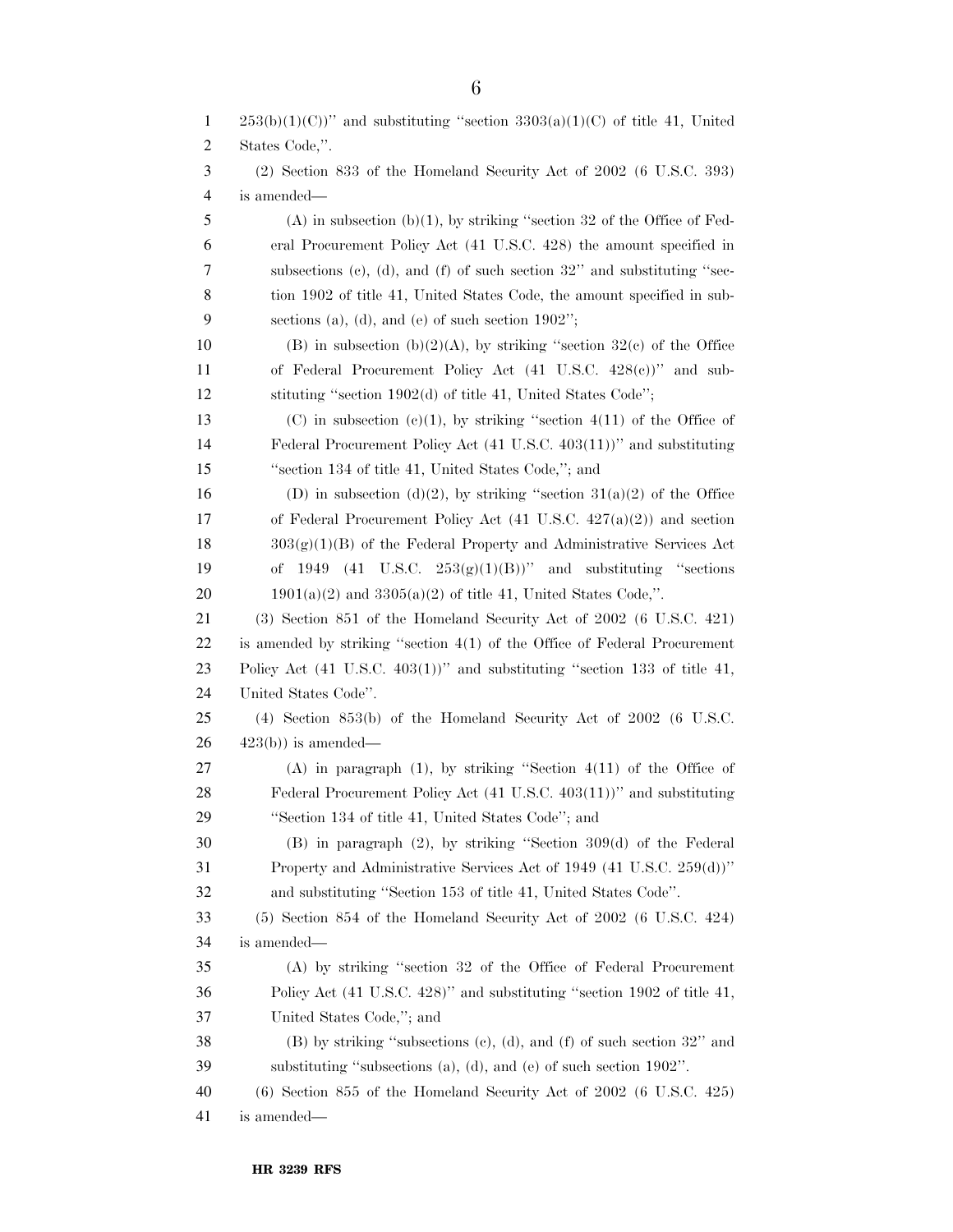253(b)(1)(C))'' and substituting ''section 3303(a)(1)(C) of title 41, United States Code,''.

(2) Section 833 of the Homeland Security Act of 2002 (6 U.S.C. 393) is amended—

(A) in subsection (b)(1), by striking ''section 32 of the Office of Federal Procurement Policy Act (41 U.S.C. 428) the amount specified in subsections (c), (d), and (f) of such section 32'' and substituting ''section 1902 of title 41, United States Code, the amount specified in subsections (a), (d), and (e) of such section 1902'';

(B) in subsection (b)(2)(A), by striking ''section 32(c) of the Office of Federal Procurement Policy Act (41 U.S.C. 428(c))'' and substituting ''section 1902(d) of title 41, United States Code'';

(C) in subsection (c)(1), by striking ''section 4(11) of the Office of Federal Procurement Policy Act (41 U.S.C. 403(11))'' and substituting ''section 134 of title 41, United States Code,''; and

(D) in subsection (d)(2), by striking ''section 31(a)(2) of the Office of Federal Procurement Policy Act (41 U.S.C. 427(a)(2)) and section 303(g)(1)(B) of the Federal Property and Administrative Services Act of 1949 (41 U.S.C. 253(g)(1)(B))'' and substituting ''sections 1901(a)(2) and 3305(a)(2) of title 41, United States Code,''.

(3) Section 851 of the Homeland Security Act of 2002 (6 U.S.C. 421) is amended by striking ''section 4(1) of the Office of Federal Procurement Policy Act (41 U.S.C. 403(1))'' and substituting ''section 133 of title 41, United States Code''.

(4) Section 853(b) of the Homeland Security Act of 2002 (6 U.S.C. 423(b)) is amended—

(A) in paragraph (1), by striking ''Section 4(11) of the Office of Federal Procurement Policy Act (41 U.S.C. 403(11))'' and substituting ''Section 134 of title 41, United States Code''; and

(B) in paragraph (2), by striking ''Section 309(d) of the Federal Property and Administrative Services Act of 1949 (41 U.S.C. 259(d))'' and substituting ''Section 153 of title 41, United States Code''.

(5) Section 854 of the Homeland Security Act of 2002 (6 U.S.C. 424) is amended—

(A) by striking ''section 32 of the Office of Federal Procurement Policy Act (41 U.S.C. 428)'' and substituting ''section 1902 of title 41, United States Code,''; and

(B) by striking ''subsections (c), (d), and (f) of such section 32'' and substituting ''subsections (a), (d), and (e) of such section 1902''.

(6) Section 855 of the Homeland Security Act of 2002 (6 U.S.C. 425) is amended—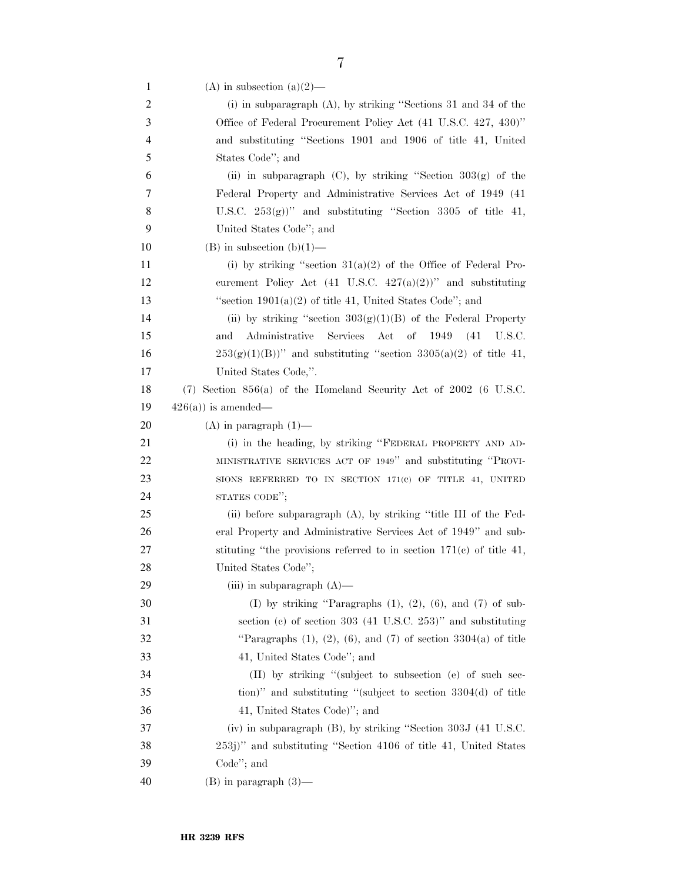(A) in subsection (a)(2)—

(i) in subparagraph (A), by striking ''Sections 31 and 34 of the Office of Federal Procurement Policy Act (41 U.S.C. 427, 430)'' and substituting ''Sections 1901 and 1906 of title 41, United States Code''; and

(ii) in subparagraph (C), by striking ''Section 303(g) of the Federal Property and Administrative Services Act of 1949 (41 U.S.C. 253(g))'' and substituting ''Section 3305 of title 41, United States Code''; and

(B) in subsection (b)(1)—

(i) by striking ''section 31(a)(2) of the Office of Federal Procurement Policy Act (41 U.S.C. 427(a)(2))'' and substituting ''section 1901(a)(2) of title 41, United States Code''; and

(ii) by striking ''section 303(g)(1)(B) of the Federal Property and Administrative Services Act of 1949 (41 U.S.C. 253(g)(1)(B))'' and substituting ''section 3305(a)(2) of title 41, United States Code,''.

(7) Section 856(a) of the Homeland Security Act of 2002 (6 U.S.C. 426(a)) is amended—

(A) in paragraph (1)—

(i) in the heading, by striking ''FEDERAL PROPERTY AND ADMINISTRATIVE SERVICES ACT OF 1949'' and substituting ''PROVISIONS REFERRED TO IN SECTION 171(c) OF TITLE 41, UNITED STATES CODE'';

(ii) before subparagraph (A), by striking ''title III of the Federal Property and Administrative Services Act of 1949'' and substituting ''the provisions referred to in section 171(c) of title 41, United States Code'';

(iii) in subparagraph (A)—

(I) by striking ''Paragraphs (1), (2), (6), and (7) of subsection (c) of section 303 (41 U.S.C. 253)'' and substituting ''Paragraphs (1), (2), (6), and (7) of section 3304(a) of title 41, United States Code''; and

(II) by striking ''(subject to subsection (e) of such section)'' and substituting ''(subject to section 3304(d) of title 41, United States Code)''; and

(iv) in subparagraph (B), by striking ''Section 303J (41 U.S.C. 253j)'' and substituting ''Section 4106 of title 41, United States Code''; and

(B) in paragraph (3)—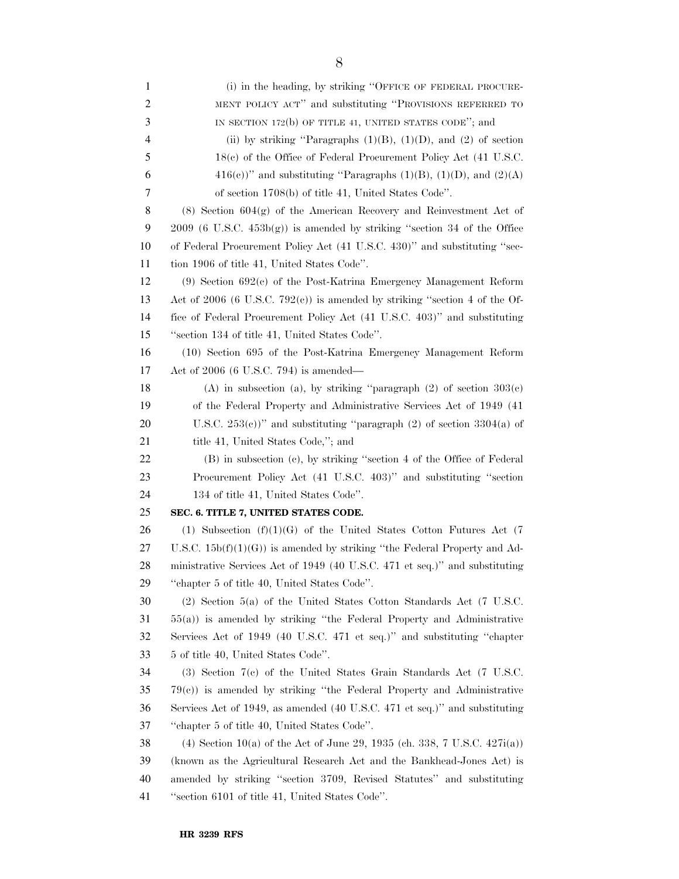(i) in the heading, by striking "OFFICE OF FEDERAL PROCUREMENT POLICY ACT" and substituting "PROVISIONS REFERRED TO IN SECTION 172(b) OF TITLE 41, UNITED STATES CODE"; and

(ii) by striking "Paragraphs (1)(B), (1)(D), and (2) of section 18(c) of the Office of Federal Procurement Policy Act (41 U.S.C. 416(c))" and substituting "Paragraphs (1)(B), (1)(D), and (2)(A) of section 1708(b) of title 41, United States Code".

(8) Section 604(g) of the American Recovery and Reinvestment Act of 2009 (6 U.S.C. 453b(g)) is amended by striking "section 34 of the Office of Federal Procurement Policy Act (41 U.S.C. 430)" and substituting "section 1906 of title 41, United States Code".

(9) Section 692(c) of the Post-Katrina Emergency Management Reform Act of 2006 (6 U.S.C. 792(c)) is amended by striking "section 4 of the Office of Federal Procurement Policy Act (41 U.S.C. 403)" and substituting "section 134 of title 41, United States Code".

(10) Section 695 of the Post-Katrina Emergency Management Reform Act of 2006 (6 U.S.C. 794) is amended—

(A) in subsection (a), by striking "paragraph (2) of section 303(c) of the Federal Property and Administrative Services Act of 1949 (41 U.S.C. 253(c))" and substituting "paragraph (2) of section 3304(a) of title 41, United States Code,"; and

(B) in subsection (c), by striking "section 4 of the Office of Federal Procurement Policy Act (41 U.S.C. 403)" and substituting "section 134 of title 41, United States Code".

**SEC. 6. TITLE 7, UNITED STATES CODE.**

(1) Subsection (f)(1)(G) of the United States Cotton Futures Act (7 U.S.C. 15b(f)(1)(G)) is amended by striking "the Federal Property and Administrative Services Act of 1949 (40 U.S.C. 471 et seq.)" and substituting "chapter 5 of title 40, United States Code".

(2) Section 5(a) of the United States Cotton Standards Act (7 U.S.C. 55(a)) is amended by striking "the Federal Property and Administrative Services Act of 1949 (40 U.S.C. 471 et seq.)" and substituting "chapter 5 of title 40, United States Code".

(3) Section 7(c) of the United States Grain Standards Act (7 U.S.C. 79(c)) is amended by striking "the Federal Property and Administrative Services Act of 1949, as amended (40 U.S.C. 471 et seq.)" and substituting "chapter 5 of title 40, United States Code".

(4) Section 10(a) of the Act of June 29, 1935 (ch. 338, 7 U.S.C. 427i(a)) (known as the Agricultural Research Act and the Bankhead-Jones Act) is amended by striking "section 3709, Revised Statutes" and substituting "section 6101 of title 41, United States Code".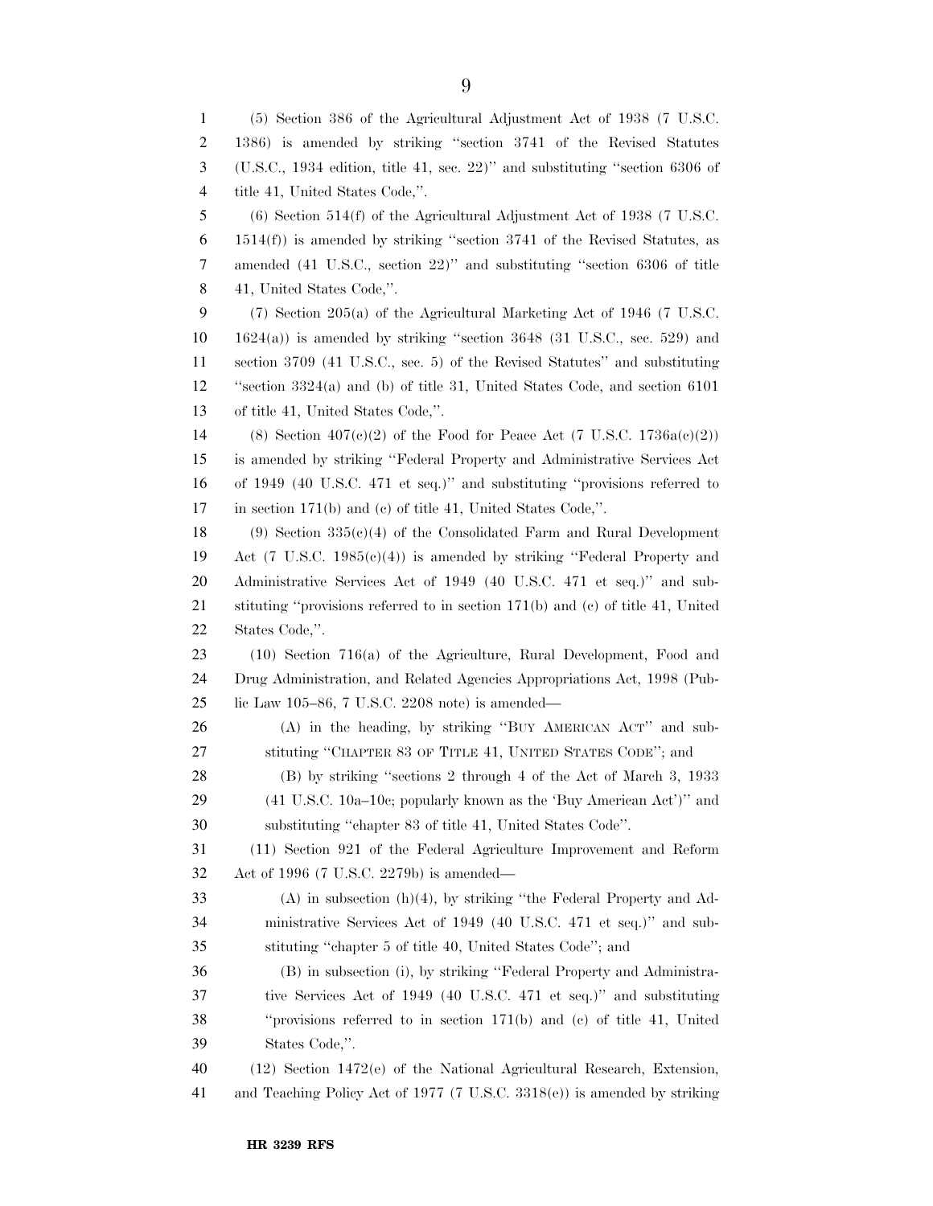(5) Section 386 of the Agricultural Adjustment Act of 1938 (7 U.S.C. 1386) is amended by striking ''section 3741 of the Revised Statutes (U.S.C., 1934 edition, title 41, sec. 22)'' and substituting ''section 6306 of title 41, United States Code,''.

(6) Section 514(f) of the Agricultural Adjustment Act of 1938 (7 U.S.C. 1514(f)) is amended by striking ''section 3741 of the Revised Statutes, as amended (41 U.S.C., section 22)'' and substituting ''section 6306 of title 41, United States Code,''.

(7) Section 205(a) of the Agricultural Marketing Act of 1946 (7 U.S.C. 1624(a)) is amended by striking ''section 3648 (31 U.S.C., sec. 529) and section 3709 (41 U.S.C., sec. 5) of the Revised Statutes'' and substituting ''section 3324(a) and (b) of title 31, United States Code, and section 6101 of title 41, United States Code,''.

(8) Section 407(c)(2) of the Food for Peace Act (7 U.S.C. 1736a(c)(2)) is amended by striking ''Federal Property and Administrative Services Act of 1949 (40 U.S.C. 471 et seq.)'' and substituting ''provisions referred to in section 171(b) and (c) of title 41, United States Code,''.

(9) Section 335(e)(4) of the Consolidated Farm and Rural Development Act (7 U.S.C. 1985(e)(4)) is amended by striking ''Federal Property and Administrative Services Act of 1949 (40 U.S.C. 471 et seq.)'' and substituting ''provisions referred to in section 171(b) and (c) of title 41, United States Code,''.

(10) Section 716(a) of the Agriculture, Rural Development, Food and Drug Administration, and Related Agencies Appropriations Act, 1998 (Public Law 105–86, 7 U.S.C. 2208 note) is amended—

(A) in the heading, by striking ''BUY AMERICAN ACT'' and substituting ''CHAPTER 83 OF TITLE 41, UNITED STATES CODE''; and

(B) by striking ''sections 2 through 4 of the Act of March 3, 1933 (41 U.S.C. 10a–10c; popularly known as the 'Buy American Act')'' and substituting ''chapter 83 of title 41, United States Code''.

(11) Section 921 of the Federal Agriculture Improvement and Reform Act of 1996 (7 U.S.C. 2279b) is amended—

(A) in subsection (h)(4), by striking ''the Federal Property and Administrative Services Act of 1949 (40 U.S.C. 471 et seq.)'' and substituting ''chapter 5 of title 40, United States Code''; and

(B) in subsection (i), by striking ''Federal Property and Administrative Services Act of 1949 (40 U.S.C. 471 et seq.)'' and substituting ''provisions referred to in section 171(b) and (c) of title 41, United States Code,''.

(12) Section 1472(e) of the National Agricultural Research, Extension, and Teaching Policy Act of 1977 (7 U.S.C. 3318(e)) is amended by striking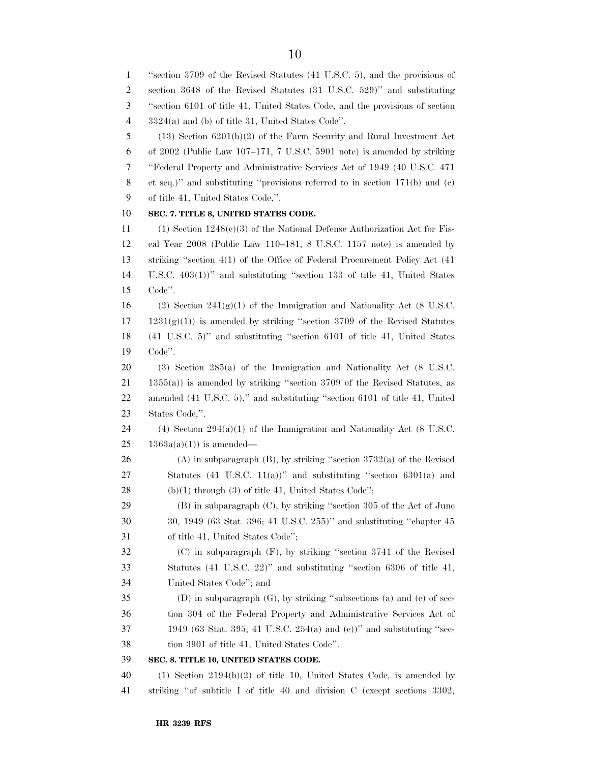"section 3709 of the Revised Statutes (41 U.S.C. 5), and the provisions of section 3648 of the Revised Statutes (31 U.S.C. 529)" and substituting "section 6101 of title 41, United States Code, and the provisions of section 3324(a) and (b) of title 31, United States Code".

(13) Section 6201(b)(2) of the Farm Security and Rural Investment Act of 2002 (Public Law 107–171, 7 U.S.C. 5901 note) is amended by striking "Federal Property and Administrative Services Act of 1949 (40 U.S.C. 471 et seq.)" and substituting "provisions referred to in section 171(b) and (c) of title 41, United States Code,".

**SEC. 7. TITLE 8, UNITED STATES CODE.**

(1) Section 1248(c)(3) of the National Defense Authorization Act for Fiscal Year 2008 (Public Law 110–181, 8 U.S.C. 1157 note) is amended by striking "section 4(1) of the Office of Federal Procurement Policy Act (41 U.S.C. 403(1))" and substituting "section 133 of title 41, United States Code".

(2) Section 241(g)(1) of the Immigration and Nationality Act (8 U.S.C. 1231(g)(1)) is amended by striking "section 3709 of the Revised Statutes (41 U.S.C. 5)" and substituting "section 6101 of title 41, United States Code".

(3) Section 285(a) of the Immigration and Nationality Act (8 U.S.C. 1355(a)) is amended by striking "section 3709 of the Revised Statutes, as amended (41 U.S.C. 5)," and substituting "section 6101 of title 41, United States Code,".

(4) Section 294(a)(1) of the Immigration and Nationality Act (8 U.S.C. 1363a(a)(1)) is amended—

(A) in subparagraph (B), by striking "section 3732(a) of the Revised Statutes (41 U.S.C. 11(a))" and substituting "section 6301(a) and (b)(1) through (3) of title 41, United States Code";

(B) in subparagraph (C), by striking "section 305 of the Act of June 30, 1949 (63 Stat. 396; 41 U.S.C. 255)" and substituting "chapter 45 of title 41, United States Code";

(C) in subparagraph (F), by striking "section 3741 of the Revised Statutes (41 U.S.C. 22)" and substituting "section 6306 of title 41, United States Code"; and

(D) in subparagraph (G), by striking "subsections (a) and (c) of section 304 of the Federal Property and Administrative Services Act of 1949 (63 Stat. 395; 41 U.S.C. 254(a) and (c))" and substituting "section 3901 of title 41, United States Code".

**SEC. 8. TITLE 10, UNITED STATES CODE.**

(1) Section 2194(b)(2) of title 10, United States Code, is amended by striking "of subtitle I of title 40 and division C (except sections 3302,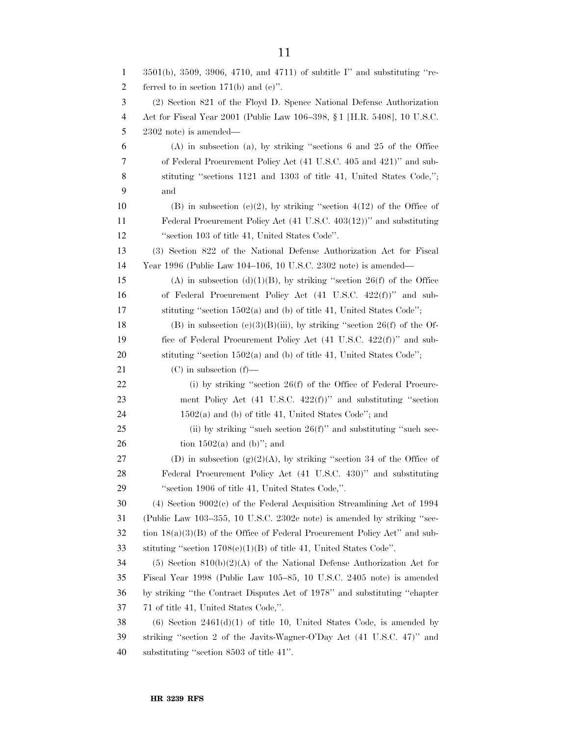3501(b), 3509, 3906, 4710, and 4711) of subtitle I'' and substituting ''referred to in section 171(b) and (c)''.

(2) Section 821 of the Floyd D. Spence National Defense Authorization Act for Fiscal Year 2001 (Public Law 106–398, § 1 [H.R. 5408], 10 U.S.C. 2302 note) is amended—

(A) in subsection (a), by striking ''sections 6 and 25 of the Office of Federal Procurement Policy Act (41 U.S.C. 405 and 421)'' and substituting ''sections 1121 and 1303 of title 41, United States Code,''; and

(B) in subsection (e)(2), by striking ''section 4(12) of the Office of Federal Procurement Policy Act (41 U.S.C. 403(12))'' and substituting ''section 103 of title 41, United States Code''.

(3) Section 822 of the National Defense Authorization Act for Fiscal Year 1996 (Public Law 104–106, 10 U.S.C. 2302 note) is amended—

(A) in subsection (d)(1)(B), by striking ''section 26(f) of the Office of Federal Procurement Policy Act (41 U.S.C. 422(f))'' and substituting ''section 1502(a) and (b) of title 41, United States Code'';

(B) in subsection (e)(3)(B)(iii), by striking ''section 26(f) of the Office of Federal Procurement Policy Act (41 U.S.C. 422(f))'' and substituting ''section 1502(a) and (b) of title 41, United States Code'';

(C) in subsection (f)—

(i) by striking ''section 26(f) of the Office of Federal Procurement Policy Act (41 U.S.C. 422(f))'' and substituting ''section 1502(a) and (b) of title 41, United States Code''; and

(ii) by striking ''such section 26(f)'' and substituting ''such section 1502(a) and (b)''; and

(D) in subsection (g)(2)(A), by striking ''section 34 of the Office of Federal Procurement Policy Act (41 U.S.C. 430)'' and substituting ''section 1906 of title 41, United States Code,''.

(4) Section 9002(c) of the Federal Acquisition Streamlining Act of 1994 (Public Law 103–355, 10 U.S.C. 2302c note) is amended by striking ''section 18(a)(3)(B) of the Office of Federal Procurement Policy Act'' and substituting ''section 1708(e)(1)(B) of title 41, United States Code''.

(5) Section 810(b)(2)(A) of the National Defense Authorization Act for Fiscal Year 1998 (Public Law 105–85, 10 U.S.C. 2405 note) is amended by striking ''the Contract Disputes Act of 1978'' and substituting ''chapter 71 of title 41, United States Code,''.

(6) Section 2461(d)(1) of title 10, United States Code, is amended by striking ''section 2 of the Javits-Wagner-O'Day Act (41 U.S.C. 47)'' and substituting ''section 8503 of title 41''.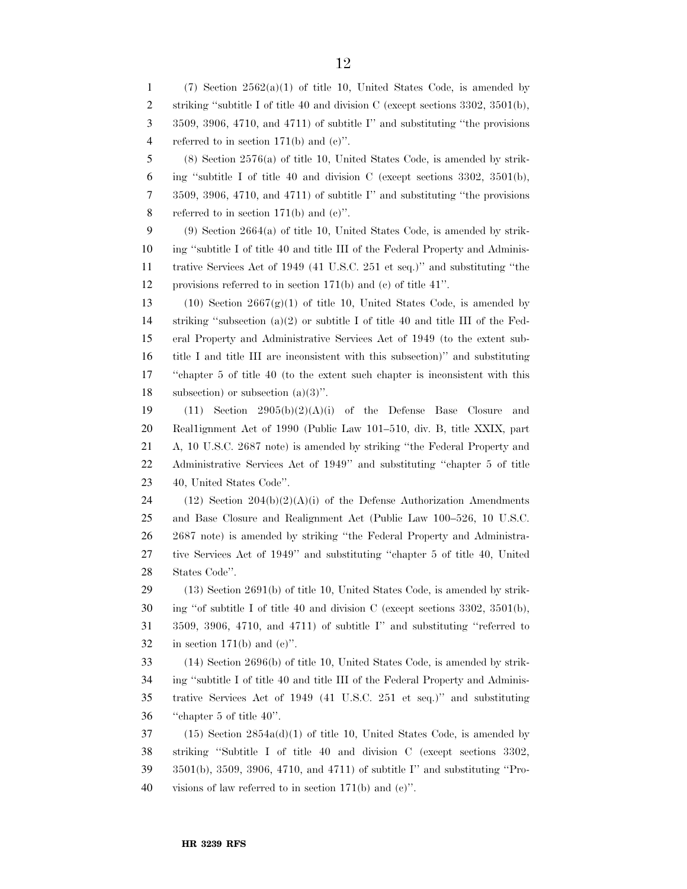(7) Section 2562(a)(1) of title 10, United States Code, is amended by striking ''subtitle I of title 40 and division C (except sections 3302, 3501(b), 3509, 3906, 4710, and 4711) of subtitle I'' and substituting ''the provisions referred to in section 171(b) and (c)''.

(8) Section 2576(a) of title 10, United States Code, is amended by striking ''subtitle I of title 40 and division C (except sections 3302, 3501(b), 3509, 3906, 4710, and 4711) of subtitle I'' and substituting ''the provisions referred to in section 171(b) and (c)''.

(9) Section 2664(a) of title 10, United States Code, is amended by striking ''subtitle I of title 40 and title III of the Federal Property and Administrative Services Act of 1949 (41 U.S.C. 251 et seq.)'' and substituting ''the provisions referred to in section 171(b) and (c) of title 41''.

(10) Section 2667(g)(1) of title 10, United States Code, is amended by striking ''subsection (a)(2) or subtitle I of title 40 and title III of the Federal Property and Administrative Services Act of 1949 (to the extent subtitle I and title III are inconsistent with this subsection)'' and substituting ''chapter 5 of title 40 (to the extent such chapter is inconsistent with this subsection) or subsection (a)(3)''.

(11) Section 2905(b)(2)(A)(i) of the Defense Base Closure and Realignment Act of 1990 (Public Law 101–510, div. B, title XXIX, part A, 10 U.S.C. 2687 note) is amended by striking ''the Federal Property and Administrative Services Act of 1949'' and substituting ''chapter 5 of title 40, United States Code''.

(12) Section 204(b)(2)(A)(i) of the Defense Authorization Amendments and Base Closure and Realignment Act (Public Law 100–526, 10 U.S.C. 2687 note) is amended by striking ''the Federal Property and Administrative Services Act of 1949'' and substituting ''chapter 5 of title 40, United States Code''.

(13) Section 2691(b) of title 10, United States Code, is amended by striking ''of subtitle I of title 40 and division C (except sections 3302, 3501(b), 3509, 3906, 4710, and 4711) of subtitle I'' and substituting ''referred to in section 171(b) and (c)''.

(14) Section 2696(b) of title 10, United States Code, is amended by striking ''subtitle I of title 40 and title III of the Federal Property and Administrative Services Act of 1949 (41 U.S.C. 251 et seq.)'' and substituting ''chapter 5 of title 40''.

(15) Section 2854a(d)(1) of title 10, United States Code, is amended by striking ''Subtitle I of title 40 and division C (except sections 3302, 3501(b), 3509, 3906, 4710, and 4711) of subtitle I'' and substituting ''Provisions of law referred to in section 171(b) and (c)''.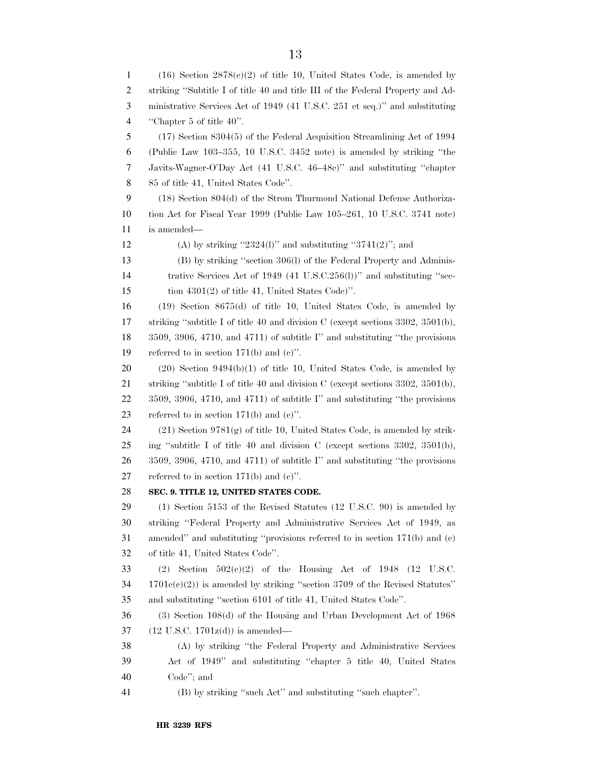(16) Section 2878(e)(2) of title 10, United States Code, is amended by striking ''Subtitle I of title 40 and title III of the Federal Property and Administrative Services Act of 1949 (41 U.S.C. 251 et seq.)'' and substituting ''Chapter 5 of title 40''.

(17) Section 8304(5) of the Federal Acquisition Streamlining Act of 1994 (Public Law 103–355, 10 U.S.C. 3452 note) is amended by striking ''the Javits-Wagner-O'Day Act (41 U.S.C. 46–48c)'' and substituting ''chapter 85 of title 41, United States Code''.

(18) Section 804(d) of the Strom Thurmond National Defense Authorization Act for Fiscal Year 1999 (Public Law 105–261, 10 U.S.C. 3741 note) is amended—

(A) by striking ''2324(l)'' and substituting ''3741(2)''; and

(B) by striking ''section 306(l) of the Federal Property and Administrative Services Act of 1949 (41 U.S.C.256(l))'' and substituting ''section 4301(2) of title 41, United States Code)''.

(19) Section 8675(d) of title 10, United States Code, is amended by striking ''subtitle I of title 40 and division C (except sections 3302, 3501(b), 3509, 3906, 4710, and 4711) of subtitle I'' and substituting ''the provisions referred to in section 171(b) and (c)''.

(20) Section 9494(b)(1) of title 10, United States Code, is amended by striking ''subtitle I of title 40 and division C (except sections 3302, 3501(b), 3509, 3906, 4710, and 4711) of subtitle I'' and substituting ''the provisions referred to in section 171(b) and (c)''.

(21) Section 9781(g) of title 10, United States Code, is amended by striking ''subtitle I of title 40 and division C (except sections 3302, 3501(b), 3509, 3906, 4710, and 4711) of subtitle I'' and substituting ''the provisions referred to in section 171(b) and (c)''.

**SEC. 9. TITLE 12, UNITED STATES CODE.**

(1) Section 5153 of the Revised Statutes (12 U.S.C. 90) is amended by striking ''Federal Property and Administrative Services Act of 1949, as amended'' and substituting ''provisions referred to in section 171(b) and (c) of title 41, United States Code''.

(2) Section 502(c)(2) of the Housing Act of 1948 (12 U.S.C. 1701c(c)(2)) is amended by striking ''section 3709 of the Revised Statutes'' and substituting ''section 6101 of title 41, United States Code''.

(3) Section 108(d) of the Housing and Urban Development Act of 1968 (12 U.S.C. 1701z(d)) is amended—

(A) by striking ''the Federal Property and Administrative Services Act of 1949'' and substituting ''chapter 5 title 40, United States Code''; and

(B) by striking ''such Act'' and substituting ''such chapter''.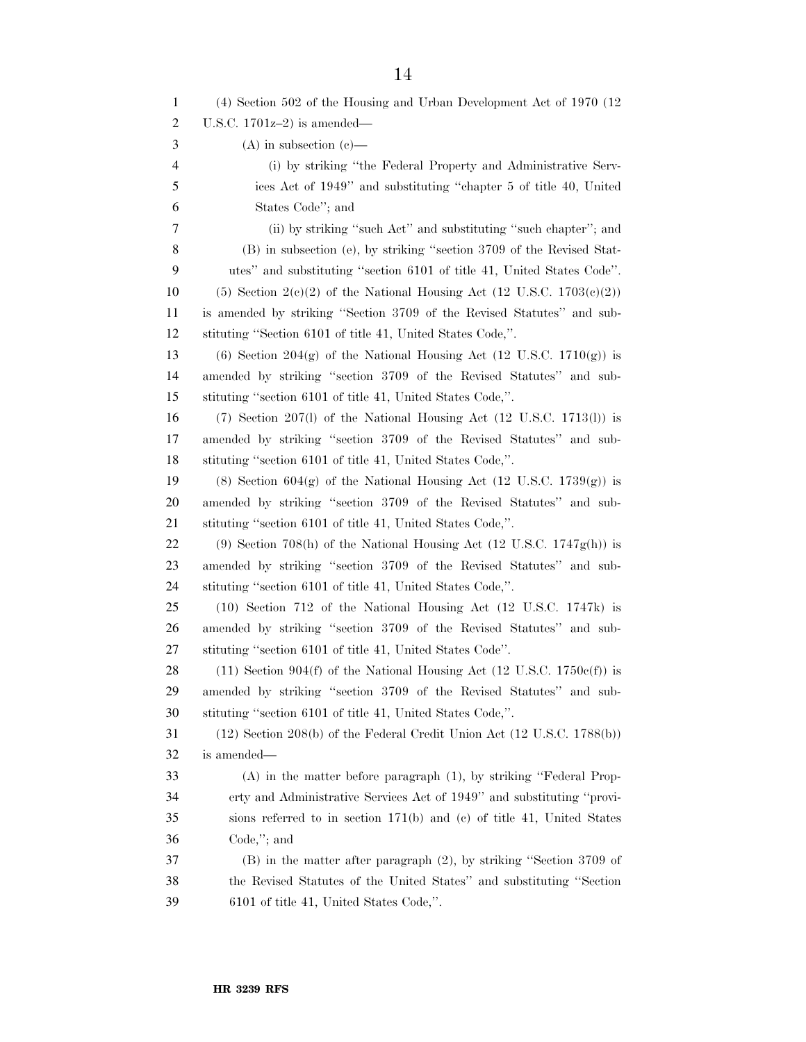(4) Section 502 of the Housing and Urban Development Act of 1970 (12 U.S.C. 1701z–2) is amended—

(A) in subsection (c)—

(i) by striking ''the Federal Property and Administrative Services Act of 1949'' and substituting ''chapter 5 of title 40, United States Code''; and

(ii) by striking ''such Act'' and substituting ''such chapter''; and

(B) in subsection (e), by striking ''section 3709 of the Revised Statutes'' and substituting ''section 6101 of title 41, United States Code''.

(5) Section 2(c)(2) of the National Housing Act (12 U.S.C. 1703(c)(2)) is amended by striking ''Section 3709 of the Revised Statutes'' and substituting ''Section 6101 of title 41, United States Code,''.

(6) Section 204(g) of the National Housing Act (12 U.S.C. 1710(g)) is amended by striking ''section 3709 of the Revised Statutes'' and substituting ''section 6101 of title 41, United States Code,''.

(7) Section 207(l) of the National Housing Act (12 U.S.C. 1713(l)) is amended by striking ''section 3709 of the Revised Statutes'' and substituting ''section 6101 of title 41, United States Code,''.

(8) Section 604(g) of the National Housing Act (12 U.S.C. 1739(g)) is amended by striking ''section 3709 of the Revised Statutes'' and substituting ''section 6101 of title 41, United States Code,''.

(9) Section 708(h) of the National Housing Act (12 U.S.C. 1747g(h)) is amended by striking ''section 3709 of the Revised Statutes'' and substituting ''section 6101 of title 41, United States Code,''.

(10) Section 712 of the National Housing Act (12 U.S.C. 1747k) is amended by striking ''section 3709 of the Revised Statutes'' and substituting ''section 6101 of title 41, United States Code''.

(11) Section 904(f) of the National Housing Act (12 U.S.C. 1750c(f)) is amended by striking ''section 3709 of the Revised Statutes'' and substituting ''section 6101 of title 41, United States Code,''.

(12) Section 208(b) of the Federal Credit Union Act (12 U.S.C. 1788(b)) is amended—

(A) in the matter before paragraph (1), by striking ''Federal Property and Administrative Services Act of 1949'' and substituting ''provisions referred to in section 171(b) and (c) of title 41, United States Code,''; and

(B) in the matter after paragraph (2), by striking ''Section 3709 of the Revised Statutes of the United States'' and substituting ''Section 6101 of title 41, United States Code,''.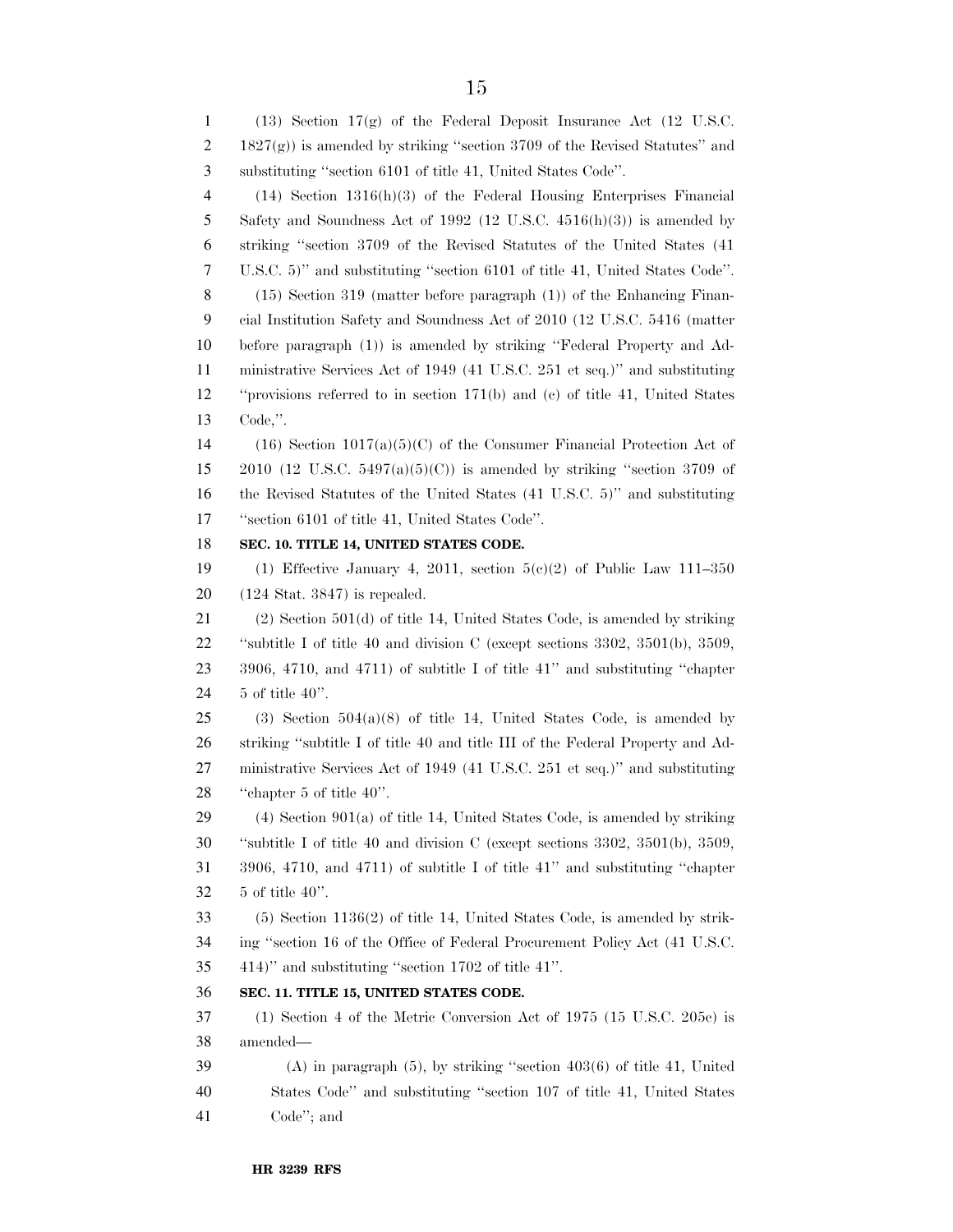(13) Section 17(g) of the Federal Deposit Insurance Act (12 U.S.C. 1827(g)) is amended by striking ''section 3709 of the Revised Statutes'' and substituting ''section 6101 of title 41, United States Code''.

(14) Section 1316(h)(3) of the Federal Housing Enterprises Financial Safety and Soundness Act of 1992 (12 U.S.C. 4516(h)(3)) is amended by striking ''section 3709 of the Revised Statutes of the United States (41 U.S.C. 5)'' and substituting ''section 6101 of title 41, United States Code''.

(15) Section 319 (matter before paragraph (1)) of the Enhancing Financial Institution Safety and Soundness Act of 2010 (12 U.S.C. 5416 (matter before paragraph (1)) is amended by striking ''Federal Property and Administrative Services Act of 1949 (41 U.S.C. 251 et seq.)'' and substituting ''provisions referred to in section 171(b) and (c) of title 41, United States Code,''.

(16) Section 1017(a)(5)(C) of the Consumer Financial Protection Act of 2010 (12 U.S.C. 5497(a)(5)(C)) is amended by striking ''section 3709 of the Revised Statutes of the United States (41 U.S.C. 5)'' and substituting ''section 6101 of title 41, United States Code''.

**SEC. 10. TITLE 14, UNITED STATES CODE.**

(1) Effective January 4, 2011, section 5(c)(2) of Public Law 111–350 (124 Stat. 3847) is repealed.

(2) Section 501(d) of title 14, United States Code, is amended by striking ''subtitle I of title 40 and division C (except sections 3302, 3501(b), 3509, 3906, 4710, and 4711) of subtitle I of title 41'' and substituting ''chapter 5 of title 40''.

(3) Section 504(a)(8) of title 14, United States Code, is amended by striking ''subtitle I of title 40 and title III of the Federal Property and Administrative Services Act of 1949 (41 U.S.C. 251 et seq.)'' and substituting ''chapter 5 of title 40''.

(4) Section 901(a) of title 14, United States Code, is amended by striking ''subtitle I of title 40 and division C (except sections 3302, 3501(b), 3509, 3906, 4710, and 4711) of subtitle I of title 41'' and substituting ''chapter 5 of title 40''.

(5) Section 1136(2) of title 14, United States Code, is amended by striking ''section 16 of the Office of Federal Procurement Policy Act (41 U.S.C. 414)'' and substituting ''section 1702 of title 41''.

**SEC. 11. TITLE 15, UNITED STATES CODE.**

(1) Section 4 of the Metric Conversion Act of 1975 (15 U.S.C. 205c) is amended—

(A) in paragraph (5), by striking ''section 403(6) of title 41, United States Code'' and substituting ''section 107 of title 41, United States Code''; and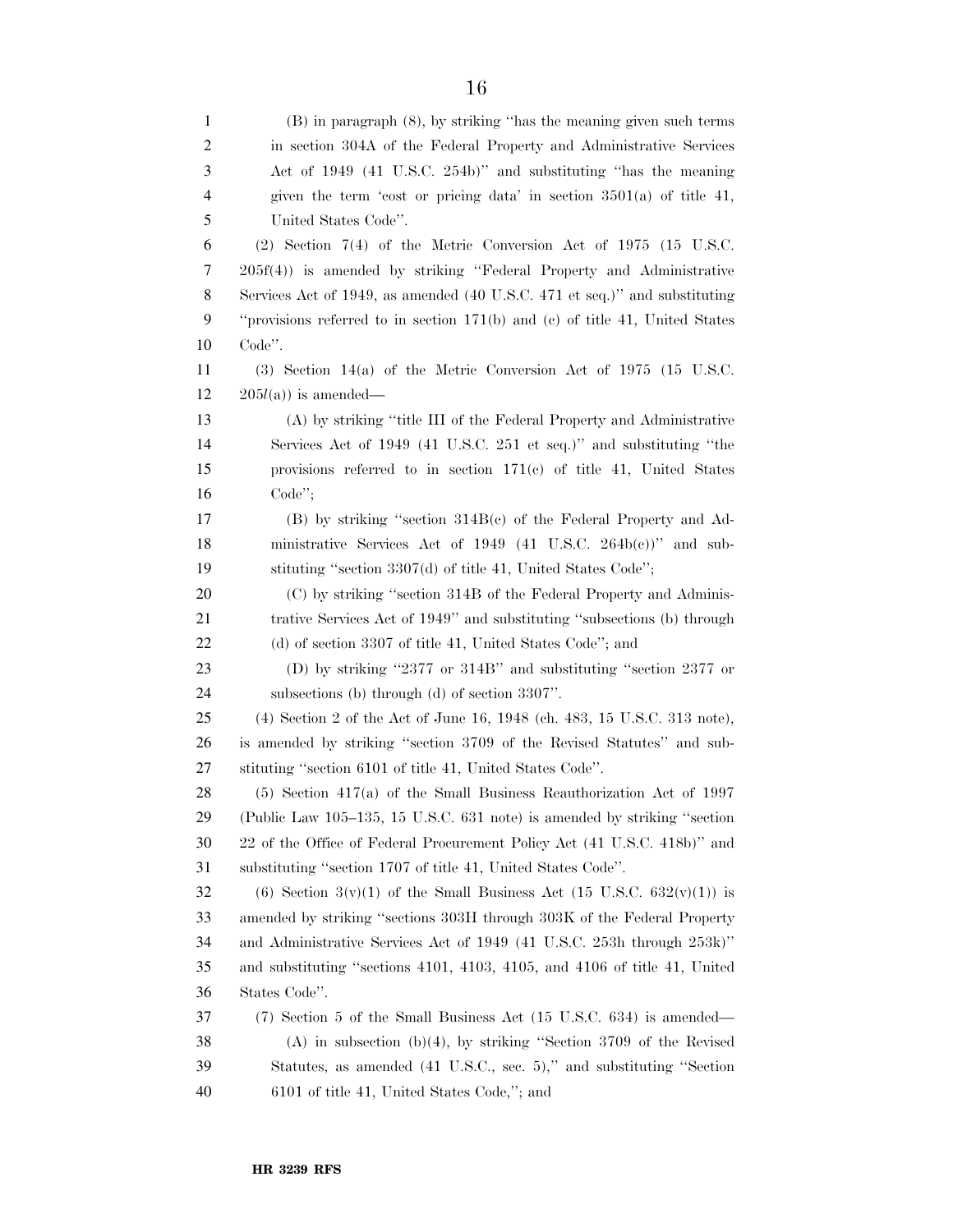(B) in paragraph (8), by striking ''has the meaning given such terms in section 304A of the Federal Property and Administrative Services Act of 1949 (41 U.S.C. 254b)'' and substituting ''has the meaning given the term 'cost or pricing data' in section 3501(a) of title 41, United States Code''.

(2) Section 7(4) of the Metric Conversion Act of 1975 (15 U.S.C. 205f(4)) is amended by striking ''Federal Property and Administrative Services Act of 1949, as amended (40 U.S.C. 471 et seq.)'' and substituting ''provisions referred to in section 171(b) and (c) of title 41, United States Code''.

(3) Section 14(a) of the Metric Conversion Act of 1975 (15 U.S.C. 205*l*(a)) is amended—

(A) by striking ''title III of the Federal Property and Administrative Services Act of 1949 (41 U.S.C. 251 et seq.)'' and substituting ''the provisions referred to in section 171(c) of title 41, United States Code'';

(B) by striking ''section 314B(c) of the Federal Property and Administrative Services Act of 1949 (41 U.S.C. 264b(c))'' and substituting ''section 3307(d) of title 41, United States Code'';

(C) by striking ''section 314B of the Federal Property and Administrative Services Act of 1949'' and substituting ''subsections (b) through (d) of section 3307 of title 41, United States Code''; and

(D) by striking ''2377 or 314B'' and substituting ''section 2377 or subsections (b) through (d) of section 3307''.

(4) Section 2 of the Act of June 16, 1948 (ch. 483, 15 U.S.C. 313 note), is amended by striking ''section 3709 of the Revised Statutes'' and substituting ''section 6101 of title 41, United States Code''.

(5) Section 417(a) of the Small Business Reauthorization Act of 1997 (Public Law 105–135, 15 U.S.C. 631 note) is amended by striking ''section 22 of the Office of Federal Procurement Policy Act (41 U.S.C. 418b)'' and substituting ''section 1707 of title 41, United States Code''.

(6) Section 3(v)(1) of the Small Business Act (15 U.S.C. 632(v)(1)) is amended by striking ''sections 303H through 303K of the Federal Property and Administrative Services Act of 1949 (41 U.S.C. 253h through 253k)'' and substituting ''sections 4101, 4103, 4105, and 4106 of title 41, United States Code''.

(7) Section 5 of the Small Business Act (15 U.S.C. 634) is amended—

(A) in subsection (b)(4), by striking ''Section 3709 of the Revised Statutes, as amended (41 U.S.C., sec. 5),'' and substituting ''Section 6101 of title 41, United States Code,''; and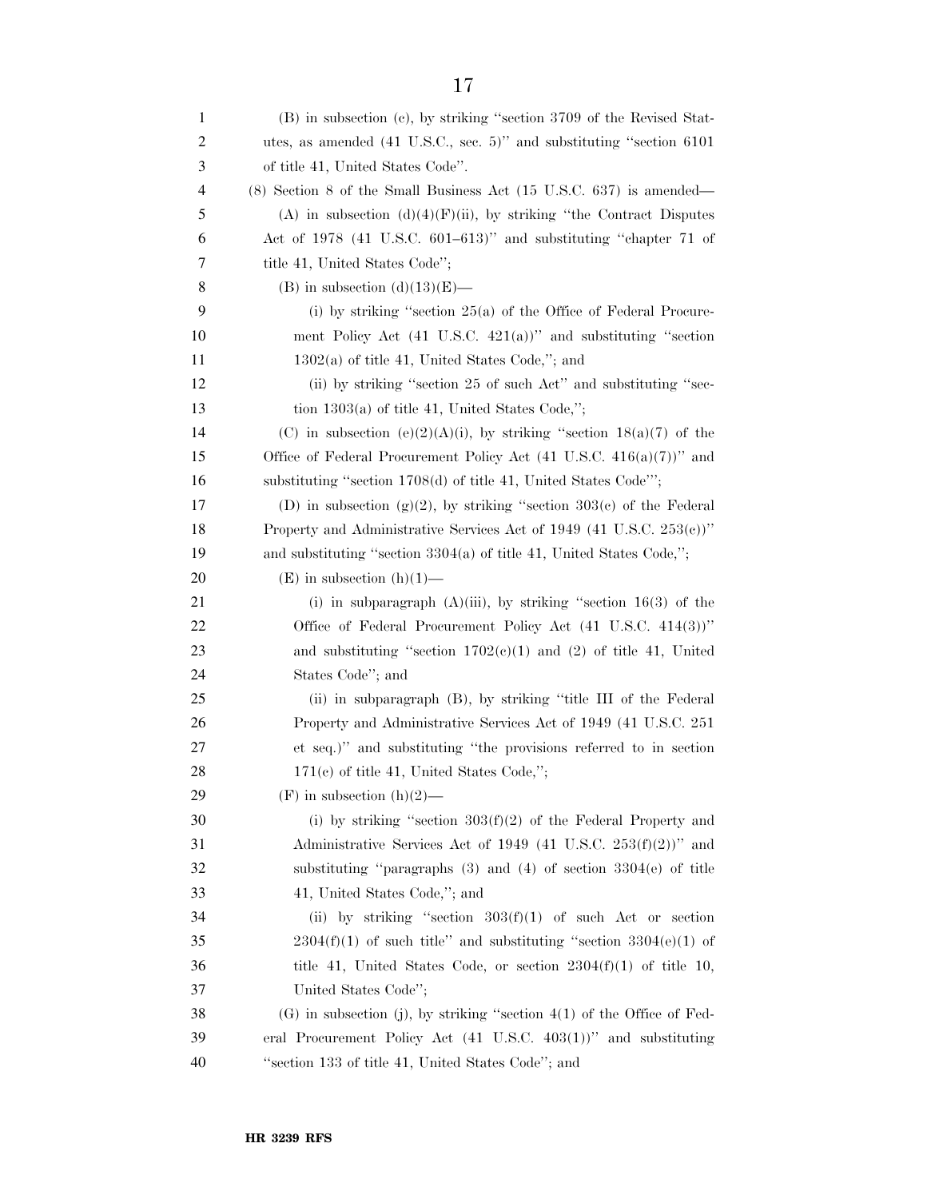(B) in subsection (c), by striking "section 3709 of the Revised Statutes, as amended (41 U.S.C., sec. 5)" and substituting "section 6101 of title 41, United States Code".

(8) Section 8 of the Small Business Act (15 U.S.C. 637) is amended—

(A) in subsection (d)(4)(F)(ii), by striking "the Contract Disputes Act of 1978 (41 U.S.C. 601–613)" and substituting "chapter 71 of title 41, United States Code";

(B) in subsection (d)(13)(E)—

(i) by striking "section 25(a) of the Office of Federal Procurement Policy Act (41 U.S.C. 421(a))" and substituting "section 1302(a) of title 41, United States Code,"; and

(ii) by striking "section 25 of such Act" and substituting "section 1303(a) of title 41, United States Code,";

(C) in subsection (e)(2)(A)(i), by striking "section 18(a)(7) of the Office of Federal Procurement Policy Act (41 U.S.C. 416(a)(7))" and substituting "section 1708(d) of title 41, United States Code"';

(D) in subsection (g)(2), by striking "section 303(c) of the Federal Property and Administrative Services Act of 1949 (41 U.S.C. 253(c))" and substituting "section 3304(a) of title 41, United States Code,";

(E) in subsection (h)(1)—

(i) in subparagraph (A)(iii), by striking "section 16(3) of the Office of Federal Procurement Policy Act (41 U.S.C. 414(3))" and substituting "section 1702(c)(1) and (2) of title 41, United States Code"; and

(ii) in subparagraph (B), by striking "title III of the Federal Property and Administrative Services Act of 1949 (41 U.S.C. 251 et seq.)" and substituting "the provisions referred to in section 171(c) of title 41, United States Code,";

(F) in subsection (h)(2)—

(i) by striking "section 303(f)(2) of the Federal Property and Administrative Services Act of 1949 (41 U.S.C. 253(f)(2))" and substituting "paragraphs (3) and (4) of section 3304(e) of title 41, United States Code,"; and

(ii) by striking "section 303(f)(1) of such Act or section 2304(f)(1) of such title" and substituting "section 3304(e)(1) of title 41, United States Code, or section 2304(f)(1) of title 10, United States Code";

(G) in subsection (j), by striking "section 4(1) of the Office of Federal Procurement Policy Act (41 U.S.C. 403(1))" and substituting "section 133 of title 41, United States Code"; and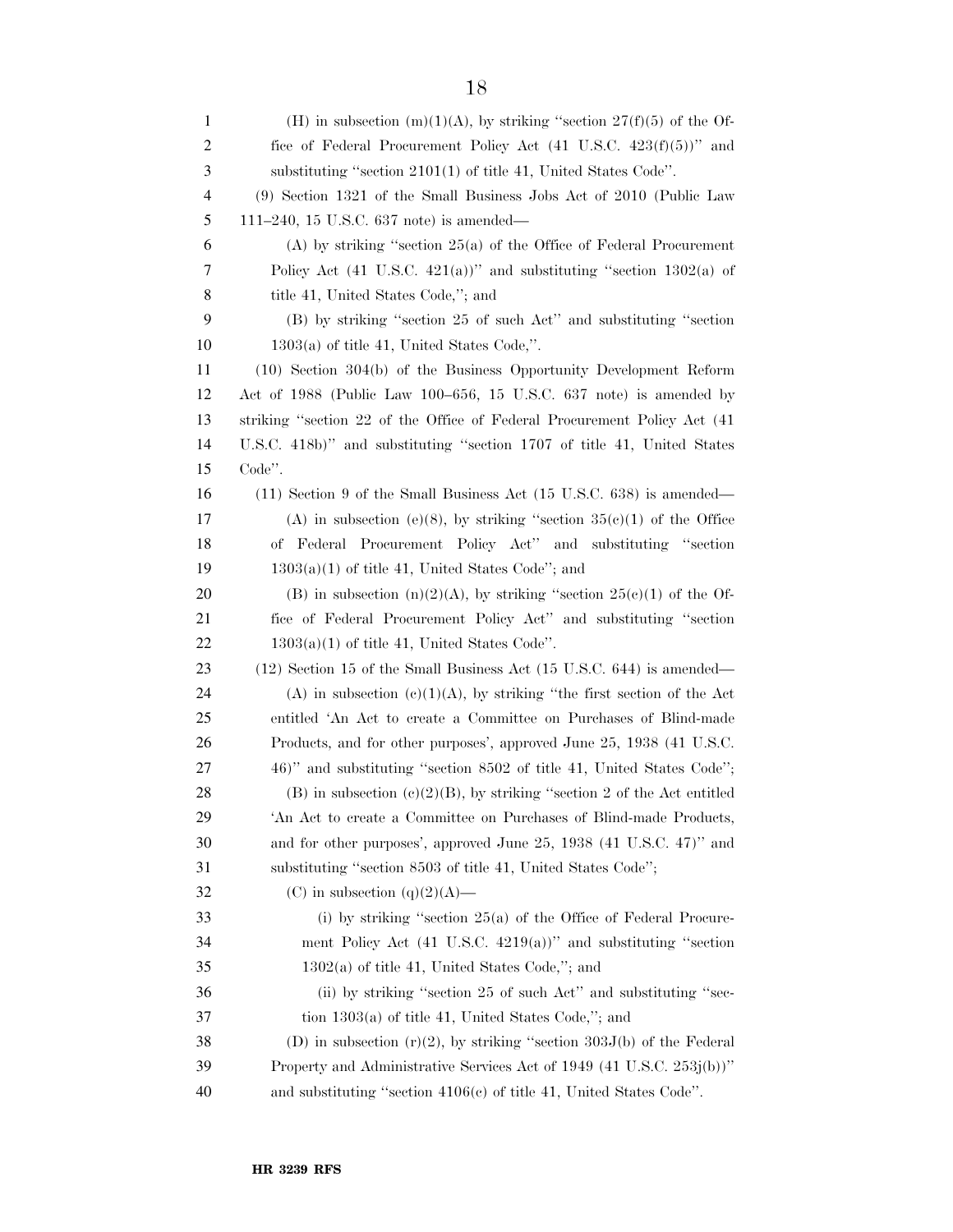(H) in subsection (m)(1)(A), by striking "section 27(f)(5) of the Office of Federal Procurement Policy Act (41 U.S.C. 423(f)(5))" and substituting "section 2101(1) of title 41, United States Code".

(9) Section 1321 of the Small Business Jobs Act of 2010 (Public Law 111–240, 15 U.S.C. 637 note) is amended—

(A) by striking "section 25(a) of the Office of Federal Procurement Policy Act (41 U.S.C. 421(a))" and substituting "section 1302(a) of title 41, United States Code,"; and

(B) by striking "section 25 of such Act" and substituting "section 1303(a) of title 41, United States Code,".

(10) Section 304(b) of the Business Opportunity Development Reform Act of 1988 (Public Law 100–656, 15 U.S.C. 637 note) is amended by striking "section 22 of the Office of Federal Procurement Policy Act (41 U.S.C. 418b)" and substituting "section 1707 of title 41, United States Code".

(11) Section 9 of the Small Business Act (15 U.S.C. 638) is amended—

(A) in subsection (e)(8), by striking "section 35(c)(1) of the Office of Federal Procurement Policy Act" and substituting "section 1303(a)(1) of title 41, United States Code"; and

(B) in subsection (n)(2)(A), by striking "section 25(c)(1) of the Office of Federal Procurement Policy Act" and substituting "section 1303(a)(1) of title 41, United States Code".

(12) Section 15 of the Small Business Act (15 U.S.C. 644) is amended—

(A) in subsection (c)(1)(A), by striking "the first section of the Act entitled 'An Act to create a Committee on Purchases of Blind-made Products, and for other purposes', approved June 25, 1938 (41 U.S.C. 46)" and substituting "section 8502 of title 41, United States Code";

(B) in subsection (c)(2)(B), by striking "section 2 of the Act entitled 'An Act to create a Committee on Purchases of Blind-made Products, and for other purposes', approved June 25, 1938 (41 U.S.C. 47)" and substituting "section 8503 of title 41, United States Code";

(C) in subsection (q)(2)(A)—

(i) by striking "section 25(a) of the Office of Federal Procurement Policy Act (41 U.S.C. 4219(a))" and substituting "section 1302(a) of title 41, United States Code,"; and

(ii) by striking "section 25 of such Act" and substituting "section 1303(a) of title 41, United States Code,"; and

(D) in subsection (r)(2), by striking "section 303J(b) of the Federal Property and Administrative Services Act of 1949 (41 U.S.C. 253j(b))" and substituting "section 4106(c) of title 41, United States Code".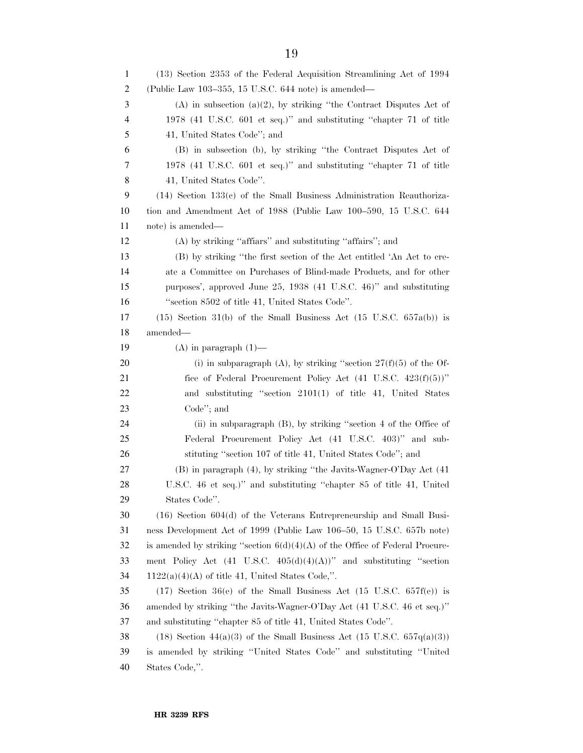(13) Section 2353 of the Federal Acquisition Streamlining Act of 1994 (Public Law 103–355, 15 U.S.C. 644 note) is amended—

(A) in subsection (a)(2), by striking ''the Contract Disputes Act of 1978 (41 U.S.C. 601 et seq.)'' and substituting ''chapter 71 of title 41, United States Code''; and

(B) in subsection (b), by striking ''the Contract Disputes Act of 1978 (41 U.S.C. 601 et seq.)'' and substituting ''chapter 71 of title 41, United States Code''.

(14) Section 133(c) of the Small Business Administration Reauthorization and Amendment Act of 1988 (Public Law 100–590, 15 U.S.C. 644 note) is amended—

(A) by striking ''affiars'' and substituting ''affairs''; and

(B) by striking ''the first section of the Act entitled 'An Act to create a Committee on Purchases of Blind-made Products, and for other purposes', approved June 25, 1938 (41 U.S.C. 46)'' and substituting ''section 8502 of title 41, United States Code''.

(15) Section 31(b) of the Small Business Act (15 U.S.C. 657a(b)) is amended—

(A) in paragraph (1)—

(i) in subparagraph (A), by striking ''section 27(f)(5) of the Office of Federal Procurement Policy Act (41 U.S.C. 423(f)(5))'' and substituting ''section 2101(1) of title 41, United States Code''; and

(ii) in subparagraph (B), by striking ''section 4 of the Office of Federal Procurement Policy Act (41 U.S.C. 403)'' and substituting ''section 107 of title 41, United States Code''; and

(B) in paragraph (4), by striking ''the Javits-Wagner-O'Day Act (41 U.S.C. 46 et seq.)'' and substituting ''chapter 85 of title 41, United States Code''.

(16) Section 604(d) of the Veterans Entrepreneurship and Small Business Development Act of 1999 (Public Law 106–50, 15 U.S.C. 657b note) is amended by striking ''section 6(d)(4)(A) of the Office of Federal Procurement Policy Act (41 U.S.C. 405(d)(4)(A))'' and substituting ''section 1122(a)(4)(A) of title 41, United States Code,''.

(17) Section 36(e) of the Small Business Act (15 U.S.C. 657f(e)) is amended by striking ''the Javits-Wagner-O'Day Act (41 U.S.C. 46 et seq.)'' and substituting ''chapter 85 of title 41, United States Code''.

(18) Section 44(a)(3) of the Small Business Act (15 U.S.C. 657q(a)(3)) is amended by striking ''United States Code'' and substituting ''United States Code,''.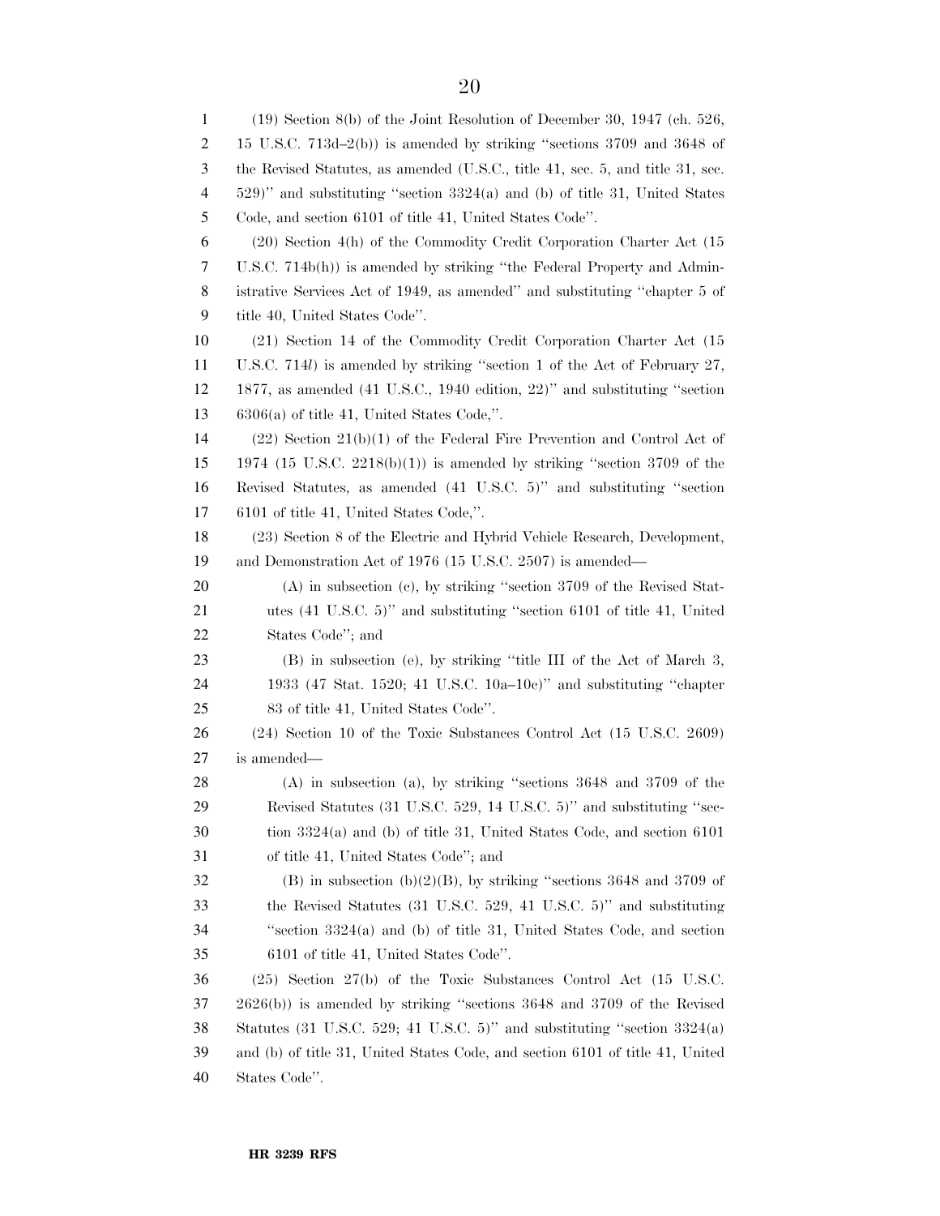(19) Section 8(b) of the Joint Resolution of December 30, 1947 (ch. 526, 15 U.S.C. 713d–2(b)) is amended by striking ''sections 3709 and 3648 of the Revised Statutes, as amended (U.S.C., title 41, sec. 5, and title 31, sec. 529)'' and substituting ''section 3324(a) and (b) of title 31, United States Code, and section 6101 of title 41, United States Code''.

(20) Section 4(h) of the Commodity Credit Corporation Charter Act (15 U.S.C. 714b(h)) is amended by striking ''the Federal Property and Administrative Services Act of 1949, as amended'' and substituting ''chapter 5 of title 40, United States Code''.

(21) Section 14 of the Commodity Credit Corporation Charter Act (15 U.S.C. 714*l*) is amended by striking ''section 1 of the Act of February 27, 1877, as amended (41 U.S.C., 1940 edition, 22)'' and substituting ''section 6306(a) of title 41, United States Code,''.

(22) Section 21(b)(1) of the Federal Fire Prevention and Control Act of 1974 (15 U.S.C. 2218(b)(1)) is amended by striking ''section 3709 of the Revised Statutes, as amended (41 U.S.C. 5)'' and substituting ''section 6101 of title 41, United States Code,''.

(23) Section 8 of the Electric and Hybrid Vehicle Research, Development, and Demonstration Act of 1976 (15 U.S.C. 2507) is amended—

(A) in subsection (c), by striking ''section 3709 of the Revised Statutes (41 U.S.C. 5)'' and substituting ''section 6101 of title 41, United States Code''; and

(B) in subsection (e), by striking ''title III of the Act of March 3, 1933 (47 Stat. 1520; 41 U.S.C. 10a–10c)'' and substituting ''chapter 83 of title 41, United States Code''.

(24) Section 10 of the Toxic Substances Control Act (15 U.S.C. 2609) is amended—

(A) in subsection (a), by striking ''sections 3648 and 3709 of the Revised Statutes (31 U.S.C. 529, 14 U.S.C. 5)'' and substituting ''section 3324(a) and (b) of title 31, United States Code, and section 6101 of title 41, United States Code''; and

(B) in subsection (b)(2)(B), by striking ''sections 3648 and 3709 of the Revised Statutes (31 U.S.C. 529, 41 U.S.C. 5)'' and substituting ''section 3324(a) and (b) of title 31, United States Code, and section 6101 of title 41, United States Code''.

(25) Section 27(b) of the Toxic Substances Control Act (15 U.S.C. 2626(b)) is amended by striking ''sections 3648 and 3709 of the Revised Statutes (31 U.S.C. 529; 41 U.S.C. 5)'' and substituting ''section 3324(a) and (b) of title 31, United States Code, and section 6101 of title 41, United States Code''.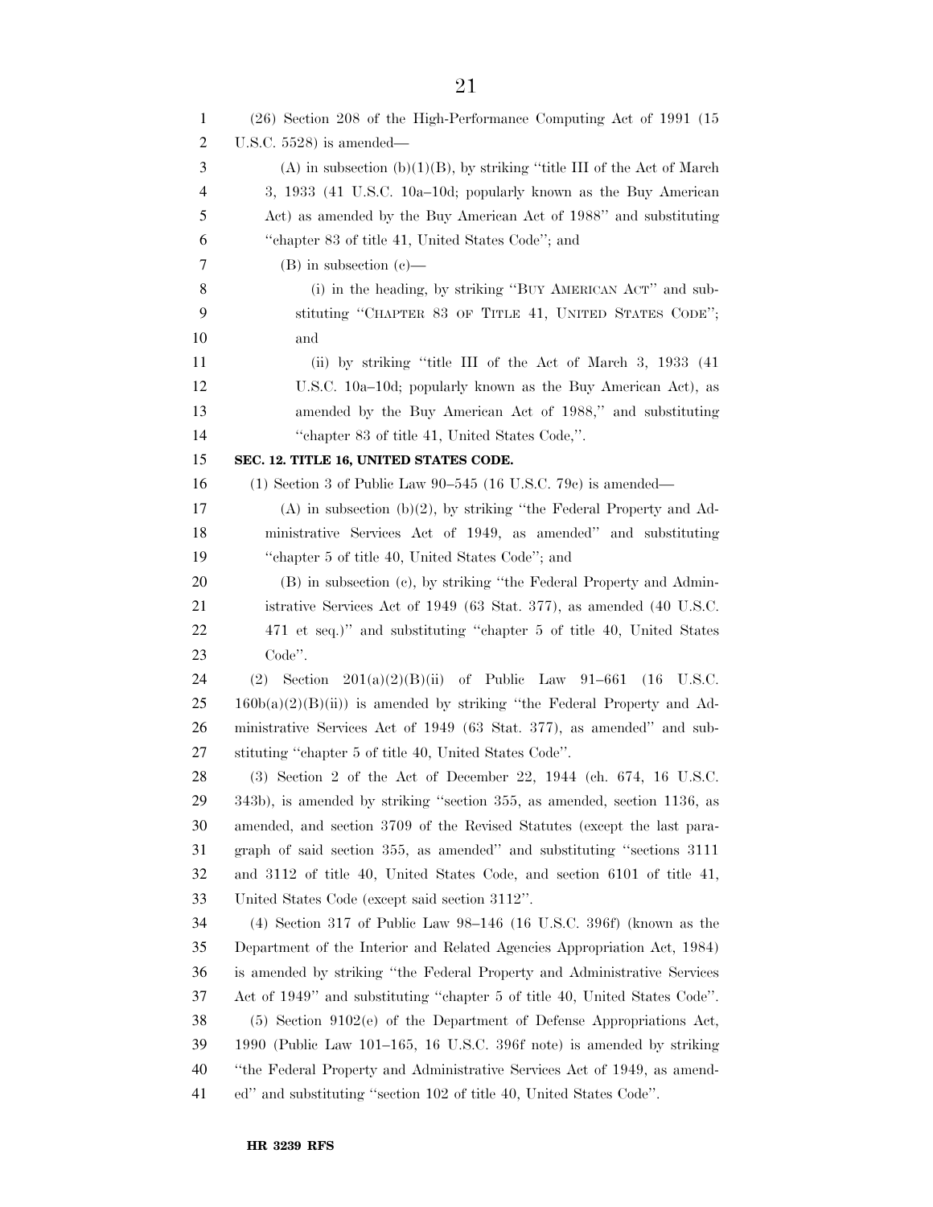(26) Section 208 of the High-Performance Computing Act of 1991 (15 U.S.C. 5528) is amended—

(A) in subsection (b)(1)(B), by striking "title III of the Act of March 3, 1933 (41 U.S.C. 10a–10d; popularly known as the Buy American Act) as amended by the Buy American Act of 1988" and substituting "chapter 83 of title 41, United States Code"; and

(B) in subsection (c)—

(i) in the heading, by striking "BUY AMERICAN ACT" and substituting "CHAPTER 83 OF TITLE 41, UNITED STATES CODE"; and

(ii) by striking "title III of the Act of March 3, 1933 (41 U.S.C. 10a–10d; popularly known as the Buy American Act), as amended by the Buy American Act of 1988," and substituting "chapter 83 of title 41, United States Code,".

**SEC. 12. TITLE 16, UNITED STATES CODE.**

(1) Section 3 of Public Law 90–545 (16 U.S.C. 79c) is amended—

(A) in subsection (b)(2), by striking "the Federal Property and Administrative Services Act of 1949, as amended" and substituting "chapter 5 of title 40, United States Code"; and

(B) in subsection (c), by striking "the Federal Property and Administrative Services Act of 1949 (63 Stat. 377), as amended (40 U.S.C. 471 et seq.)" and substituting "chapter 5 of title 40, United States Code".

(2) Section 201(a)(2)(B)(ii) of Public Law 91–661 (16 U.S.C. 160b(a)(2)(B)(ii)) is amended by striking "the Federal Property and Administrative Services Act of 1949 (63 Stat. 377), as amended" and substituting "chapter 5 of title 40, United States Code".

(3) Section 2 of the Act of December 22, 1944 (ch. 674, 16 U.S.C. 343b), is amended by striking "section 355, as amended, section 1136, as amended, and section 3709 of the Revised Statutes (except the last paragraph of said section 355, as amended" and substituting "sections 3111 and 3112 of title 40, United States Code, and section 6101 of title 41, United States Code (except said section 3112".

(4) Section 317 of Public Law 98–146 (16 U.S.C. 396f) (known as the Department of the Interior and Related Agencies Appropriation Act, 1984) is amended by striking "the Federal Property and Administrative Services Act of 1949" and substituting "chapter 5 of title 40, United States Code".

(5) Section 9102(e) of the Department of Defense Appropriations Act, 1990 (Public Law 101–165, 16 U.S.C. 396f note) is amended by striking "the Federal Property and Administrative Services Act of 1949, as amended" and substituting "section 102 of title 40, United States Code".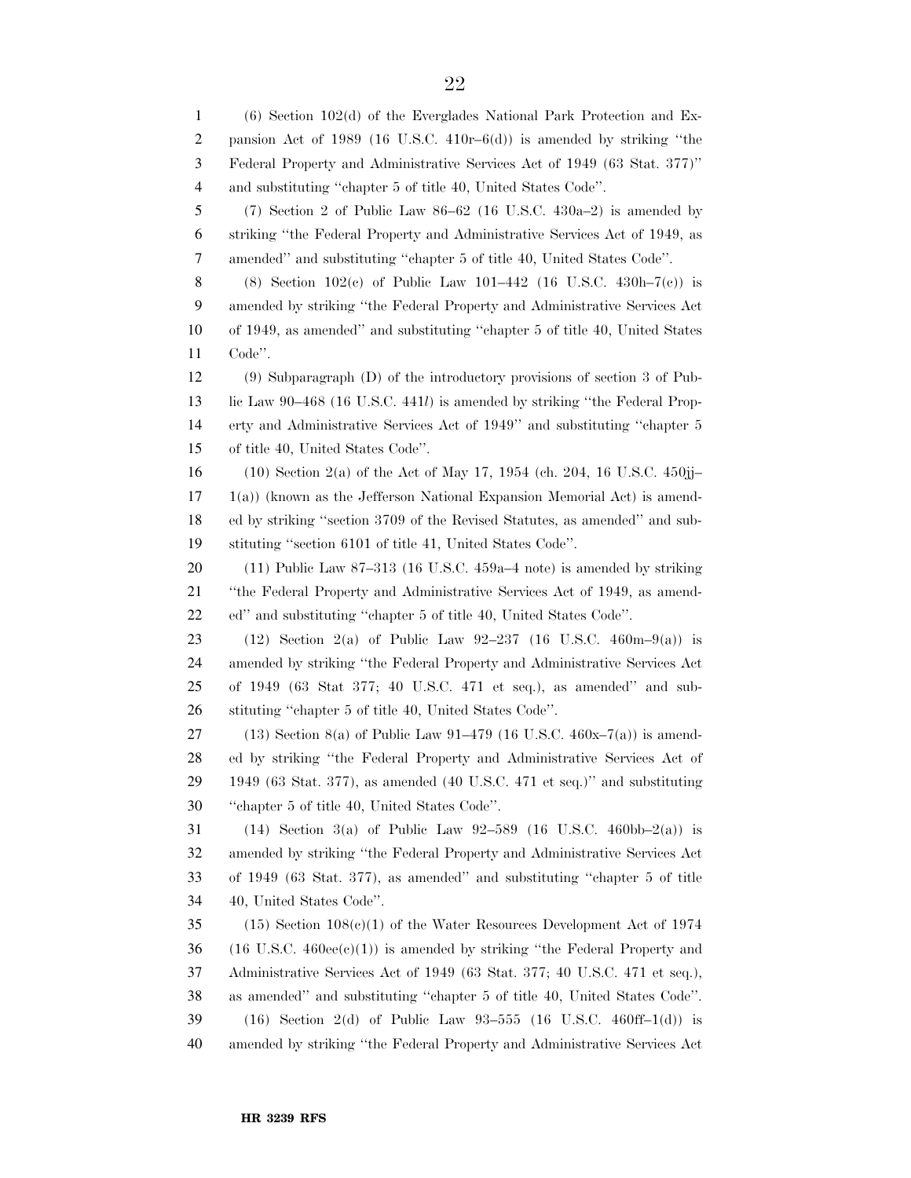(6) Section 102(d) of the Everglades National Park Protection and Expansion Act of 1989 (16 U.S.C. 410r–6(d)) is amended by striking ''the Federal Property and Administrative Services Act of 1949 (63 Stat. 377)'' and substituting ''chapter 5 of title 40, United States Code''.

(7) Section 2 of Public Law 86–62 (16 U.S.C. 430a–2) is amended by striking ''the Federal Property and Administrative Services Act of 1949, as amended'' and substituting ''chapter 5 of title 40, United States Code''.

(8) Section 102(c) of Public Law 101–442 (16 U.S.C. 430h–7(c)) is amended by striking ''the Federal Property and Administrative Services Act of 1949, as amended'' and substituting ''chapter 5 of title 40, United States Code''.

(9) Subparagraph (D) of the introductory provisions of section 3 of Public Law 90–468 (16 U.S.C. 441*l*) is amended by striking ''the Federal Property and Administrative Services Act of 1949'' and substituting ''chapter 5 of title 40, United States Code''.

(10) Section 2(a) of the Act of May 17, 1954 (ch. 204, 16 U.S.C. 450jj–1(a)) (known as the Jefferson National Expansion Memorial Act) is amended by striking ''section 3709 of the Revised Statutes, as amended'' and substituting ''section 6101 of title 41, United States Code''.

(11) Public Law 87–313 (16 U.S.C. 459a–4 note) is amended by striking ''the Federal Property and Administrative Services Act of 1949, as amended'' and substituting ''chapter 5 of title 40, United States Code''.

(12) Section 2(a) of Public Law 92–237 (16 U.S.C. 460m–9(a)) is amended by striking ''the Federal Property and Administrative Services Act of 1949 (63 Stat 377; 40 U.S.C. 471 et seq.), as amended'' and substituting ''chapter 5 of title 40, United States Code''.

(13) Section 8(a) of Public Law 91–479 (16 U.S.C. 460x–7(a)) is amended by striking ''the Federal Property and Administrative Services Act of 1949 (63 Stat. 377), as amended (40 U.S.C. 471 et seq.)'' and substituting ''chapter 5 of title 40, United States Code''.

(14) Section 3(a) of Public Law 92–589 (16 U.S.C. 460bb–2(a)) is amended by striking ''the Federal Property and Administrative Services Act of 1949 (63 Stat. 377), as amended'' and substituting ''chapter 5 of title 40, United States Code''.

(15) Section 108(c)(1) of the Water Resources Development Act of 1974 (16 U.S.C. 460ee(c)(1)) is amended by striking ''the Federal Property and Administrative Services Act of 1949 (63 Stat. 377; 40 U.S.C. 471 et seq.), as amended'' and substituting ''chapter 5 of title 40, United States Code''.

(16) Section 2(d) of Public Law 93–555 (16 U.S.C. 460ff–1(d)) is amended by striking ''the Federal Property and Administrative Services Act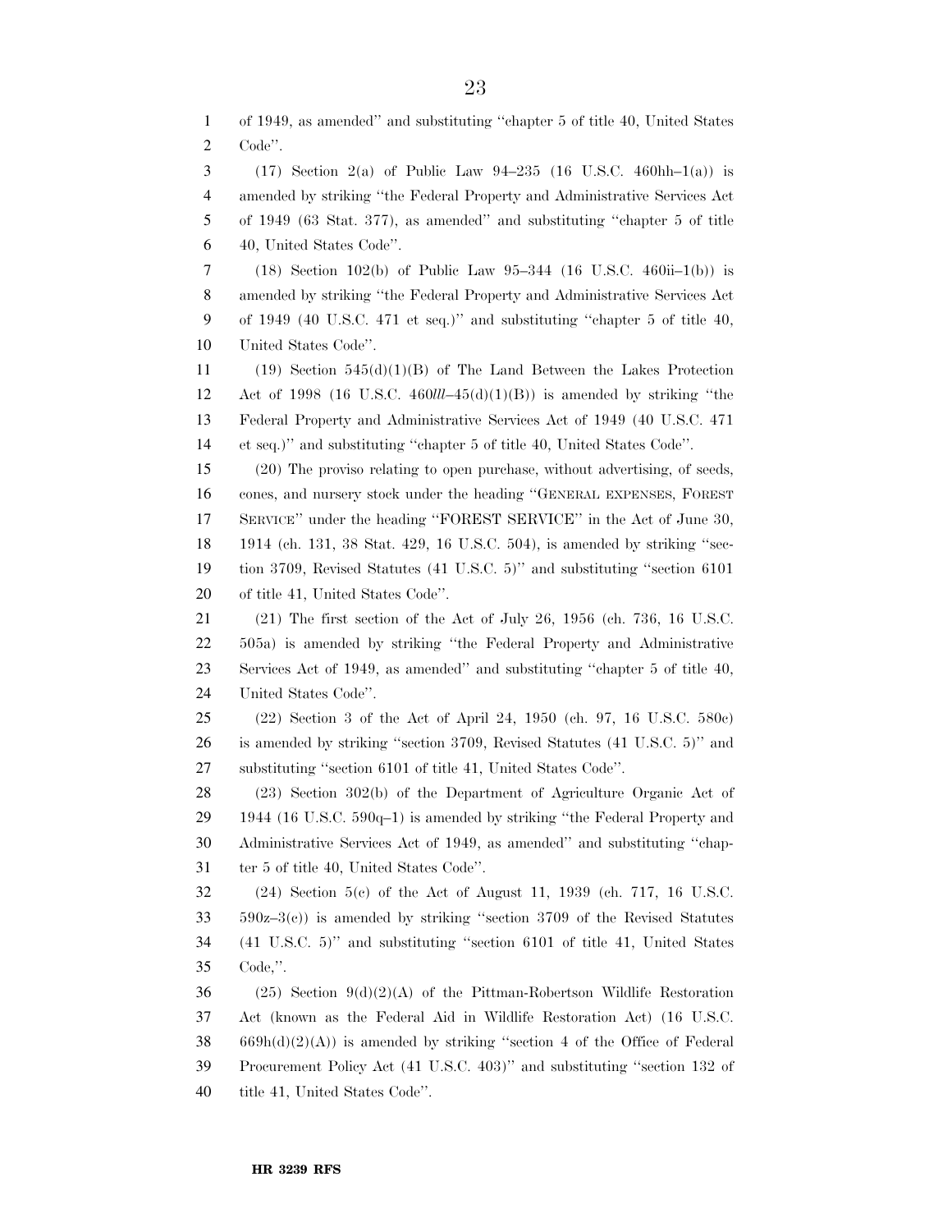of 1949, as amended'' and substituting ''chapter 5 of title 40, United States Code''.

(17) Section 2(a) of Public Law 94–235 (16 U.S.C. 460hh–1(a)) is amended by striking ''the Federal Property and Administrative Services Act of 1949 (63 Stat. 377), as amended'' and substituting ''chapter 5 of title 40, United States Code''.

(18) Section 102(b) of Public Law 95–344 (16 U.S.C. 460ii–1(b)) is amended by striking ''the Federal Property and Administrative Services Act of 1949 (40 U.S.C. 471 et seq.)'' and substituting ''chapter 5 of title 40, United States Code''.

(19) Section 545(d)(1)(B) of The Land Between the Lakes Protection Act of 1998 (16 U.S.C. 460*lll*–45(d)(1)(B)) is amended by striking ''the Federal Property and Administrative Services Act of 1949 (40 U.S.C. 471 et seq.)'' and substituting ''chapter 5 of title 40, United States Code''.

(20) The proviso relating to open purchase, without advertising, of seeds, cones, and nursery stock under the heading ''GENERAL EXPENSES, FOREST SERVICE'' under the heading ''FOREST SERVICE'' in the Act of June 30, 1914 (ch. 131, 38 Stat. 429, 16 U.S.C. 504), is amended by striking ''section 3709, Revised Statutes (41 U.S.C. 5)'' and substituting ''section 6101 of title 41, United States Code''.

(21) The first section of the Act of July 26, 1956 (ch. 736, 16 U.S.C. 505a) is amended by striking ''the Federal Property and Administrative Services Act of 1949, as amended'' and substituting ''chapter 5 of title 40, United States Code''.

(22) Section 3 of the Act of April 24, 1950 (ch. 97, 16 U.S.C. 580c) is amended by striking ''section 3709, Revised Statutes (41 U.S.C. 5)'' and substituting ''section 6101 of title 41, United States Code''.

(23) Section 302(b) of the Department of Agriculture Organic Act of 1944 (16 U.S.C. 590q–1) is amended by striking ''the Federal Property and Administrative Services Act of 1949, as amended'' and substituting ''chapter 5 of title 40, United States Code''.

(24) Section 5(c) of the Act of August 11, 1939 (ch. 717, 16 U.S.C. 590z–3(c)) is amended by striking ''section 3709 of the Revised Statutes (41 U.S.C. 5)'' and substituting ''section 6101 of title 41, United States Code,''.

(25) Section 9(d)(2)(A) of the Pittman-Robertson Wildlife Restoration Act (known as the Federal Aid in Wildlife Restoration Act) (16 U.S.C. 669h(d)(2)(A)) is amended by striking ''section 4 of the Office of Federal Procurement Policy Act (41 U.S.C. 403)'' and substituting ''section 132 of title 41, United States Code''.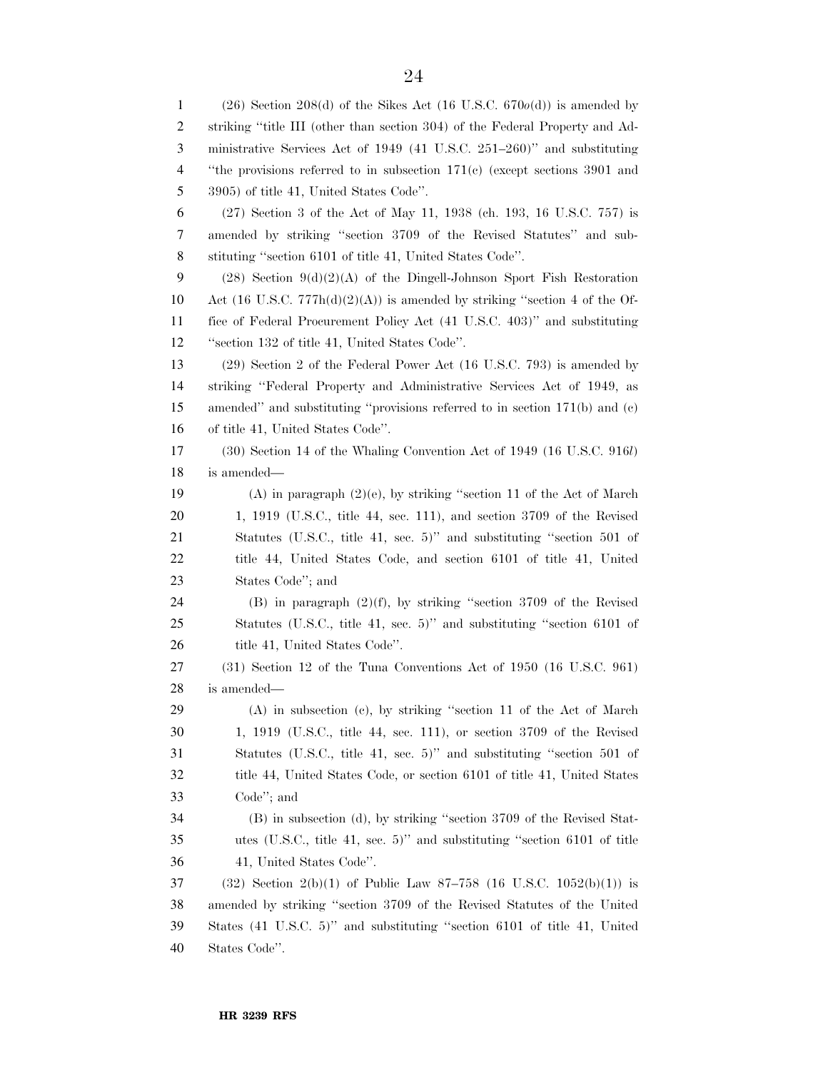(26) Section 208(d) of the Sikes Act (16 U.S.C. 670*o*(d)) is amended by striking ''title III (other than section 304) of the Federal Property and Administrative Services Act of 1949 (41 U.S.C. 251–260)'' and substituting ''the provisions referred to in subsection 171(c) (except sections 3901 and 3905) of title 41, United States Code''.

(27) Section 3 of the Act of May 11, 1938 (ch. 193, 16 U.S.C. 757) is amended by striking ''section 3709 of the Revised Statutes'' and substituting ''section 6101 of title 41, United States Code''.

(28) Section 9(d)(2)(A) of the Dingell-Johnson Sport Fish Restoration Act (16 U.S.C. 777h(d)(2)(A)) is amended by striking ''section 4 of the Office of Federal Procurement Policy Act (41 U.S.C. 403)'' and substituting ''section 132 of title 41, United States Code''.

(29) Section 2 of the Federal Power Act (16 U.S.C. 793) is amended by striking ''Federal Property and Administrative Services Act of 1949, as amended'' and substituting ''provisions referred to in section 171(b) and (c) of title 41, United States Code''.

(30) Section 14 of the Whaling Convention Act of 1949 (16 U.S.C. 916*l*) is amended—

(A) in paragraph (2)(e), by striking ''section 11 of the Act of March 1, 1919 (U.S.C., title 44, sec. 111), and section 3709 of the Revised Statutes (U.S.C., title 41, sec. 5)'' and substituting ''section 501 of title 44, United States Code, and section 6101 of title 41, United States Code''; and

(B) in paragraph (2)(f), by striking ''section 3709 of the Revised Statutes (U.S.C., title 41, sec. 5)'' and substituting ''section 6101 of title 41, United States Code''.

(31) Section 12 of the Tuna Conventions Act of 1950 (16 U.S.C. 961) is amended—

(A) in subsection (c), by striking ''section 11 of the Act of March 1, 1919 (U.S.C., title 44, sec. 111), or section 3709 of the Revised Statutes (U.S.C., title 41, sec. 5)'' and substituting ''section 501 of title 44, United States Code, or section 6101 of title 41, United States Code''; and

(B) in subsection (d), by striking ''section 3709 of the Revised Statutes (U.S.C., title 41, sec. 5)'' and substituting ''section 6101 of title 41, United States Code''.

(32) Section 2(b)(1) of Public Law 87–758 (16 U.S.C. 1052(b)(1)) is amended by striking ''section 3709 of the Revised Statutes of the United States (41 U.S.C. 5)'' and substituting ''section 6101 of title 41, United States Code''.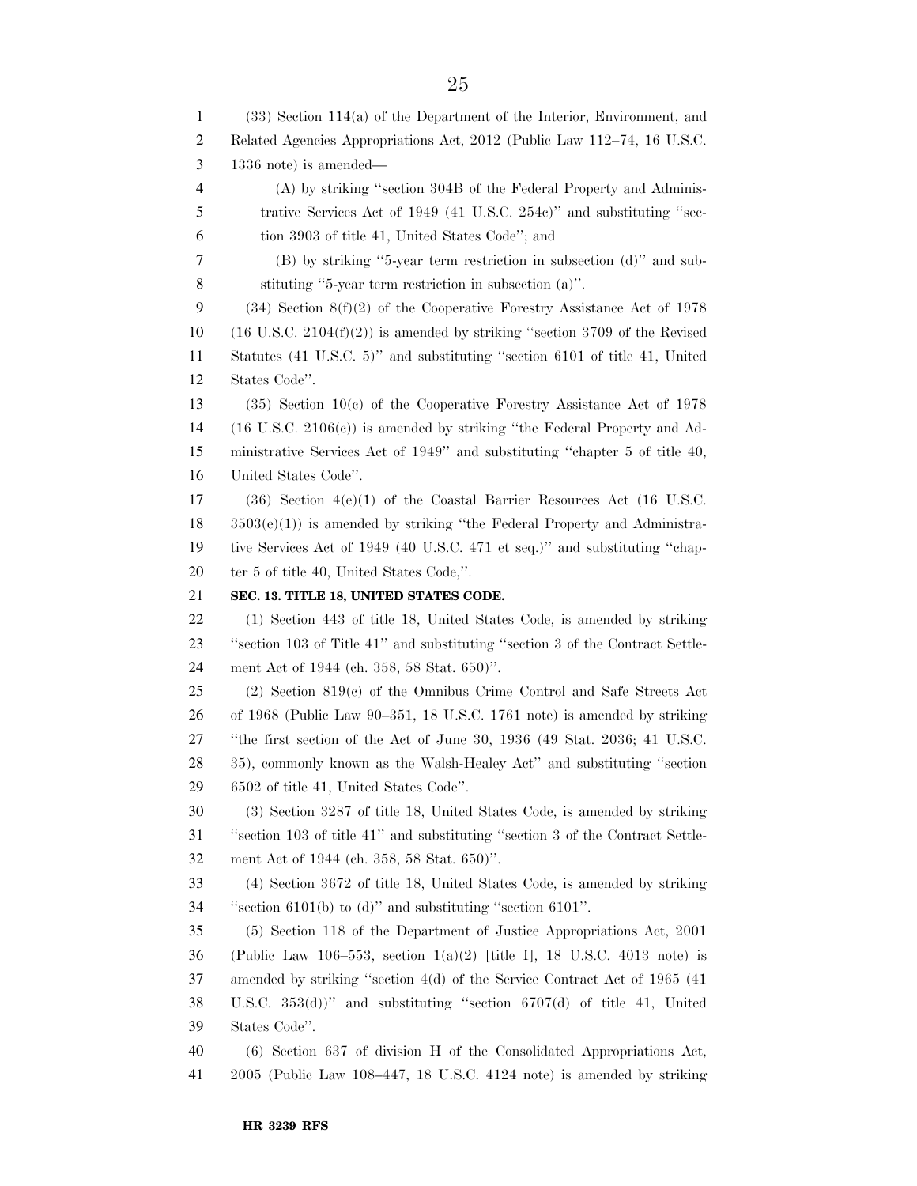(33) Section 114(a) of the Department of the Interior, Environment, and Related Agencies Appropriations Act, 2012 (Public Law 112–74, 16 U.S.C. 1336 note) is amended—

(A) by striking ''section 304B of the Federal Property and Administrative Services Act of 1949 (41 U.S.C. 254c)'' and substituting ''section 3903 of title 41, United States Code''; and

(B) by striking ''5-year term restriction in subsection (d)'' and substituting ''5-year term restriction in subsection (a)''.

(34) Section 8(f)(2) of the Cooperative Forestry Assistance Act of 1978 (16 U.S.C. 2104(f)(2)) is amended by striking ''section 3709 of the Revised Statutes (41 U.S.C. 5)'' and substituting ''section 6101 of title 41, United States Code''.

(35) Section 10(c) of the Cooperative Forestry Assistance Act of 1978 (16 U.S.C. 2106(c)) is amended by striking ''the Federal Property and Administrative Services Act of 1949'' and substituting ''chapter 5 of title 40, United States Code''.

(36) Section 4(e)(1) of the Coastal Barrier Resources Act (16 U.S.C. 3503(e)(1)) is amended by striking ''the Federal Property and Administrative Services Act of 1949 (40 U.S.C. 471 et seq.)'' and substituting ''chapter 5 of title 40, United States Code,''.

**SEC. 13. TITLE 18, UNITED STATES CODE.**

(1) Section 443 of title 18, United States Code, is amended by striking ''section 103 of Title 41'' and substituting ''section 3 of the Contract Settlement Act of 1944 (ch. 358, 58 Stat. 650)''.

(2) Section 819(c) of the Omnibus Crime Control and Safe Streets Act of 1968 (Public Law 90–351, 18 U.S.C. 1761 note) is amended by striking ''the first section of the Act of June 30, 1936 (49 Stat. 2036; 41 U.S.C. 35), commonly known as the Walsh-Healey Act'' and substituting ''section 6502 of title 41, United States Code''.

(3) Section 3287 of title 18, United States Code, is amended by striking ''section 103 of title 41'' and substituting ''section 3 of the Contract Settlement Act of 1944 (ch. 358, 58 Stat. 650)''.

(4) Section 3672 of title 18, United States Code, is amended by striking ''section 6101(b) to (d)'' and substituting ''section 6101''.

(5) Section 118 of the Department of Justice Appropriations Act, 2001 (Public Law 106–553, section 1(a)(2) [title I], 18 U.S.C. 4013 note) is amended by striking ''section 4(d) of the Service Contract Act of 1965 (41 U.S.C. 353(d))'' and substituting ''section 6707(d) of title 41, United States Code''.

(6) Section 637 of division H of the Consolidated Appropriations Act, 2005 (Public Law 108–447, 18 U.S.C. 4124 note) is amended by striking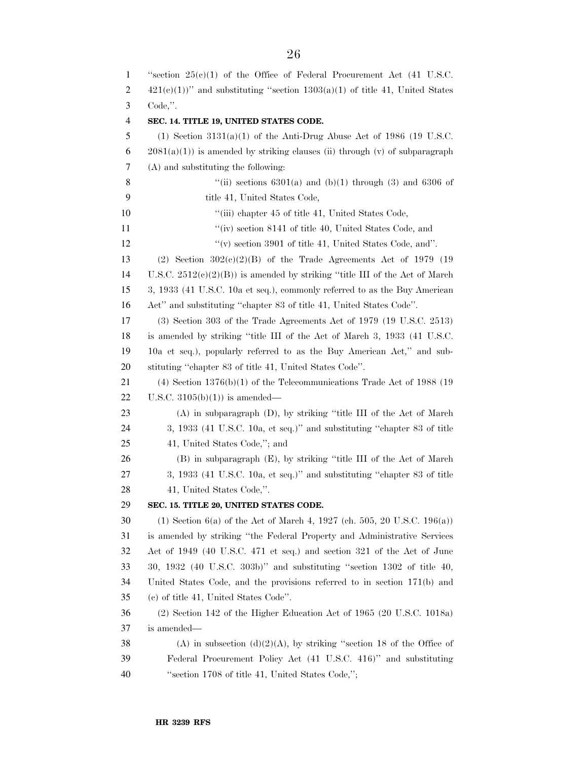"section 25(c)(1) of the Office of Federal Procurement Act (41 U.S.C. 421(c)(1))" and substituting "section 1303(a)(1) of title 41, United States Code,".

**SEC. 14. TITLE 19, UNITED STATES CODE.**

(1) Section 3131(a)(1) of the Anti-Drug Abuse Act of 1986 (19 U.S.C. 2081(a)(1)) is amended by striking clauses (ii) through (v) of subparagraph (A) and substituting the following:

> "(ii) sections 6301(a) and (b)(1) through (3) and 6306 of title 41, United States Code,
>
> "(iii) chapter 45 of title 41, United States Code,
>
> "(iv) section 8141 of title 40, United States Code, and
>
> "(v) section 3901 of title 41, United States Code, and".

(2) Section 302(c)(2)(B) of the Trade Agreements Act of 1979 (19 U.S.C. 2512(c)(2)(B)) is amended by striking "title III of the Act of March 3, 1933 (41 U.S.C. 10a et seq.), commonly referred to as the Buy American Act" and substituting "chapter 83 of title 41, United States Code".

(3) Section 303 of the Trade Agreements Act of 1979 (19 U.S.C. 2513) is amended by striking "title III of the Act of March 3, 1933 (41 U.S.C. 10a et seq.), popularly referred to as the Buy American Act," and substituting "chapter 83 of title 41, United States Code".

(4) Section 1376(b)(1) of the Telecommunications Trade Act of 1988 (19 U.S.C. 3105(b)(1)) is amended—

(A) in subparagraph (D), by striking "title III of the Act of March 3, 1933 (41 U.S.C. 10a, et seq.)" and substituting "chapter 83 of title 41, United States Code,"; and

(B) in subparagraph (E), by striking "title III of the Act of March 3, 1933 (41 U.S.C. 10a, et seq.)" and substituting "chapter 83 of title 41, United States Code,".

**SEC. 15. TITLE 20, UNITED STATES CODE.**

(1) Section 6(a) of the Act of March 4, 1927 (ch. 505, 20 U.S.C. 196(a)) is amended by striking "the Federal Property and Administrative Services Act of 1949 (40 U.S.C. 471 et seq.) and section 321 of the Act of June 30, 1932 (40 U.S.C. 303b)" and substituting "section 1302 of title 40, United States Code, and the provisions referred to in section 171(b) and (c) of title 41, United States Code".

(2) Section 142 of the Higher Education Act of 1965 (20 U.S.C. 1018a) is amended—

(A) in subsection (d)(2)(A), by striking "section 18 of the Office of Federal Procurement Policy Act (41 U.S.C. 416)" and substituting "section 1708 of title 41, United States Code,";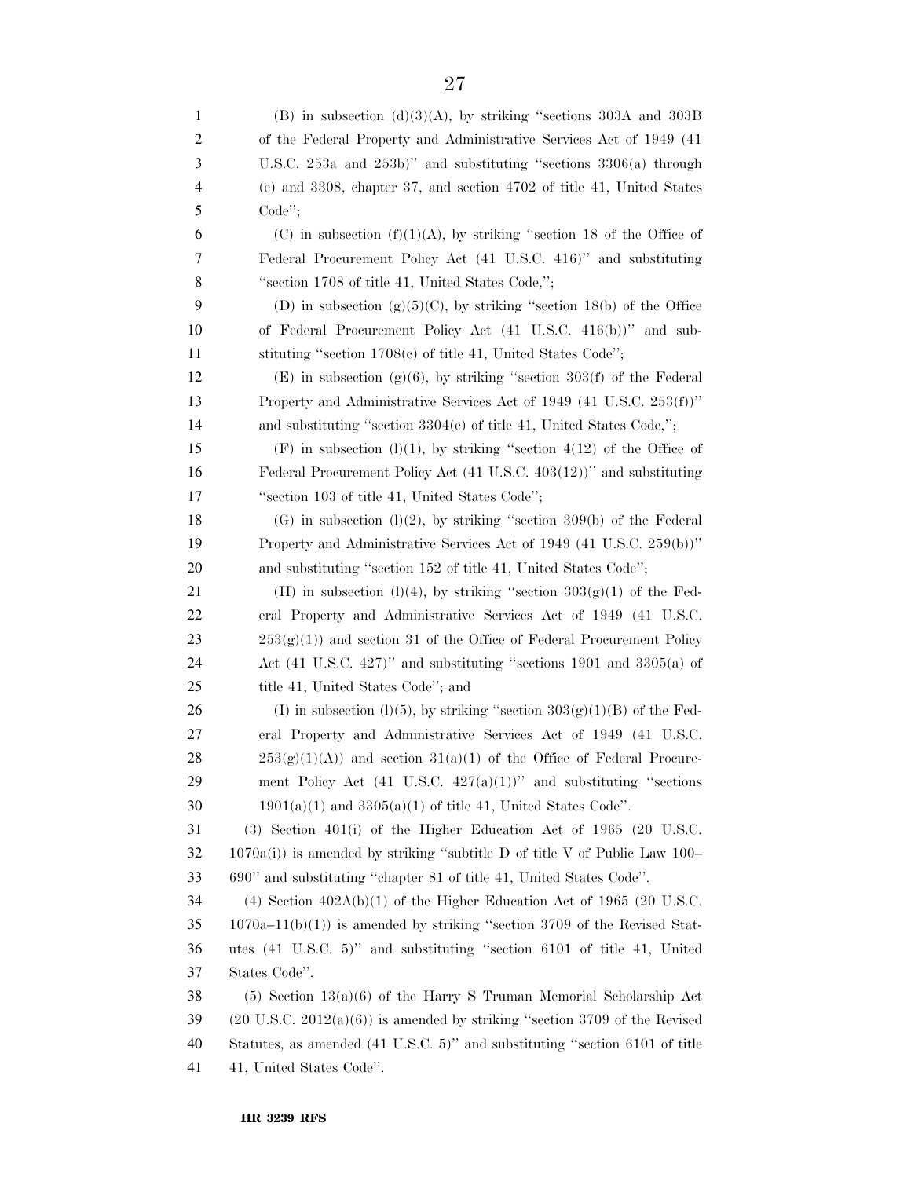(B) in subsection (d)(3)(A), by striking ''sections 303A and 303B of the Federal Property and Administrative Services Act of 1949 (41 U.S.C. 253a and 253b)'' and substituting ''sections 3306(a) through (e) and 3308, chapter 37, and section 4702 of title 41, United States Code'';

(C) in subsection (f)(1)(A), by striking ''section 18 of the Office of Federal Procurement Policy Act (41 U.S.C. 416)'' and substituting ''section 1708 of title 41, United States Code,'';

(D) in subsection (g)(5)(C), by striking ''section 18(b) of the Office of Federal Procurement Policy Act (41 U.S.C. 416(b))'' and substituting ''section 1708(c) of title 41, United States Code'';

(E) in subsection (g)(6), by striking ''section 303(f) of the Federal Property and Administrative Services Act of 1949 (41 U.S.C. 253(f))'' and substituting ''section 3304(e) of title 41, United States Code,'';

(F) in subsection (l)(1), by striking ''section 4(12) of the Office of Federal Procurement Policy Act (41 U.S.C. 403(12))'' and substituting ''section 103 of title 41, United States Code'';

(G) in subsection (l)(2), by striking ''section 309(b) of the Federal Property and Administrative Services Act of 1949 (41 U.S.C. 259(b))'' and substituting ''section 152 of title 41, United States Code'';

(H) in subsection (l)(4), by striking ''section 303(g)(1) of the Federal Property and Administrative Services Act of 1949 (41 U.S.C. 253(g)(1)) and section 31 of the Office of Federal Procurement Policy Act (41 U.S.C. 427)'' and substituting ''sections 1901 and 3305(a) of title 41, United States Code''; and

(I) in subsection (l)(5), by striking ''section 303(g)(1)(B) of the Federal Property and Administrative Services Act of 1949 (41 U.S.C. 253(g)(1)(A)) and section 31(a)(1) of the Office of Federal Procurement Policy Act (41 U.S.C. 427(a)(1))'' and substituting ''sections 1901(a)(1) and 3305(a)(1) of title 41, United States Code''.

(3) Section 401(i) of the Higher Education Act of 1965 (20 U.S.C. 1070a(i)) is amended by striking ''subtitle D of title V of Public Law 100–690'' and substituting ''chapter 81 of title 41, United States Code''.

(4) Section 402A(b)(1) of the Higher Education Act of 1965 (20 U.S.C. 1070a–11(b)(1)) is amended by striking ''section 3709 of the Revised Statutes (41 U.S.C. 5)'' and substituting ''section 6101 of title 41, United States Code''.

(5) Section 13(a)(6) of the Harry S Truman Memorial Scholarship Act (20 U.S.C. 2012(a)(6)) is amended by striking ''section 3709 of the Revised Statutes, as amended (41 U.S.C. 5)'' and substituting ''section 6101 of title 41, United States Code''.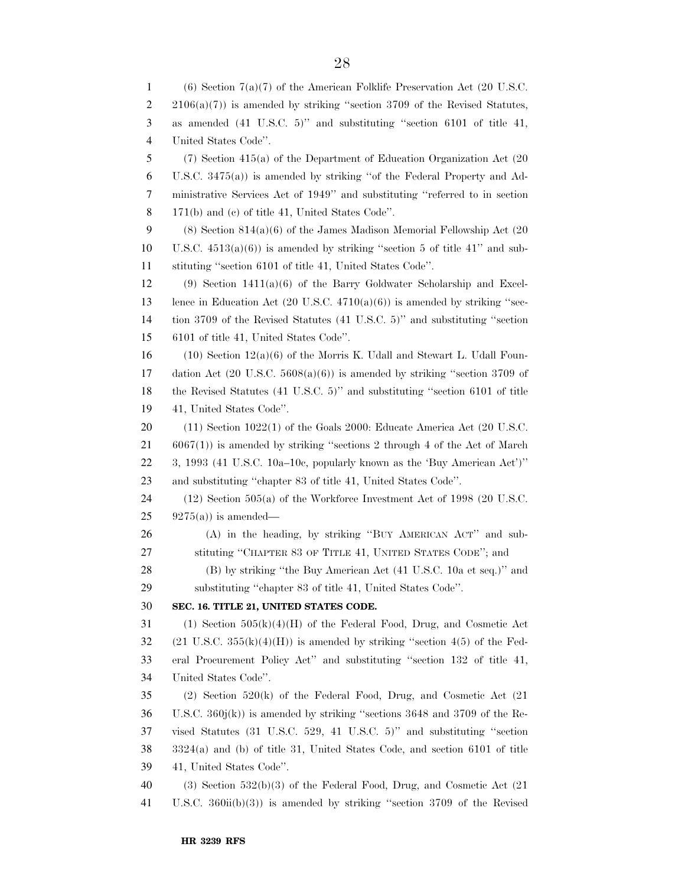(6) Section 7(a)(7) of the American Folklife Preservation Act (20 U.S.C. 2106(a)(7)) is amended by striking "section 3709 of the Revised Statutes, as amended (41 U.S.C. 5)" and substituting "section 6101 of title 41, United States Code".

(7) Section 415(a) of the Department of Education Organization Act (20 U.S.C. 3475(a)) is amended by striking "of the Federal Property and Administrative Services Act of 1949" and substituting "referred to in section 171(b) and (c) of title 41, United States Code".

(8) Section 814(a)(6) of the James Madison Memorial Fellowship Act (20 U.S.C. 4513(a)(6)) is amended by striking "section 5 of title 41" and substituting "section 6101 of title 41, United States Code".

(9) Section 1411(a)(6) of the Barry Goldwater Scholarship and Excellence in Education Act (20 U.S.C. 4710(a)(6)) is amended by striking "section 3709 of the Revised Statutes (41 U.S.C. 5)" and substituting "section 6101 of title 41, United States Code".

(10) Section 12(a)(6) of the Morris K. Udall and Stewart L. Udall Foundation Act (20 U.S.C. 5608(a)(6)) is amended by striking "section 3709 of the Revised Statutes (41 U.S.C. 5)" and substituting "section 6101 of title 41, United States Code".

(11) Section 1022(1) of the Goals 2000: Educate America Act (20 U.S.C. 6067(1)) is amended by striking "sections 2 through 4 of the Act of March 3, 1993 (41 U.S.C. 10a–10c, popularly known as the 'Buy American Act')" and substituting "chapter 83 of title 41, United States Code".

(12) Section 505(a) of the Workforce Investment Act of 1998 (20 U.S.C. 9275(a)) is amended—

(A) in the heading, by striking "BUY AMERICAN ACT" and substituting "CHAPTER 83 OF TITLE 41, UNITED STATES CODE"; and

(B) by striking "the Buy American Act (41 U.S.C. 10a et seq.)" and substituting "chapter 83 of title 41, United States Code".

**SEC. 16. TITLE 21, UNITED STATES CODE.**

(1) Section 505(k)(4)(H) of the Federal Food, Drug, and Cosmetic Act (21 U.S.C. 355(k)(4)(H)) is amended by striking "section 4(5) of the Federal Procurement Policy Act" and substituting "section 132 of title 41, United States Code".

(2) Section 520(k) of the Federal Food, Drug, and Cosmetic Act (21 U.S.C. 360j(k)) is amended by striking "sections 3648 and 3709 of the Revised Statutes (31 U.S.C. 529, 41 U.S.C. 5)" and substituting "section 3324(a) and (b) of title 31, United States Code, and section 6101 of title 41, United States Code".

(3) Section 532(b)(3) of the Federal Food, Drug, and Cosmetic Act (21 U.S.C. 360ii(b)(3)) is amended by striking "section 3709 of the Revised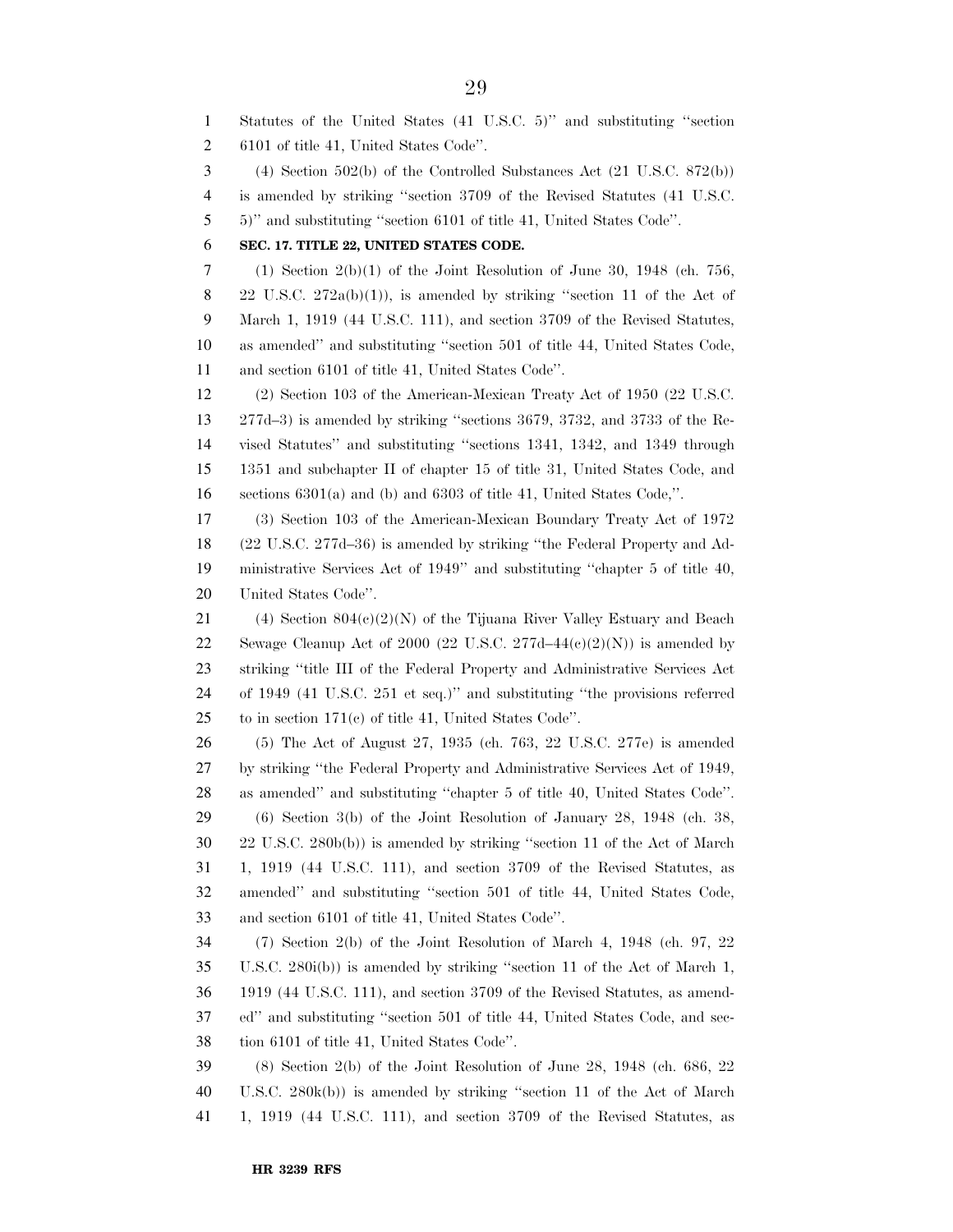Statutes of the United States (41 U.S.C. 5)'' and substituting ''section 6101 of title 41, United States Code''.

(4) Section 502(b) of the Controlled Substances Act (21 U.S.C. 872(b)) is amended by striking ''section 3709 of the Revised Statutes (41 U.S.C. 5)'' and substituting ''section 6101 of title 41, United States Code''.

**SEC. 17. TITLE 22, UNITED STATES CODE.**

(1) Section 2(b)(1) of the Joint Resolution of June 30, 1948 (ch. 756, 22 U.S.C. 272a(b)(1)), is amended by striking ''section 11 of the Act of March 1, 1919 (44 U.S.C. 111), and section 3709 of the Revised Statutes, as amended'' and substituting ''section 501 of title 44, United States Code, and section 6101 of title 41, United States Code''.

(2) Section 103 of the American-Mexican Treaty Act of 1950 (22 U.S.C. 277d–3) is amended by striking ''sections 3679, 3732, and 3733 of the Revised Statutes'' and substituting ''sections 1341, 1342, and 1349 through 1351 and subchapter II of chapter 15 of title 31, United States Code, and sections 6301(a) and (b) and 6303 of title 41, United States Code,''.

(3) Section 103 of the American-Mexican Boundary Treaty Act of 1972 (22 U.S.C. 277d–36) is amended by striking ''the Federal Property and Administrative Services Act of 1949'' and substituting ''chapter 5 of title 40, United States Code''.

(4) Section 804(c)(2)(N) of the Tijuana River Valley Estuary and Beach Sewage Cleanup Act of 2000 (22 U.S.C. 277d–44(c)(2)(N)) is amended by striking ''title III of the Federal Property and Administrative Services Act of 1949 (41 U.S.C. 251 et seq.)'' and substituting ''the provisions referred to in section 171(c) of title 41, United States Code''.

(5) The Act of August 27, 1935 (ch. 763, 22 U.S.C. 277e) is amended by striking ''the Federal Property and Administrative Services Act of 1949, as amended'' and substituting ''chapter 5 of title 40, United States Code''.

(6) Section 3(b) of the Joint Resolution of January 28, 1948 (ch. 38, 22 U.S.C. 280b(b)) is amended by striking ''section 11 of the Act of March 1, 1919 (44 U.S.C. 111), and section 3709 of the Revised Statutes, as amended'' and substituting ''section 501 of title 44, United States Code, and section 6101 of title 41, United States Code''.

(7) Section 2(b) of the Joint Resolution of March 4, 1948 (ch. 97, 22 U.S.C. 280i(b)) is amended by striking ''section 11 of the Act of March 1, 1919 (44 U.S.C. 111), and section 3709 of the Revised Statutes, as amended'' and substituting ''section 501 of title 44, United States Code, and section 6101 of title 41, United States Code''.

(8) Section 2(b) of the Joint Resolution of June 28, 1948 (ch. 686, 22 U.S.C. 280k(b)) is amended by striking ''section 11 of the Act of March 1, 1919 (44 U.S.C. 111), and section 3709 of the Revised Statutes, as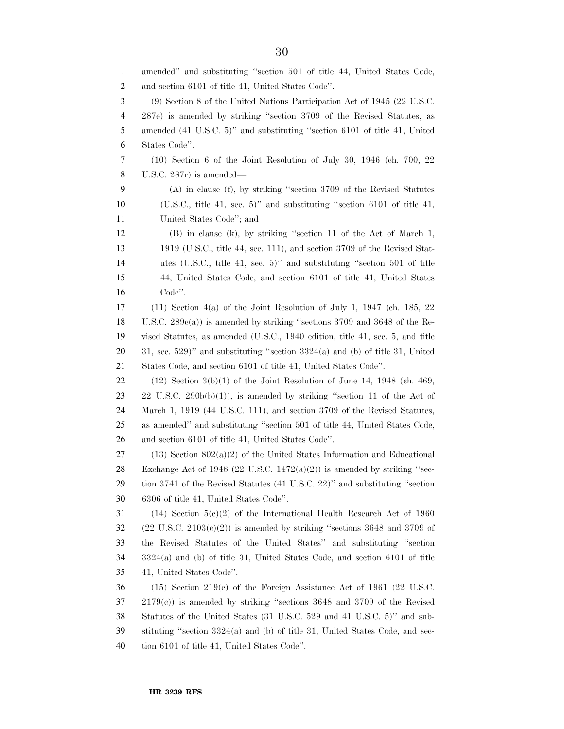amended'' and substituting ''section 501 of title 44, United States Code, and section 6101 of title 41, United States Code''.

(9) Section 8 of the United Nations Participation Act of 1945 (22 U.S.C. 287e) is amended by striking ''section 3709 of the Revised Statutes, as amended (41 U.S.C. 5)'' and substituting ''section 6101 of title 41, United States Code''.

(10) Section 6 of the Joint Resolution of July 30, 1946 (ch. 700, 22 U.S.C. 287r) is amended—

(A) in clause (f), by striking ''section 3709 of the Revised Statutes (U.S.C., title 41, sec. 5)'' and substituting ''section 6101 of title 41, United States Code''; and

(B) in clause (k), by striking ''section 11 of the Act of March 1, 1919 (U.S.C., title 44, sec. 111), and section 3709 of the Revised Statutes (U.S.C., title 41, sec. 5)'' and substituting ''section 501 of title 44, United States Code, and section 6101 of title 41, United States Code''.

(11) Section 4(a) of the Joint Resolution of July 1, 1947 (ch. 185, 22 U.S.C. 289c(a)) is amended by striking ''sections 3709 and 3648 of the Revised Statutes, as amended (U.S.C., 1940 edition, title 41, sec. 5, and title 31, sec. 529)'' and substituting ''section 3324(a) and (b) of title 31, United States Code, and section 6101 of title 41, United States Code''.

(12) Section 3(b)(1) of the Joint Resolution of June 14, 1948 (ch. 469, 22 U.S.C. 290b(b)(1)), is amended by striking ''section 11 of the Act of March 1, 1919 (44 U.S.C. 111), and section 3709 of the Revised Statutes, as amended'' and substituting ''section 501 of title 44, United States Code, and section 6101 of title 41, United States Code''.

(13) Section 802(a)(2) of the United States Information and Educational Exchange Act of 1948 (22 U.S.C. 1472(a)(2)) is amended by striking ''section 3741 of the Revised Statutes (41 U.S.C. 22)'' and substituting ''section 6306 of title 41, United States Code''.

(14) Section 5(c)(2) of the International Health Research Act of 1960 (22 U.S.C. 2103(c)(2)) is amended by striking ''sections 3648 and 3709 of the Revised Statutes of the United States'' and substituting ''section 3324(a) and (b) of title 31, United States Code, and section 6101 of title 41, United States Code''.

(15) Section 219(c) of the Foreign Assistance Act of 1961 (22 U.S.C. 2179(c)) is amended by striking ''sections 3648 and 3709 of the Revised Statutes of the United States (31 U.S.C. 529 and 41 U.S.C. 5)'' and substituting ''section 3324(a) and (b) of title 31, United States Code, and section 6101 of title 41, United States Code''.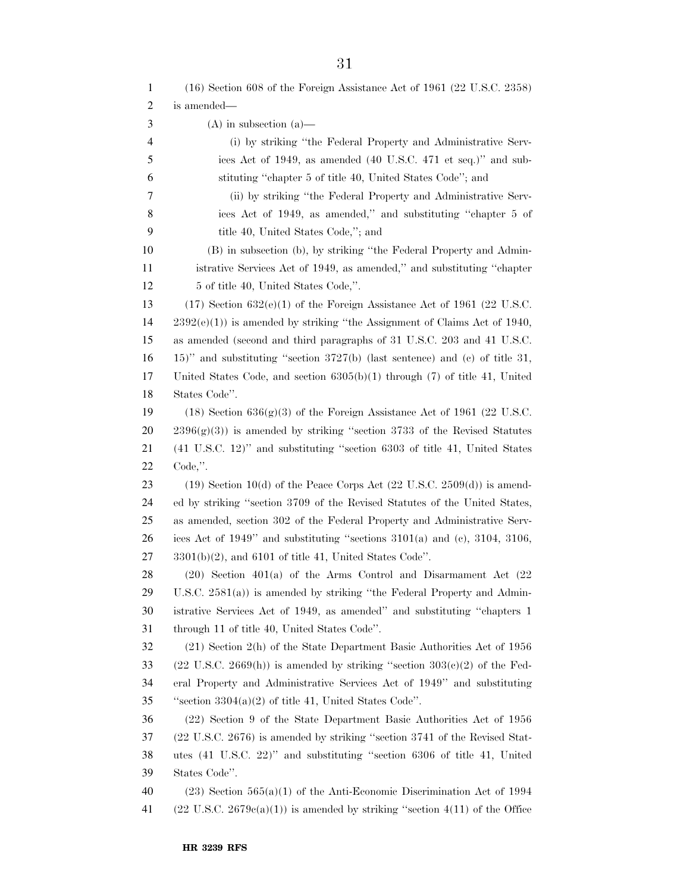(16) Section 608 of the Foreign Assistance Act of 1961 (22 U.S.C. 2358) is amended—

(A) in subsection (a)—

(i) by striking "the Federal Property and Administrative Services Act of 1949, as amended (40 U.S.C. 471 et seq.)" and substituting "chapter 5 of title 40, United States Code"; and

(ii) by striking "the Federal Property and Administrative Services Act of 1949, as amended," and substituting "chapter 5 of title 40, United States Code,"; and

(B) in subsection (b), by striking "the Federal Property and Administrative Services Act of 1949, as amended," and substituting "chapter 5 of title 40, United States Code,".

(17) Section 632(e)(1) of the Foreign Assistance Act of 1961 (22 U.S.C. 2392(e)(1)) is amended by striking "the Assignment of Claims Act of 1940, as amended (second and third paragraphs of 31 U.S.C. 203 and 41 U.S.C. 15)" and substituting "section 3727(b) (last sentence) and (c) of title 31, United States Code, and section 6305(b)(1) through (7) of title 41, United States Code".

(18) Section 636(g)(3) of the Foreign Assistance Act of 1961 (22 U.S.C. 2396(g)(3)) is amended by striking "section 3733 of the Revised Statutes (41 U.S.C. 12)" and substituting "section 6303 of title 41, United States Code,".

(19) Section 10(d) of the Peace Corps Act (22 U.S.C. 2509(d)) is amended by striking "section 3709 of the Revised Statutes of the United States, as amended, section 302 of the Federal Property and Administrative Services Act of 1949" and substituting "sections 3101(a) and (c), 3104, 3106, 3301(b)(2), and 6101 of title 41, United States Code".

(20) Section 401(a) of the Arms Control and Disarmament Act (22 U.S.C. 2581(a)) is amended by striking "the Federal Property and Administrative Services Act of 1949, as amended" and substituting "chapters 1 through 11 of title 40, United States Code".

(21) Section 2(h) of the State Department Basic Authorities Act of 1956 (22 U.S.C. 2669(h)) is amended by striking "section 303(c)(2) of the Federal Property and Administrative Services Act of 1949" and substituting "section 3304(a)(2) of title 41, United States Code".

(22) Section 9 of the State Department Basic Authorities Act of 1956 (22 U.S.C. 2676) is amended by striking "section 3741 of the Revised Statutes (41 U.S.C. 22)" and substituting "section 6306 of title 41, United States Code".

(23) Section 565(a)(1) of the Anti-Economic Discrimination Act of 1994 (22 U.S.C. 2679c(a)(1)) is amended by striking "section 4(11) of the Office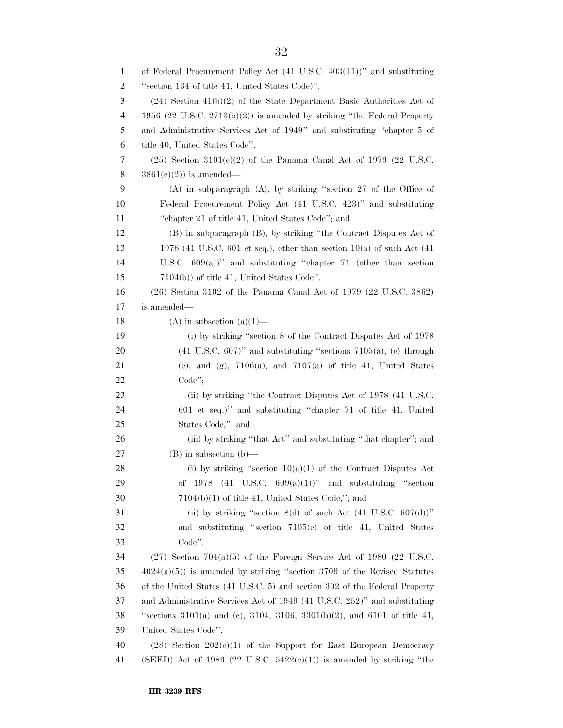of Federal Procurement Policy Act (41 U.S.C. 403(11))'' and substituting ''section 134 of title 41, United States Code)''.

(24) Section 41(b)(2) of the State Department Basic Authorities Act of 1956 (22 U.S.C. 2713(b)(2)) is amended by striking ''the Federal Property and Administrative Services Act of 1949'' and substituting ''chapter 5 of title 40, United States Code''.

(25) Section 3101(c)(2) of the Panama Canal Act of 1979 (22 U.S.C. 3861(c)(2)) is amended—

(A) in subparagraph (A), by striking ''section 27 of the Office of Federal Procurement Policy Act (41 U.S.C. 423)'' and substituting ''chapter 21 of title 41, United States Code''; and

(B) in subparagraph (B), by striking ''the Contract Disputes Act of 1978 (41 U.S.C. 601 et seq.), other than section 10(a) of such Act (41 U.S.C. 609(a))'' and substituting ''chapter 71 (other than section 7104(b)) of title 41, United States Code''.

(26) Section 3102 of the Panama Canal Act of 1979 (22 U.S.C. 3862) is amended—

(A) in subsection (a)(1)—

(i) by striking ''section 8 of the Contract Disputes Act of 1978 (41 U.S.C. 607)'' and substituting ''sections 7105(a), (c) through (e), and (g), 7106(a), and 7107(a) of title 41, United States Code'';

(ii) by striking ''the Contract Disputes Act of 1978 (41 U.S.C. 601 et seq.)'' and substituting ''chapter 71 of title 41, United States Code,''; and

(iii) by striking ''that Act'' and substituting ''that chapter''; and

(B) in subsection (b)—

(i) by striking ''section 10(a)(1) of the Contract Disputes Act of 1978 (41 U.S.C. 609(a)(1))'' and substituting ''section 7104(b)(1) of title 41, United States Code,''; and

(ii) by striking ''section 8(d) of such Act (41 U.S.C. 607(d))'' and substituting ''section 7105(e) of title 41, United States Code''.

(27) Section 704(a)(5) of the Foreign Service Act of 1980 (22 U.S.C. 4024(a)(5)) is amended by striking ''section 3709 of the Revised Statutes of the United States (41 U.S.C. 5) and section 302 of the Federal Property and Administrative Services Act of 1949 (41 U.S.C. 252)'' and substituting ''sections 3101(a) and (c), 3104, 3106, 3301(b)(2), and 6101 of title 41, United States Code''.

(28) Section 202(c)(1) of the Support for East European Democracy (SEED) Act of 1989 (22 U.S.C. 5422(c)(1)) is amended by striking ''the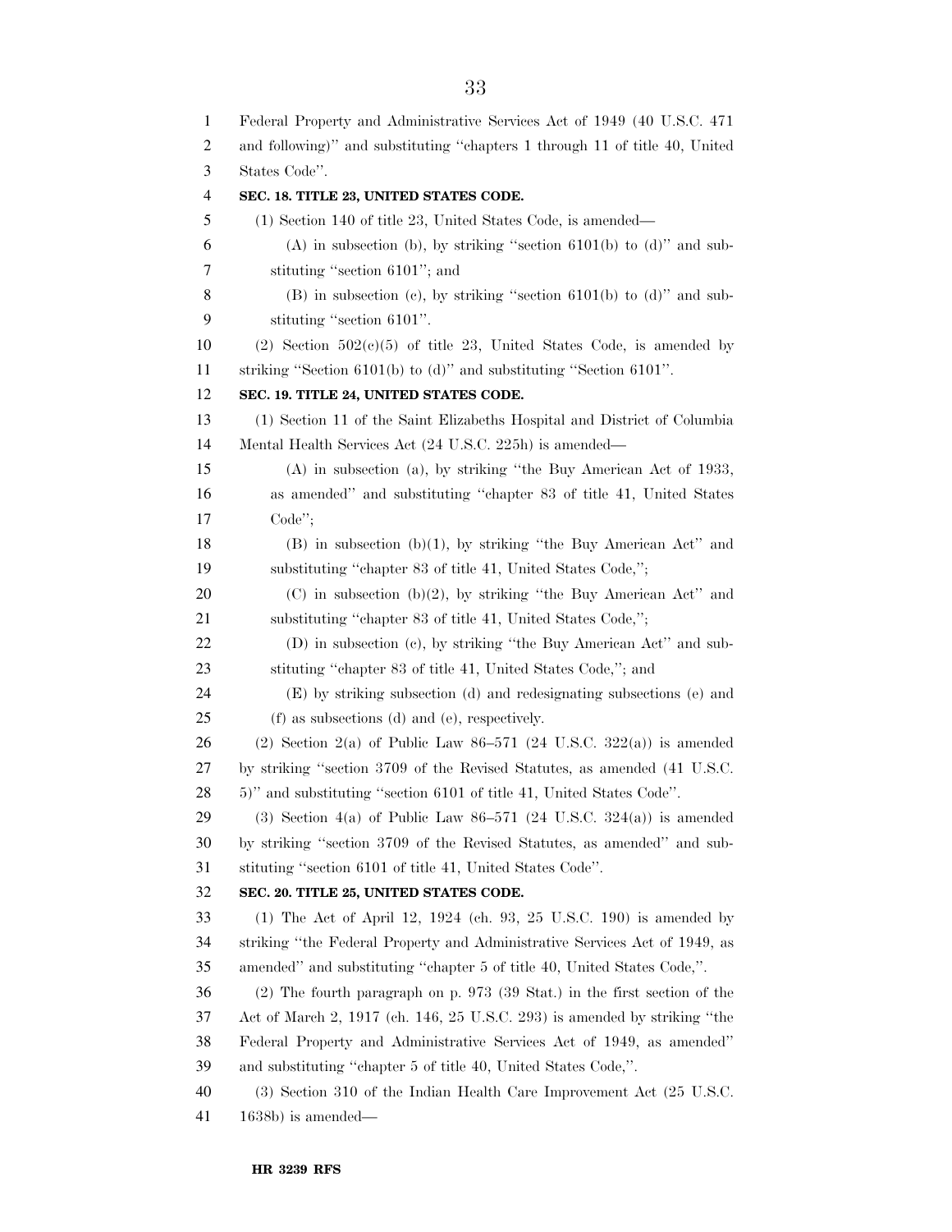Federal Property and Administrative Services Act of 1949 (40 U.S.C. 471 and following)'' and substituting ''chapters 1 through 11 of title 40, United States Code''.

**SEC. 18. TITLE 23, UNITED STATES CODE.**

(1) Section 140 of title 23, United States Code, is amended—

(A) in subsection (b), by striking ''section 6101(b) to (d)'' and substituting ''section 6101''; and

(B) in subsection (c), by striking ''section 6101(b) to (d)'' and substituting ''section 6101''.

(2) Section 502(c)(5) of title 23, United States Code, is amended by striking ''Section 6101(b) to (d)'' and substituting ''Section 6101''.

**SEC. 19. TITLE 24, UNITED STATES CODE.**

(1) Section 11 of the Saint Elizabeths Hospital and District of Columbia Mental Health Services Act (24 U.S.C. 225h) is amended—

(A) in subsection (a), by striking ''the Buy American Act of 1933, as amended'' and substituting ''chapter 83 of title 41, United States Code'';

(B) in subsection (b)(1), by striking ''the Buy American Act'' and substituting ''chapter 83 of title 41, United States Code,'';

(C) in subsection (b)(2), by striking ''the Buy American Act'' and substituting ''chapter 83 of title 41, United States Code,'';

(D) in subsection (c), by striking ''the Buy American Act'' and substituting ''chapter 83 of title 41, United States Code,''; and

(E) by striking subsection (d) and redesignating subsections (e) and (f) as subsections (d) and (e), respectively.

(2) Section 2(a) of Public Law 86–571 (24 U.S.C. 322(a)) is amended by striking ''section 3709 of the Revised Statutes, as amended (41 U.S.C. 5)'' and substituting ''section 6101 of title 41, United States Code''.

(3) Section 4(a) of Public Law 86–571 (24 U.S.C. 324(a)) is amended by striking ''section 3709 of the Revised Statutes, as amended'' and substituting ''section 6101 of title 41, United States Code''.

**SEC. 20. TITLE 25, UNITED STATES CODE.**

(1) The Act of April 12, 1924 (ch. 93, 25 U.S.C. 190) is amended by striking ''the Federal Property and Administrative Services Act of 1949, as amended'' and substituting ''chapter 5 of title 40, United States Code,''.

(2) The fourth paragraph on p. 973 (39 Stat.) in the first section of the Act of March 2, 1917 (ch. 146, 25 U.S.C. 293) is amended by striking ''the Federal Property and Administrative Services Act of 1949, as amended'' and substituting ''chapter 5 of title 40, United States Code,''.

(3) Section 310 of the Indian Health Care Improvement Act (25 U.S.C. 1638b) is amended—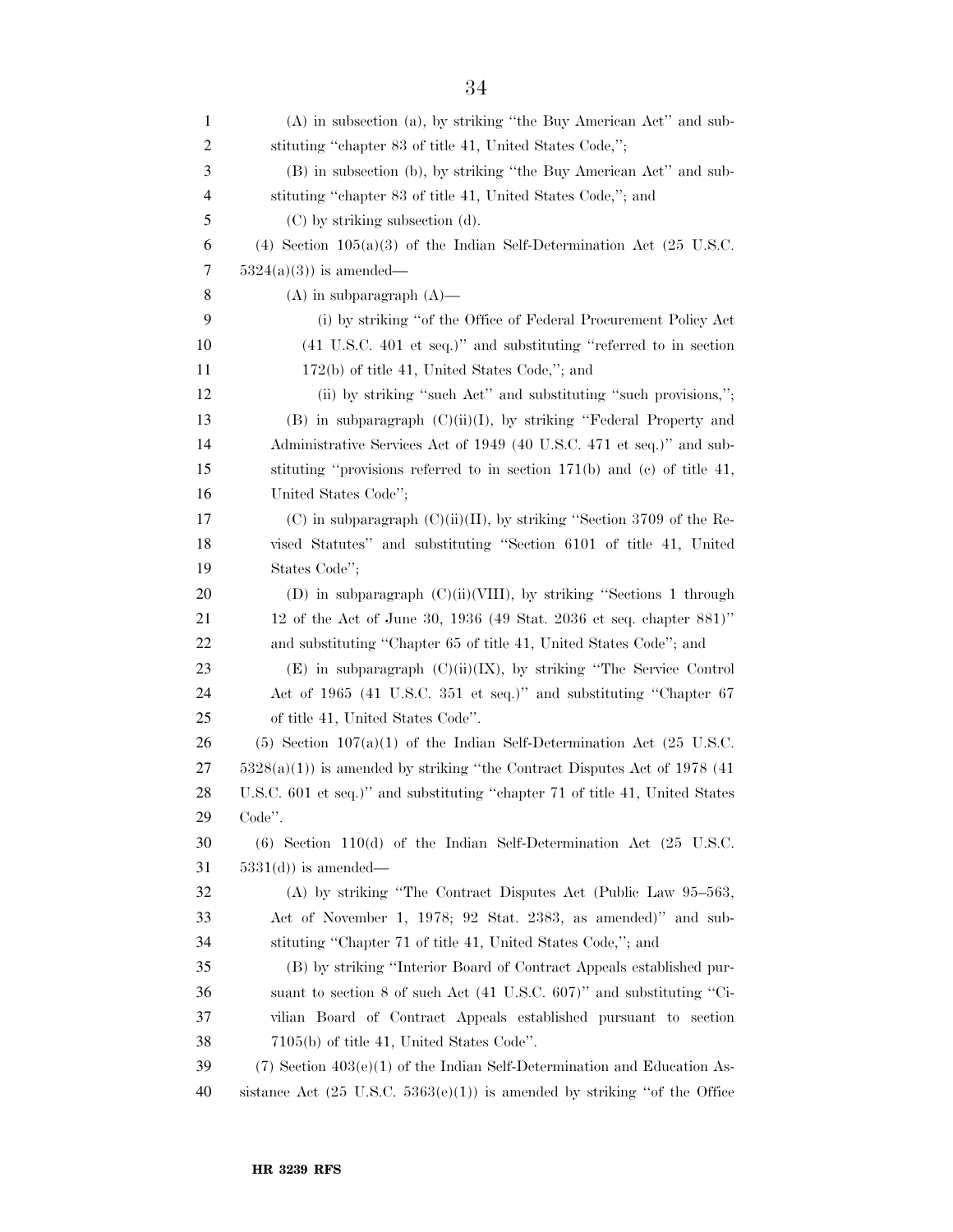(A) in subsection (a), by striking ''the Buy American Act'' and substituting ''chapter 83 of title 41, United States Code,'';

(B) in subsection (b), by striking ''the Buy American Act'' and substituting ''chapter 83 of title 41, United States Code,''; and

(C) by striking subsection (d).

(4) Section 105(a)(3) of the Indian Self-Determination Act (25 U.S.C. 5324(a)(3)) is amended—

(A) in subparagraph (A)—

(i) by striking ''of the Office of Federal Procurement Policy Act (41 U.S.C. 401 et seq.)'' and substituting ''referred to in section 172(b) of title 41, United States Code,''; and

(ii) by striking ''such Act'' and substituting ''such provisions,'';

(B) in subparagraph (C)(ii)(I), by striking ''Federal Property and Administrative Services Act of 1949 (40 U.S.C. 471 et seq.)'' and substituting ''provisions referred to in section 171(b) and (c) of title 41, United States Code'';

(C) in subparagraph (C)(ii)(II), by striking ''Section 3709 of the Revised Statutes'' and substituting ''Section 6101 of title 41, United States Code'';

(D) in subparagraph (C)(ii)(VIII), by striking ''Sections 1 through 12 of the Act of June 30, 1936 (49 Stat. 2036 et seq. chapter 881)'' and substituting ''Chapter 65 of title 41, United States Code''; and

(E) in subparagraph (C)(ii)(IX), by striking ''The Service Control Act of 1965 (41 U.S.C. 351 et seq.)'' and substituting ''Chapter 67 of title 41, United States Code''.

(5) Section 107(a)(1) of the Indian Self-Determination Act (25 U.S.C. 5328(a)(1)) is amended by striking ''the Contract Disputes Act of 1978 (41 U.S.C. 601 et seq.)'' and substituting ''chapter 71 of title 41, United States Code''.

(6) Section 110(d) of the Indian Self-Determination Act (25 U.S.C. 5331(d)) is amended—

(A) by striking ''The Contract Disputes Act (Public Law 95–563, Act of November 1, 1978; 92 Stat. 2383, as amended)'' and substituting ''Chapter 71 of title 41, United States Code,''; and

(B) by striking ''Interior Board of Contract Appeals established pursuant to section 8 of such Act (41 U.S.C. 607)'' and substituting ''Civilian Board of Contract Appeals established pursuant to section 7105(b) of title 41, United States Code''.

(7) Section 403(e)(1) of the Indian Self-Determination and Education Assistance Act (25 U.S.C. 5363(e)(1)) is amended by striking ''of the Office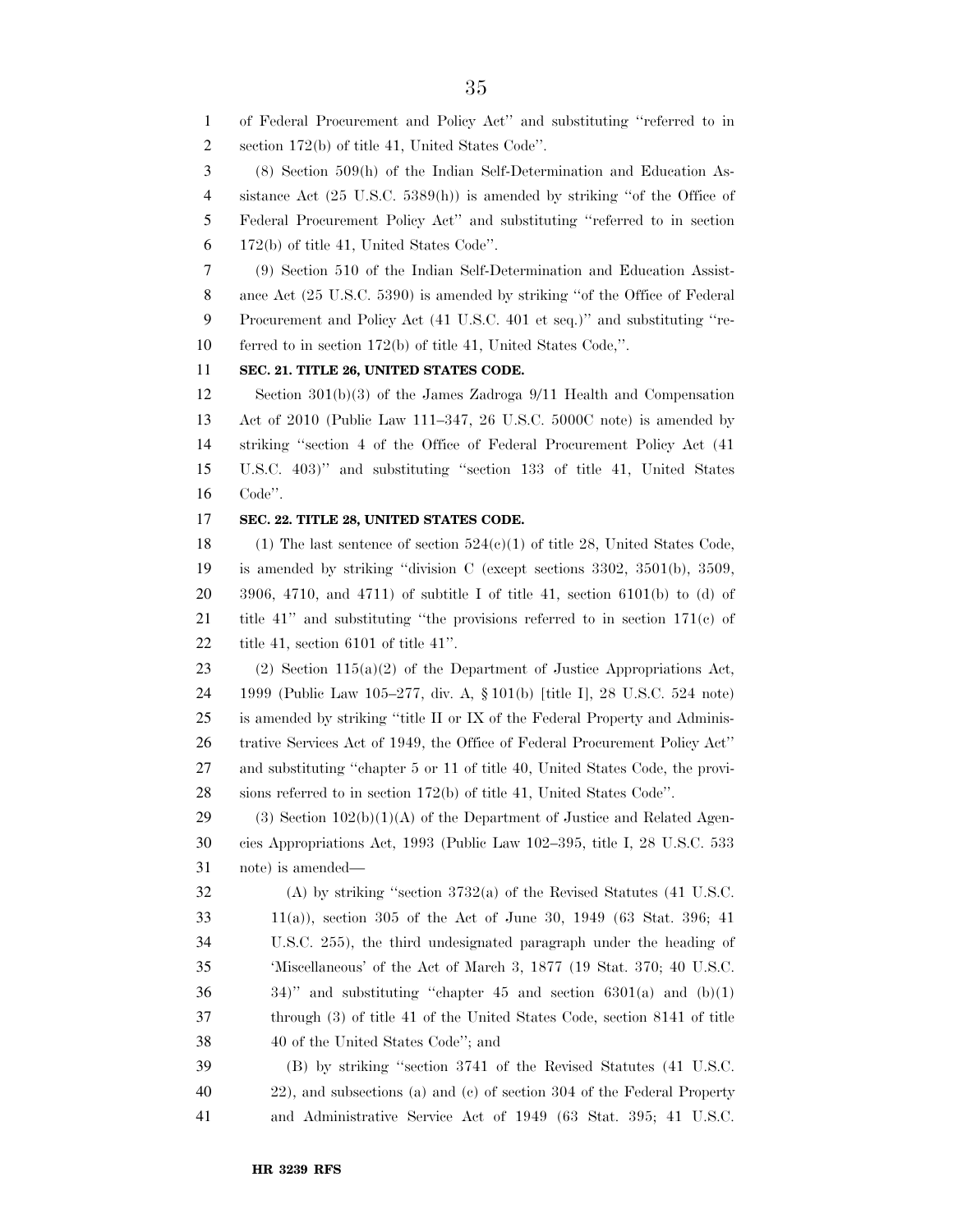of Federal Procurement and Policy Act'' and substituting ''referred to in section 172(b) of title 41, United States Code''.

(8) Section 509(h) of the Indian Self-Determination and Education Assistance Act (25 U.S.C. 5389(h)) is amended by striking ''of the Office of Federal Procurement Policy Act'' and substituting ''referred to in section 172(b) of title 41, United States Code''.

(9) Section 510 of the Indian Self-Determination and Education Assistance Act (25 U.S.C. 5390) is amended by striking ''of the Office of Federal Procurement and Policy Act (41 U.S.C. 401 et seq.)'' and substituting ''referred to in section 172(b) of title 41, United States Code,''.

**SEC. 21. TITLE 26, UNITED STATES CODE.**

Section 301(b)(3) of the James Zadroga 9/11 Health and Compensation Act of 2010 (Public Law 111–347, 26 U.S.C. 5000C note) is amended by striking ''section 4 of the Office of Federal Procurement Policy Act (41 U.S.C. 403)'' and substituting ''section 133 of title 41, United States Code''.

**SEC. 22. TITLE 28, UNITED STATES CODE.**

(1) The last sentence of section 524(c)(1) of title 28, United States Code, is amended by striking ''division C (except sections 3302, 3501(b), 3509, 3906, 4710, and 4711) of subtitle I of title 41, section 6101(b) to (d) of title 41'' and substituting ''the provisions referred to in section 171(c) of title 41, section 6101 of title 41''.

(2) Section 115(a)(2) of the Department of Justice Appropriations Act, 1999 (Public Law 105–277, div. A, § 101(b) [title I], 28 U.S.C. 524 note) is amended by striking ''title II or IX of the Federal Property and Administrative Services Act of 1949, the Office of Federal Procurement Policy Act'' and substituting ''chapter 5 or 11 of title 40, United States Code, the provisions referred to in section 172(b) of title 41, United States Code''.

(3) Section 102(b)(1)(A) of the Department of Justice and Related Agencies Appropriations Act, 1993 (Public Law 102–395, title I, 28 U.S.C. 533 note) is amended—

(A) by striking ''section 3732(a) of the Revised Statutes (41 U.S.C. 11(a)), section 305 of the Act of June 30, 1949 (63 Stat. 396; 41 U.S.C. 255), the third undesignated paragraph under the heading of 'Miscellaneous' of the Act of March 3, 1877 (19 Stat. 370; 40 U.S.C. 34)'' and substituting ''chapter 45 and section 6301(a) and (b)(1) through (3) of title 41 of the United States Code, section 8141 of title 40 of the United States Code''; and

(B) by striking ''section 3741 of the Revised Statutes (41 U.S.C. 22), and subsections (a) and (c) of section 304 of the Federal Property and Administrative Service Act of 1949 (63 Stat. 395; 41 U.S.C.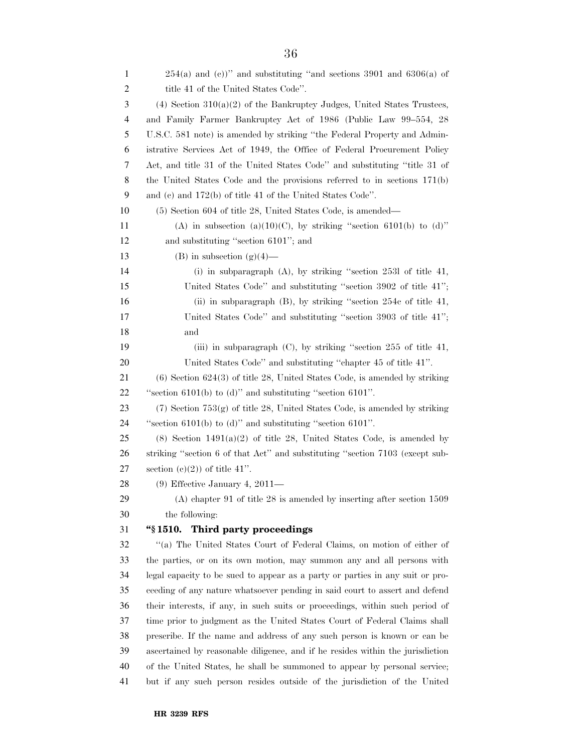254(a) and (c))'' and substituting ''and sections 3901 and 6306(a) of title 41 of the United States Code''.

(4) Section 310(a)(2) of the Bankruptcy Judges, United States Trustees, and Family Farmer Bankruptcy Act of 1986 (Public Law 99–554, 28 U.S.C. 581 note) is amended by striking ''the Federal Property and Administrative Services Act of 1949, the Office of Federal Procurement Policy Act, and title 31 of the United States Code'' and substituting ''title 31 of the United States Code and the provisions referred to in sections 171(b) and (c) and 172(b) of title 41 of the United States Code''.

(5) Section 604 of title 28, United States Code, is amended—

(A) in subsection (a)(10)(C), by striking ''section 6101(b) to (d)'' and substituting ''section 6101''; and

(B) in subsection (g)(4)—

(i) in subparagraph (A), by striking ''section 253l of title 41, United States Code'' and substituting ''section 3902 of title 41'';

(ii) in subparagraph (B), by striking ''section 254c of title 41, United States Code'' and substituting ''section 3903 of title 41''; and

(iii) in subparagraph (C), by striking ''section 255 of title 41, United States Code'' and substituting ''chapter 45 of title 41''.

(6) Section 624(3) of title 28, United States Code, is amended by striking ''section 6101(b) to (d)'' and substituting ''section 6101''.

(7) Section 753(g) of title 28, United States Code, is amended by striking ''section 6101(b) to (d)'' and substituting ''section 6101''.

(8) Section 1491(a)(2) of title 28, United States Code, is amended by striking ''section 6 of that Act'' and substituting ''section 7103 (except subsection (c)(2)) of title 41''.

(9) Effective January 4, 2011—

(A) chapter 91 of title 28 is amended by inserting after section 1509 the following:

**''§ 1510. Third party proceedings**

''(a) The United States Court of Federal Claims, on motion of either of the parties, or on its own motion, may summon any and all persons with legal capacity to be sued to appear as a party or parties in any suit or proceeding of any nature whatsoever pending in said court to assert and defend their interests, if any, in such suits or proceedings, within such period of time prior to judgment as the United States Court of Federal Claims shall prescribe. If the name and address of any such person is known or can be ascertained by reasonable diligence, and if he resides within the jurisdiction of the United States, he shall be summoned to appear by personal service; but if any such person resides outside of the jurisdiction of the United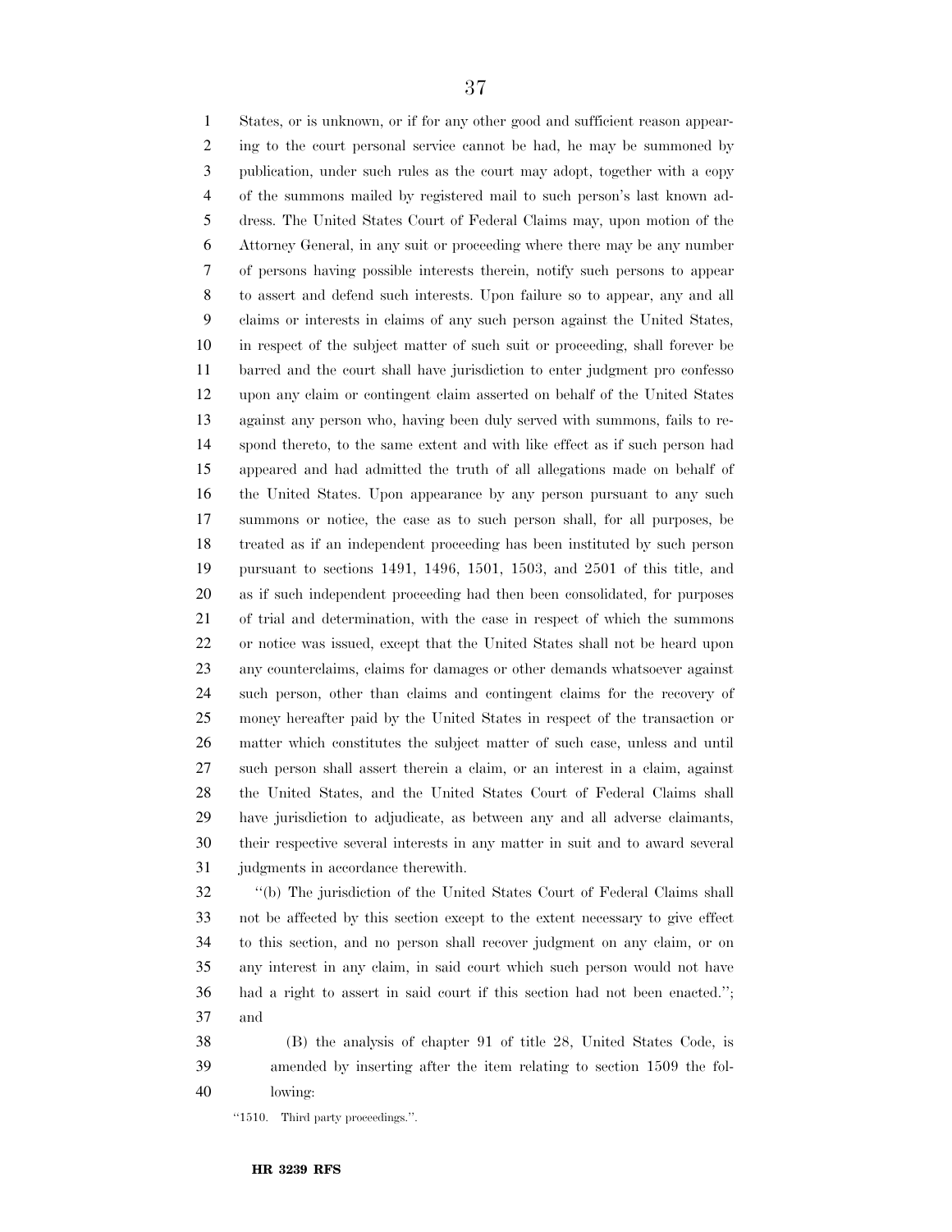States, or is unknown, or if for any other good and sufficient reason appearing to the court personal service cannot be had, he may be summoned by publication, under such rules as the court may adopt, together with a copy of the summons mailed by registered mail to such person's last known address. The United States Court of Federal Claims may, upon motion of the Attorney General, in any suit or proceeding where there may be any number of persons having possible interests therein, notify such persons to appear to assert and defend such interests. Upon failure so to appear, any and all claims or interests in claims of any such person against the United States, in respect of the subject matter of such suit or proceeding, shall forever be barred and the court shall have jurisdiction to enter judgment pro confesso upon any claim or contingent claim asserted on behalf of the United States against any person who, having been duly served with summons, fails to respond thereto, to the same extent and with like effect as if such person had appeared and had admitted the truth of all allegations made on behalf of the United States. Upon appearance by any person pursuant to any such summons or notice, the case as to such person shall, for all purposes, be treated as if an independent proceeding has been instituted by such person pursuant to sections 1491, 1496, 1501, 1503, and 2501 of this title, and as if such independent proceeding had then been consolidated, for purposes of trial and determination, with the case in respect of which the summons or notice was issued, except that the United States shall not be heard upon any counterclaims, claims for damages or other demands whatsoever against such person, other than claims and contingent claims for the recovery of money hereafter paid by the United States in respect of the transaction or matter which constitutes the subject matter of such case, unless and until such person shall assert therein a claim, or an interest in a claim, against the United States, and the United States Court of Federal Claims shall have jurisdiction to adjudicate, as between any and all adverse claimants, their respective several interests in any matter in suit and to award several judgments in accordance therewith.

''(b) The jurisdiction of the United States Court of Federal Claims shall not be affected by this section except to the extent necessary to give effect to this section, and no person shall recover judgment on any claim, or on any interest in any claim, in said court which such person would not have had a right to assert in said court if this section had not been enacted.''; and

(B) the analysis of chapter 91 of title 28, United States Code, is amended by inserting after the item relating to section 1509 the following:

''1510. Third party proceedings.''.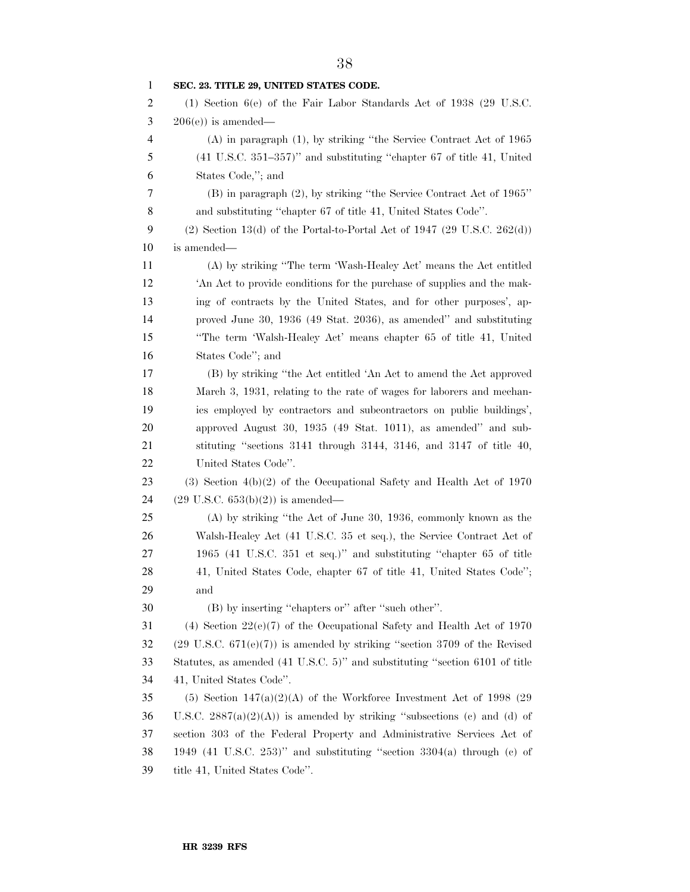**SEC. 23. TITLE 29, UNITED STATES CODE.**

(1) Section 6(e) of the Fair Labor Standards Act of 1938 (29 U.S.C. 206(e)) is amended—

(A) in paragraph (1), by striking ''the Service Contract Act of 1965 (41 U.S.C. 351–357)'' and substituting ''chapter 67 of title 41, United States Code,''; and

(B) in paragraph (2), by striking ''the Service Contract Act of 1965'' and substituting ''chapter 67 of title 41, United States Code''.

(2) Section 13(d) of the Portal-to-Portal Act of 1947 (29 U.S.C. 262(d)) is amended—

(A) by striking ''The term 'Wash-Healey Act' means the Act entitled 'An Act to provide conditions for the purchase of supplies and the making of contracts by the United States, and for other purposes', approved June 30, 1936 (49 Stat. 2036), as amended'' and substituting ''The term 'Walsh-Healey Act' means chapter 65 of title 41, United States Code''; and

(B) by striking ''the Act entitled 'An Act to amend the Act approved March 3, 1931, relating to the rate of wages for laborers and mechanics employed by contractors and subcontractors on public buildings', approved August 30, 1935 (49 Stat. 1011), as amended'' and substituting ''sections 3141 through 3144, 3146, and 3147 of title 40, United States Code''.

(3) Section 4(b)(2) of the Occupational Safety and Health Act of 1970 (29 U.S.C. 653(b)(2)) is amended—

(A) by striking ''the Act of June 30, 1936, commonly known as the Walsh-Healey Act (41 U.S.C. 35 et seq.), the Service Contract Act of 1965 (41 U.S.C. 351 et seq.)'' and substituting ''chapter 65 of title 41, United States Code, chapter 67 of title 41, United States Code''; and

(B) by inserting ''chapters or'' after ''such other''.

(4) Section 22(e)(7) of the Occupational Safety and Health Act of 1970 (29 U.S.C. 671(e)(7)) is amended by striking ''section 3709 of the Revised Statutes, as amended (41 U.S.C. 5)'' and substituting ''section 6101 of title 41, United States Code''.

(5) Section 147(a)(2)(A) of the Workforce Investment Act of 1998 (29 U.S.C. 2887(a)(2)(A)) is amended by striking ''subsections (c) and (d) of section 303 of the Federal Property and Administrative Services Act of 1949 (41 U.S.C. 253)'' and substituting ''section 3304(a) through (c) of title 41, United States Code''.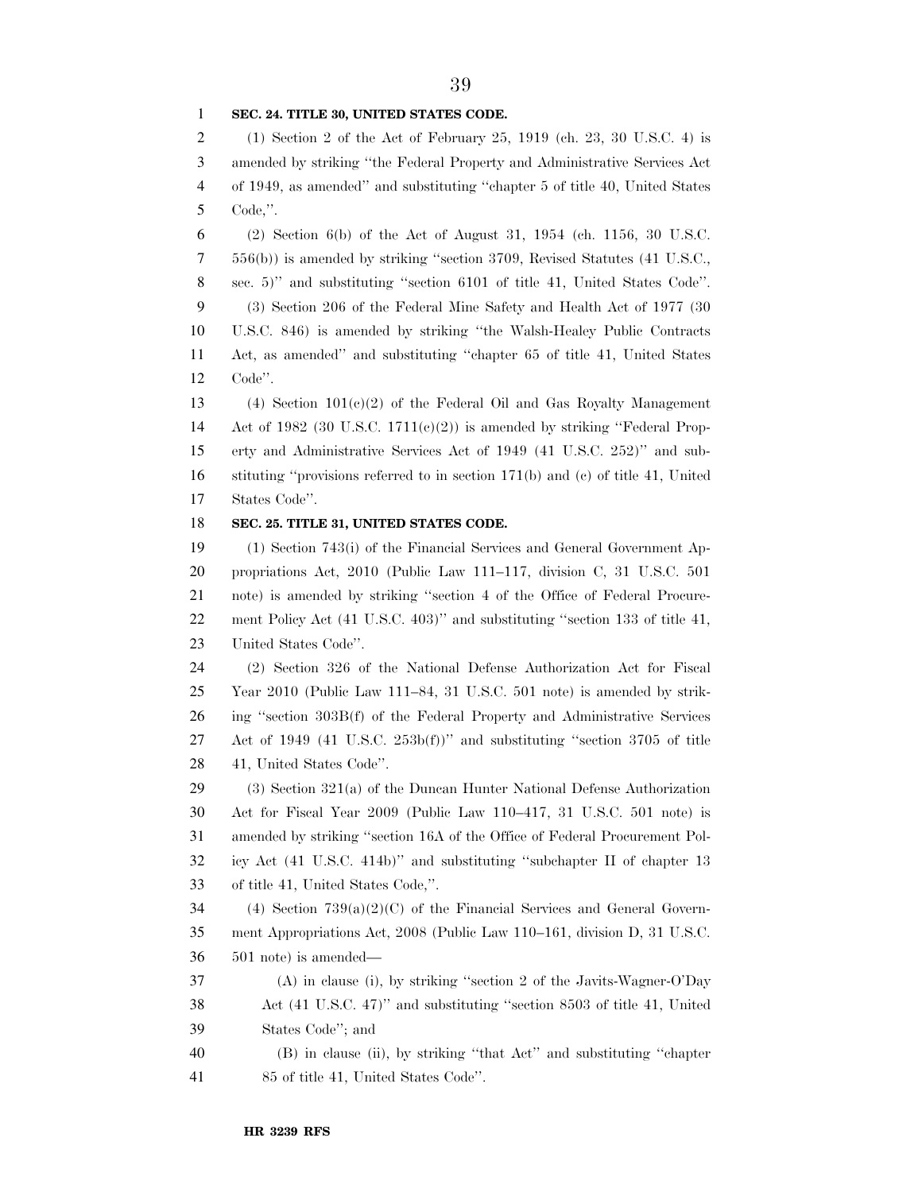**SEC. 24. TITLE 30, UNITED STATES CODE.**

(1) Section 2 of the Act of February 25, 1919 (ch. 23, 30 U.S.C. 4) is amended by striking ''the Federal Property and Administrative Services Act of 1949, as amended'' and substituting ''chapter 5 of title 40, United States Code,''.

(2) Section 6(b) of the Act of August 31, 1954 (ch. 1156, 30 U.S.C. 556(b)) is amended by striking ''section 3709, Revised Statutes (41 U.S.C., sec. 5)'' and substituting ''section 6101 of title 41, United States Code''.

(3) Section 206 of the Federal Mine Safety and Health Act of 1977 (30 U.S.C. 846) is amended by striking ''the Walsh-Healey Public Contracts Act, as amended'' and substituting ''chapter 65 of title 41, United States Code''.

(4) Section 101(c)(2) of the Federal Oil and Gas Royalty Management Act of 1982 (30 U.S.C. 1711(c)(2)) is amended by striking ''Federal Property and Administrative Services Act of 1949 (41 U.S.C. 252)'' and substituting ''provisions referred to in section 171(b) and (c) of title 41, United States Code''.

**SEC. 25. TITLE 31, UNITED STATES CODE.**

(1) Section 743(i) of the Financial Services and General Government Appropriations Act, 2010 (Public Law 111–117, division C, 31 U.S.C. 501 note) is amended by striking ''section 4 of the Office of Federal Procurement Policy Act (41 U.S.C. 403)'' and substituting ''section 133 of title 41, United States Code''.

(2) Section 326 of the National Defense Authorization Act for Fiscal Year 2010 (Public Law 111–84, 31 U.S.C. 501 note) is amended by striking ''section 303B(f) of the Federal Property and Administrative Services Act of 1949 (41 U.S.C. 253b(f))'' and substituting ''section 3705 of title 41, United States Code''.

(3) Section 321(a) of the Duncan Hunter National Defense Authorization Act for Fiscal Year 2009 (Public Law 110–417, 31 U.S.C. 501 note) is amended by striking ''section 16A of the Office of Federal Procurement Policy Act (41 U.S.C. 414b)'' and substituting ''subchapter II of chapter 13 of title 41, United States Code,''.

(4) Section 739(a)(2)(C) of the Financial Services and General Government Appropriations Act, 2008 (Public Law 110–161, division D, 31 U.S.C. 501 note) is amended—

(A) in clause (i), by striking ''section 2 of the Javits-Wagner-O'Day Act (41 U.S.C. 47)'' and substituting ''section 8503 of title 41, United States Code''; and

(B) in clause (ii), by striking ''that Act'' and substituting ''chapter 85 of title 41, United States Code''.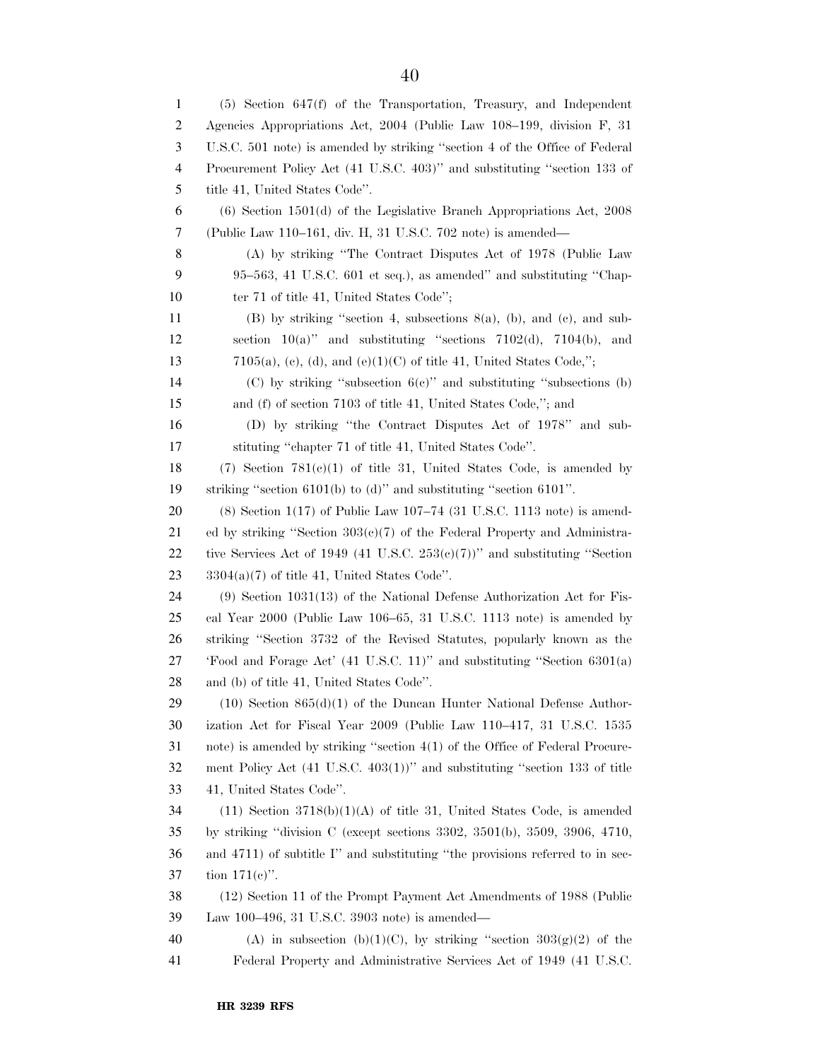(5) Section 647(f) of the Transportation, Treasury, and Independent Agencies Appropriations Act, 2004 (Public Law 108–199, division F, 31 U.S.C. 501 note) is amended by striking "section 4 of the Office of Federal Procurement Policy Act (41 U.S.C. 403)" and substituting "section 133 of title 41, United States Code".

(6) Section 1501(d) of the Legislative Branch Appropriations Act, 2008 (Public Law 110–161, div. H, 31 U.S.C. 702 note) is amended—

(A) by striking "The Contract Disputes Act of 1978 (Public Law 95–563, 41 U.S.C. 601 et seq.), as amended" and substituting "Chapter 71 of title 41, United States Code";

(B) by striking "section 4, subsections 8(a), (b), and (c), and subsection 10(a)" and substituting "sections 7102(d), 7104(b), and 7105(a), (c), (d), and (e)(1)(C) of title 41, United States Code,";

(C) by striking "subsection 6(c)" and substituting "subsections (b) and (f) of section 7103 of title 41, United States Code,"; and

(D) by striking "the Contract Disputes Act of 1978" and substituting "chapter 71 of title 41, United States Code".

(7) Section 781(c)(1) of title 31, United States Code, is amended by striking "section 6101(b) to (d)" and substituting "section 6101".

(8) Section 1(17) of Public Law 107–74 (31 U.S.C. 1113 note) is amended by striking "Section 303(c)(7) of the Federal Property and Administrative Services Act of 1949 (41 U.S.C. 253(c)(7))" and substituting "Section 3304(a)(7) of title 41, United States Code".

(9) Section 1031(13) of the National Defense Authorization Act for Fiscal Year 2000 (Public Law 106–65, 31 U.S.C. 1113 note) is amended by striking "Section 3732 of the Revised Statutes, popularly known as the 'Food and Forage Act' (41 U.S.C. 11)" and substituting "Section 6301(a) and (b) of title 41, United States Code".

(10) Section 865(d)(1) of the Duncan Hunter National Defense Authorization Act for Fiscal Year 2009 (Public Law 110–417, 31 U.S.C. 1535 note) is amended by striking "section 4(1) of the Office of Federal Procurement Policy Act (41 U.S.C. 403(1))" and substituting "section 133 of title 41, United States Code".

(11) Section 3718(b)(1)(A) of title 31, United States Code, is amended by striking "division C (except sections 3302, 3501(b), 3509, 3906, 4710, and 4711) of subtitle I" and substituting "the provisions referred to in section 171(c)".

(12) Section 11 of the Prompt Payment Act Amendments of 1988 (Public Law 100–496, 31 U.S.C. 3903 note) is amended—

(A) in subsection (b)(1)(C), by striking "section 303(g)(2) of the Federal Property and Administrative Services Act of 1949 (41 U.S.C.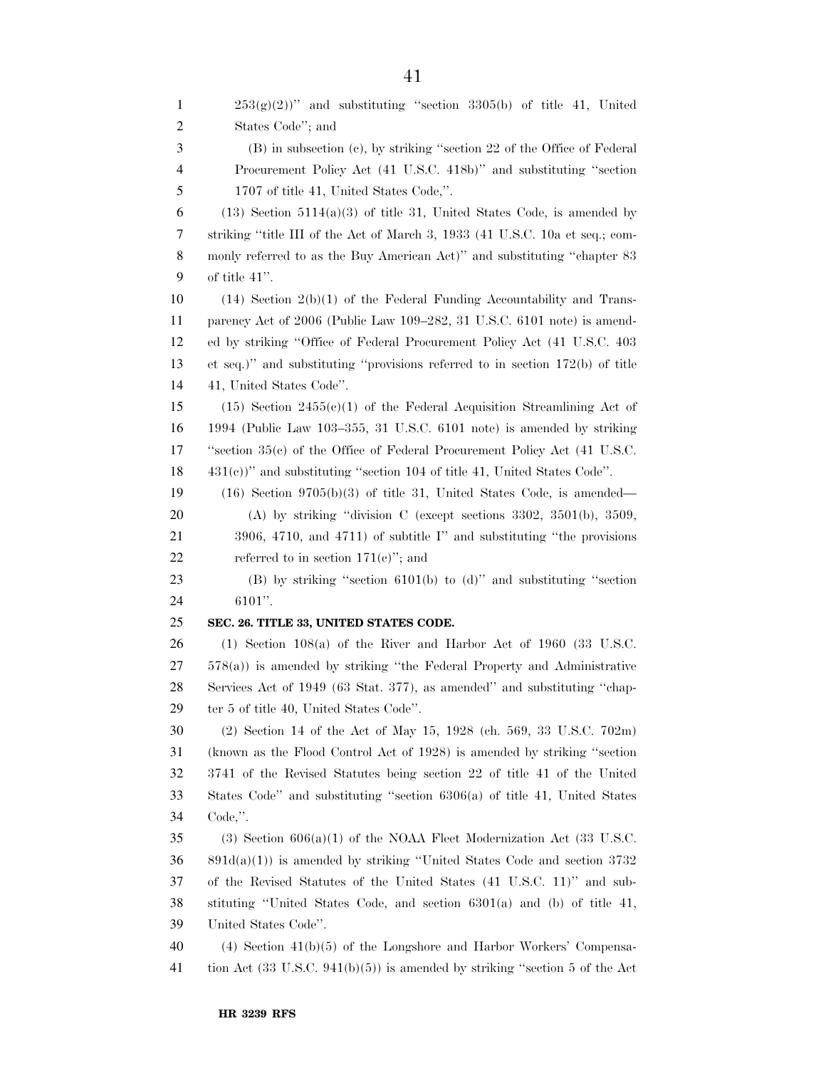253(g)(2))" and substituting "section 3305(b) of title 41, United States Code"; and

(B) in subsection (c), by striking "section 22 of the Office of Federal Procurement Policy Act (41 U.S.C. 418b)" and substituting "section 1707 of title 41, United States Code,".

(13) Section 5114(a)(3) of title 31, United States Code, is amended by striking "title III of the Act of March 3, 1933 (41 U.S.C. 10a et seq.; commonly referred to as the Buy American Act)" and substituting "chapter 83 of title 41".

(14) Section 2(b)(1) of the Federal Funding Accountability and Transparency Act of 2006 (Public Law 109–282, 31 U.S.C. 6101 note) is amended by striking "Office of Federal Procurement Policy Act (41 U.S.C. 403 et seq.)" and substituting "provisions referred to in section 172(b) of title 41, United States Code".

(15) Section 2455(c)(1) of the Federal Acquisition Streamlining Act of 1994 (Public Law 103–355, 31 U.S.C. 6101 note) is amended by striking "section 35(c) of the Office of Federal Procurement Policy Act (41 U.S.C. 431(c))" and substituting "section 104 of title 41, United States Code".

(16) Section 9705(b)(3) of title 31, United States Code, is amended—

(A) by striking "division C (except sections 3302, 3501(b), 3509, 3906, 4710, and 4711) of subtitle I" and substituting "the provisions referred to in section 171(c)"; and

(B) by striking "section 6101(b) to (d)" and substituting "section 6101".

**SEC. 26. TITLE 33, UNITED STATES CODE.**

(1) Section 108(a) of the River and Harbor Act of 1960 (33 U.S.C. 578(a)) is amended by striking "the Federal Property and Administrative Services Act of 1949 (63 Stat. 377), as amended" and substituting "chapter 5 of title 40, United States Code".

(2) Section 14 of the Act of May 15, 1928 (ch. 569, 33 U.S.C. 702m) (known as the Flood Control Act of 1928) is amended by striking "section 3741 of the Revised Statutes being section 22 of title 41 of the United States Code" and substituting "section 6306(a) of title 41, United States Code,".

(3) Section 606(a)(1) of the NOAA Fleet Modernization Act (33 U.S.C. 891d(a)(1)) is amended by striking "United States Code and section 3732 of the Revised Statutes of the United States (41 U.S.C. 11)" and substituting "United States Code, and section 6301(a) and (b) of title 41, United States Code".

(4) Section 41(b)(5) of the Longshore and Harbor Workers' Compensation Act (33 U.S.C. 941(b)(5)) is amended by striking "section 5 of the Act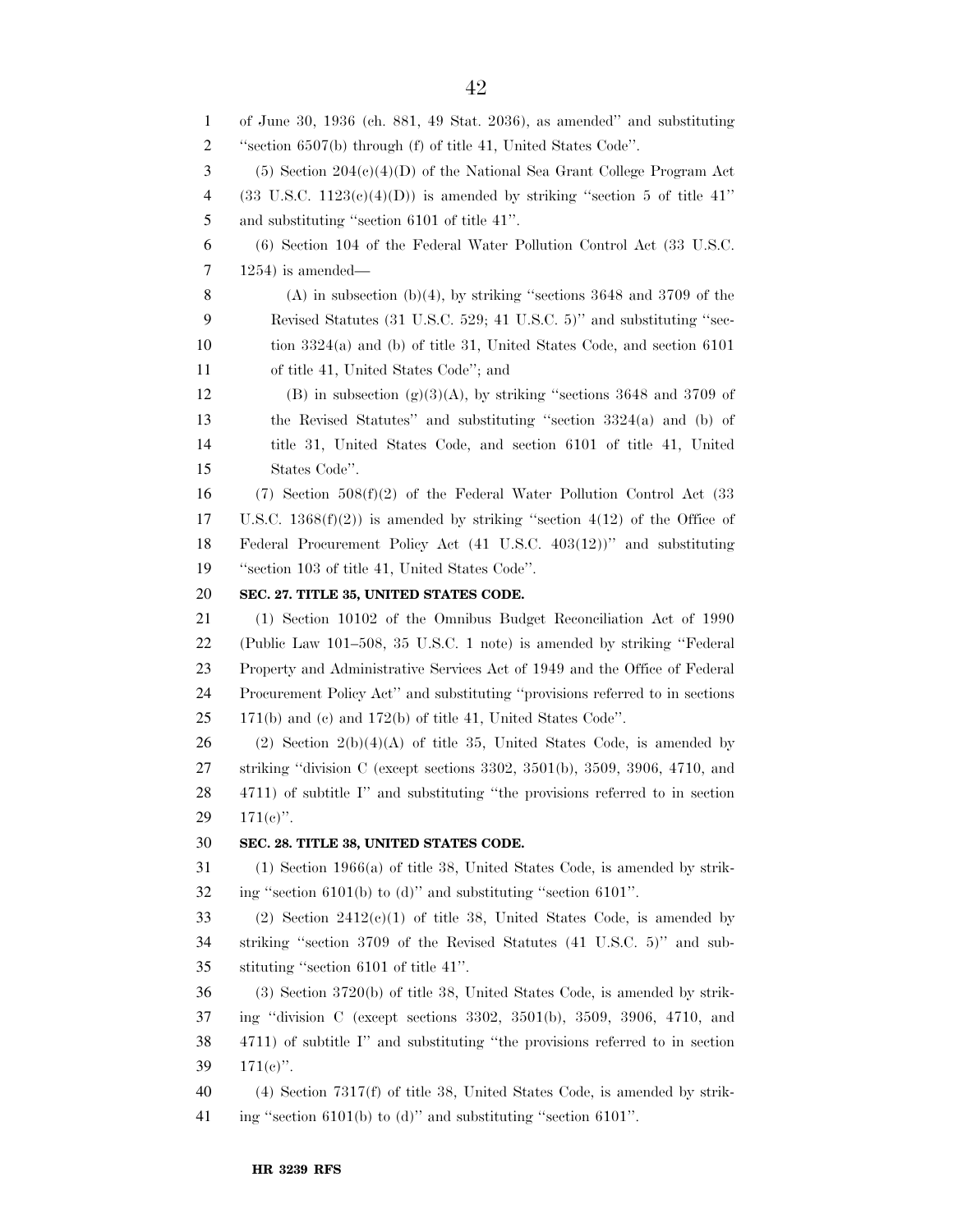of June 30, 1936 (ch. 881, 49 Stat. 2036), as amended'' and substituting ''section 6507(b) through (f) of title 41, United States Code''.

(5) Section 204(c)(4)(D) of the National Sea Grant College Program Act (33 U.S.C. 1123(c)(4)(D)) is amended by striking ''section 5 of title 41'' and substituting ''section 6101 of title 41''.

(6) Section 104 of the Federal Water Pollution Control Act (33 U.S.C. 1254) is amended—

(A) in subsection (b)(4), by striking ''sections 3648 and 3709 of the Revised Statutes (31 U.S.C. 529; 41 U.S.C. 5)'' and substituting ''section 3324(a) and (b) of title 31, United States Code, and section 6101 of title 41, United States Code''; and

(B) in subsection (g)(3)(A), by striking ''sections 3648 and 3709 of the Revised Statutes'' and substituting ''section 3324(a) and (b) of title 31, United States Code, and section 6101 of title 41, United States Code''.

(7) Section 508(f)(2) of the Federal Water Pollution Control Act (33 U.S.C. 1368(f)(2)) is amended by striking ''section 4(12) of the Office of Federal Procurement Policy Act (41 U.S.C. 403(12))'' and substituting ''section 103 of title 41, United States Code''.

**SEC. 27. TITLE 35, UNITED STATES CODE.**

(1) Section 10102 of the Omnibus Budget Reconciliation Act of 1990 (Public Law 101–508, 35 U.S.C. 1 note) is amended by striking ''Federal Property and Administrative Services Act of 1949 and the Office of Federal Procurement Policy Act'' and substituting ''provisions referred to in sections 171(b) and (c) and 172(b) of title 41, United States Code''.

(2) Section 2(b)(4)(A) of title 35, United States Code, is amended by striking ''division C (except sections 3302, 3501(b), 3509, 3906, 4710, and 4711) of subtitle I'' and substituting ''the provisions referred to in section 171(c)''.

**SEC. 28. TITLE 38, UNITED STATES CODE.**

(1) Section 1966(a) of title 38, United States Code, is amended by striking ''section 6101(b) to (d)'' and substituting ''section 6101''.

(2) Section 2412(c)(1) of title 38, United States Code, is amended by striking ''section 3709 of the Revised Statutes (41 U.S.C. 5)'' and substituting ''section 6101 of title 41''.

(3) Section 3720(b) of title 38, United States Code, is amended by striking ''division C (except sections 3302, 3501(b), 3509, 3906, 4710, and 4711) of subtitle I'' and substituting ''the provisions referred to in section 171(c)''.

(4) Section 7317(f) of title 38, United States Code, is amended by striking ''section 6101(b) to (d)'' and substituting ''section 6101''.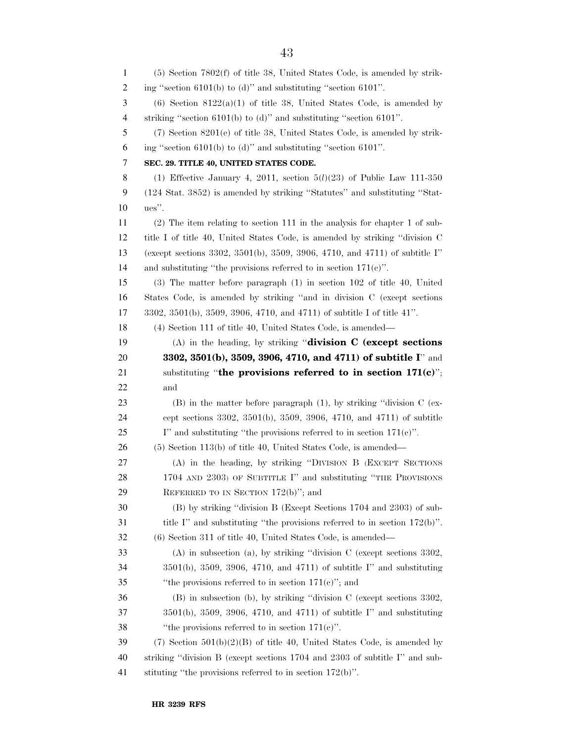(5) Section 7802(f) of title 38, United States Code, is amended by striking "section 6101(b) to (d)" and substituting "section 6101".

(6) Section 8122(a)(1) of title 38, United States Code, is amended by striking "section 6101(b) to (d)" and substituting "section 6101".

(7) Section 8201(e) of title 38, United States Code, is amended by striking "section 6101(b) to (d)" and substituting "section 6101".

**SEC. 29. TITLE 40, UNITED STATES CODE.**

(1) Effective January 4, 2011, section 5(*l*)(23) of Public Law 111-350 (124 Stat. 3852) is amended by striking "Statutes" and substituting "Statues".

(2) The item relating to section 111 in the analysis for chapter 1 of subtitle I of title 40, United States Code, is amended by striking "division C (except sections 3302, 3501(b), 3509, 3906, 4710, and 4711) of subtitle I" and substituting "the provisions referred to in section 171(c)".

(3) The matter before paragraph (1) in section 102 of title 40, United States Code, is amended by striking "and in division C (except sections 3302, 3501(b), 3509, 3906, 4710, and 4711) of subtitle I of title 41".

(4) Section 111 of title 40, United States Code, is amended—

(A) in the heading, by striking "**division C (except sections 3302, 3501(b), 3509, 3906, 4710, and 4711) of subtitle I**" and substituting "**the provisions referred to in section 171(c)**"; and

(B) in the matter before paragraph (1), by striking "division C (except sections 3302, 3501(b), 3509, 3906, 4710, and 4711) of subtitle I" and substituting "the provisions referred to in section 171(c)".

(5) Section 113(b) of title 40, United States Code, is amended—

(A) in the heading, by striking "DIVISION B (EXCEPT SECTIONS 1704 AND 2303) OF SUBTITLE I" and substituting "THE PROVISIONS REFERRED TO IN SECTION 172(b)"; and

(B) by striking "division B (Except Sections 1704 and 2303) of subtitle I" and substituting "the provisions referred to in section 172(b)".

(6) Section 311 of title 40, United States Code, is amended—

(A) in subsection (a), by striking "division C (except sections 3302, 3501(b), 3509, 3906, 4710, and 4711) of subtitle I" and substituting "the provisions referred to in section 171(c)"; and

(B) in subsection (b), by striking "division C (except sections 3302, 3501(b), 3509, 3906, 4710, and 4711) of subtitle I" and substituting "the provisions referred to in section 171(c)".

(7) Section 501(b)(2)(B) of title 40, United States Code, is amended by striking "division B (except sections 1704 and 2303 of subtitle I" and substituting "the provisions referred to in section 172(b)".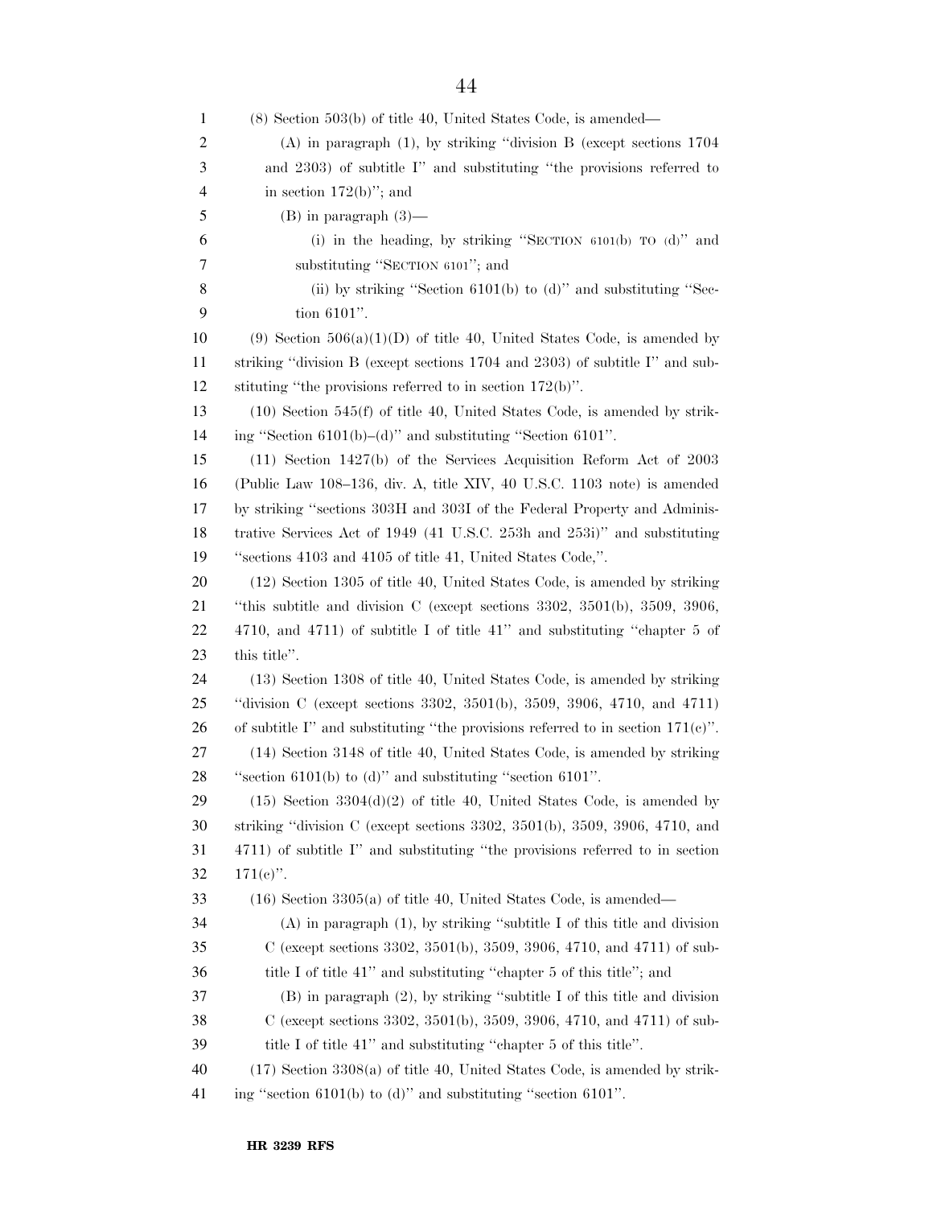(8) Section 503(b) of title 40, United States Code, is amended—

(A) in paragraph (1), by striking "division B (except sections 1704 and 2303) of subtitle I" and substituting "the provisions referred to in section 172(b)"; and

(B) in paragraph (3)—

(i) in the heading, by striking "SECTION 6101(b) TO (d)" and substituting "SECTION 6101"; and

(ii) by striking "Section 6101(b) to (d)" and substituting "Section 6101".

(9) Section 506(a)(1)(D) of title 40, United States Code, is amended by striking "division B (except sections 1704 and 2303) of subtitle I" and substituting "the provisions referred to in section 172(b)".

(10) Section 545(f) of title 40, United States Code, is amended by striking "Section 6101(b)–(d)" and substituting "Section 6101".

(11) Section 1427(b) of the Services Acquisition Reform Act of 2003 (Public Law 108–136, div. A, title XIV, 40 U.S.C. 1103 note) is amended by striking "sections 303H and 303I of the Federal Property and Administrative Services Act of 1949 (41 U.S.C. 253h and 253i)" and substituting "sections 4103 and 4105 of title 41, United States Code,".

(12) Section 1305 of title 40, United States Code, is amended by striking "this subtitle and division C (except sections 3302, 3501(b), 3509, 3906, 4710, and 4711) of subtitle I of title 41" and substituting "chapter 5 of this title".

(13) Section 1308 of title 40, United States Code, is amended by striking "division C (except sections 3302, 3501(b), 3509, 3906, 4710, and 4711) of subtitle I" and substituting "the provisions referred to in section 171(c)".

(14) Section 3148 of title 40, United States Code, is amended by striking "section 6101(b) to (d)" and substituting "section 6101".

(15) Section 3304(d)(2) of title 40, United States Code, is amended by striking "division C (except sections 3302, 3501(b), 3509, 3906, 4710, and 4711) of subtitle I" and substituting "the provisions referred to in section 171(c)".

(16) Section 3305(a) of title 40, United States Code, is amended—

(A) in paragraph (1), by striking "subtitle I of this title and division C (except sections 3302, 3501(b), 3509, 3906, 4710, and 4711) of subtitle I of title 41" and substituting "chapter 5 of this title"; and

(B) in paragraph (2), by striking "subtitle I of this title and division C (except sections 3302, 3501(b), 3509, 3906, 4710, and 4711) of subtitle I of title 41" and substituting "chapter 5 of this title".

(17) Section 3308(a) of title 40, United States Code, is amended by striking "section 6101(b) to (d)" and substituting "section 6101".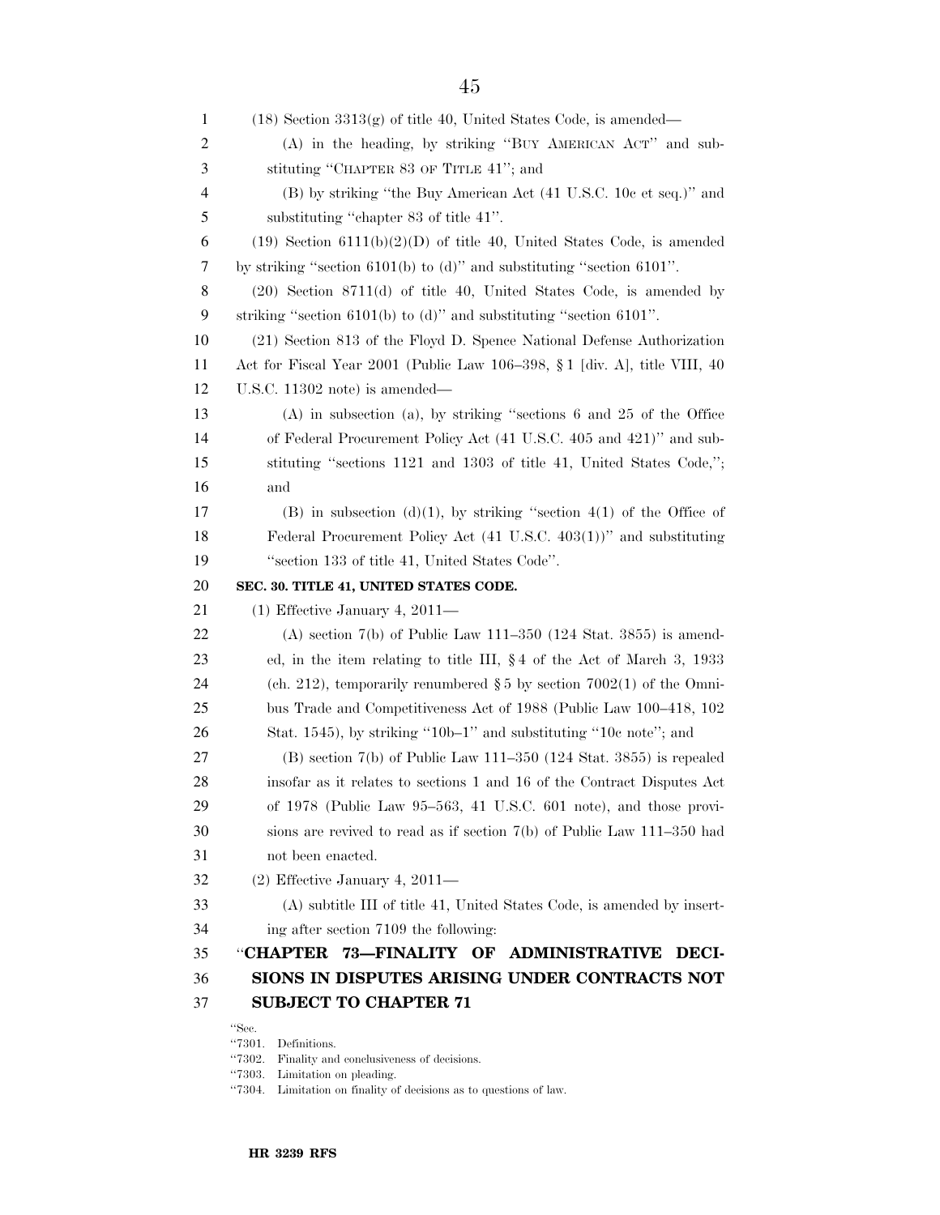(18) Section 3313(g) of title 40, United States Code, is amended—

(A) in the heading, by striking "BUY AMERICAN ACT" and substituting "CHAPTER 83 OF TITLE 41"; and

(B) by striking "the Buy American Act (41 U.S.C. 10c et seq.)" and substituting "chapter 83 of title 41".

(19) Section 6111(b)(2)(D) of title 40, United States Code, is amended by striking "section 6101(b) to (d)" and substituting "section 6101".

(20) Section 8711(d) of title 40, United States Code, is amended by striking "section 6101(b) to (d)" and substituting "section 6101".

(21) Section 813 of the Floyd D. Spence National Defense Authorization Act for Fiscal Year 2001 (Public Law 106–398, § 1 [div. A], title VIII, 40 U.S.C. 11302 note) is amended—

(A) in subsection (a), by striking "sections 6 and 25 of the Office of Federal Procurement Policy Act (41 U.S.C. 405 and 421)" and substituting "sections 1121 and 1303 of title 41, United States Code,"; and

(B) in subsection (d)(1), by striking "section 4(1) of the Office of Federal Procurement Policy Act (41 U.S.C. 403(1))" and substituting "section 133 of title 41, United States Code".

**SEC. 30. TITLE 41, UNITED STATES CODE.**

(1) Effective January 4, 2011—

(A) section 7(b) of Public Law 111–350 (124 Stat. 3855) is amended, in the item relating to title III, § 4 of the Act of March 3, 1933 (ch. 212), temporarily renumbered § 5 by section 7002(1) of the Omnibus Trade and Competitiveness Act of 1988 (Public Law 100–418, 102 Stat. 1545), by striking "10b–1" and substituting "10c note"; and

(B) section 7(b) of Public Law 111–350 (124 Stat. 3855) is repealed insofar as it relates to sections 1 and 16 of the Contract Disputes Act of 1978 (Public Law 95–563, 41 U.S.C. 601 note), and those provisions are revived to read as if section 7(b) of Public Law 111–350 had not been enacted.

(2) Effective January 4, 2011—

(A) subtitle III of title 41, United States Code, is amended by inserting after section 7109 the following:

**"CHAPTER 73—FINALITY OF ADMINISTRATIVE DECISIONS IN DISPUTES ARISING UNDER CONTRACTS NOT SUBJECT TO CHAPTER 71**

"Sec.
"7301. Definitions.
"7302. Finality and conclusiveness of decisions.
"7303. Limitation on pleading.
"7304. Limitation on finality of decisions as to questions of law.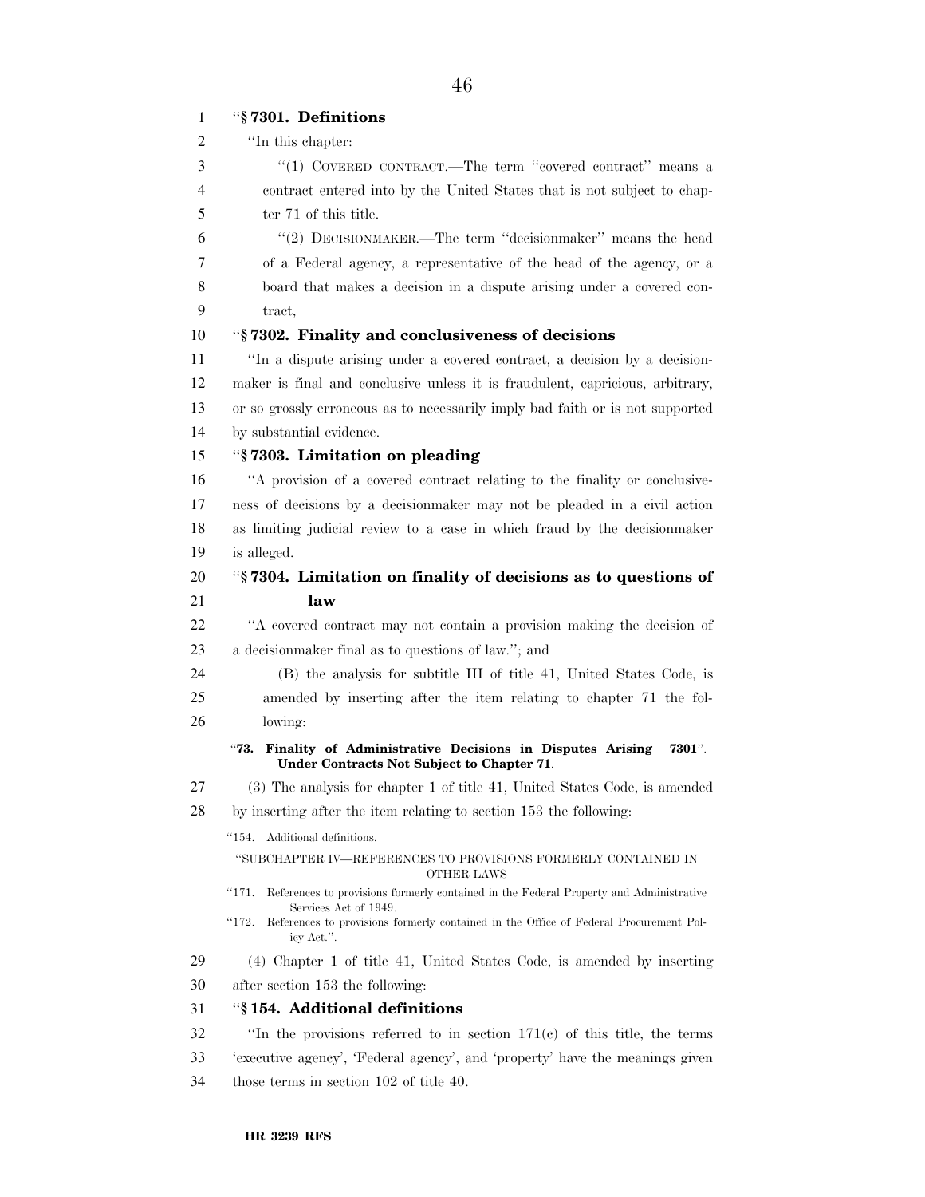"§ 7301. Definitions

"In this chapter:

"(1) COVERED CONTRACT.—The term "covered contract" means a contract entered into by the United States that is not subject to chapter 71 of this title.

"(2) DECISIONMAKER.—The term "decisionmaker" means the head of a Federal agency, a representative of the head of the agency, or a board that makes a decision in a dispute arising under a covered contract,

"§ 7302. Finality and conclusiveness of decisions

"In a dispute arising under a covered contract, a decision by a decisionmaker is final and conclusive unless it is fraudulent, capricious, arbitrary, or so grossly erroneous as to necessarily imply bad faith or is not supported by substantial evidence.

"§ 7303. Limitation on pleading

"A provision of a covered contract relating to the finality or conclusiveness of decisions by a decisionmaker may not be pleaded in a civil action as limiting judicial review to a case in which fraud by the decisionmaker is alleged.

"§ 7304. Limitation on finality of decisions as to questions of law

"A covered contract may not contain a provision making the decision of a decisionmaker final as to questions of law."; and

(B) the analysis for subtitle III of title 41, United States Code, is amended by inserting after the item relating to chapter 71 the following:

"73. Finality of Administrative Decisions in Disputes Arising Under Contracts Not Subject to Chapter 71. 7301".

(3) The analysis for chapter 1 of title 41, United States Code, is amended by inserting after the item relating to section 153 the following:

"154. Additional definitions.

"SUBCHAPTER IV—REFERENCES TO PROVISIONS FORMERLY CONTAINED IN OTHER LAWS

"171. References to provisions formerly contained in the Federal Property and Administrative Services Act of 1949.

"172. References to provisions formerly contained in the Office of Federal Procurement Policy Act.".

(4) Chapter 1 of title 41, United States Code, is amended by inserting after section 153 the following:

"§ 154. Additional definitions

"In the provisions referred to in section 171(c) of this title, the terms 'executive agency', 'Federal agency', and 'property' have the meanings given those terms in section 102 of title 40.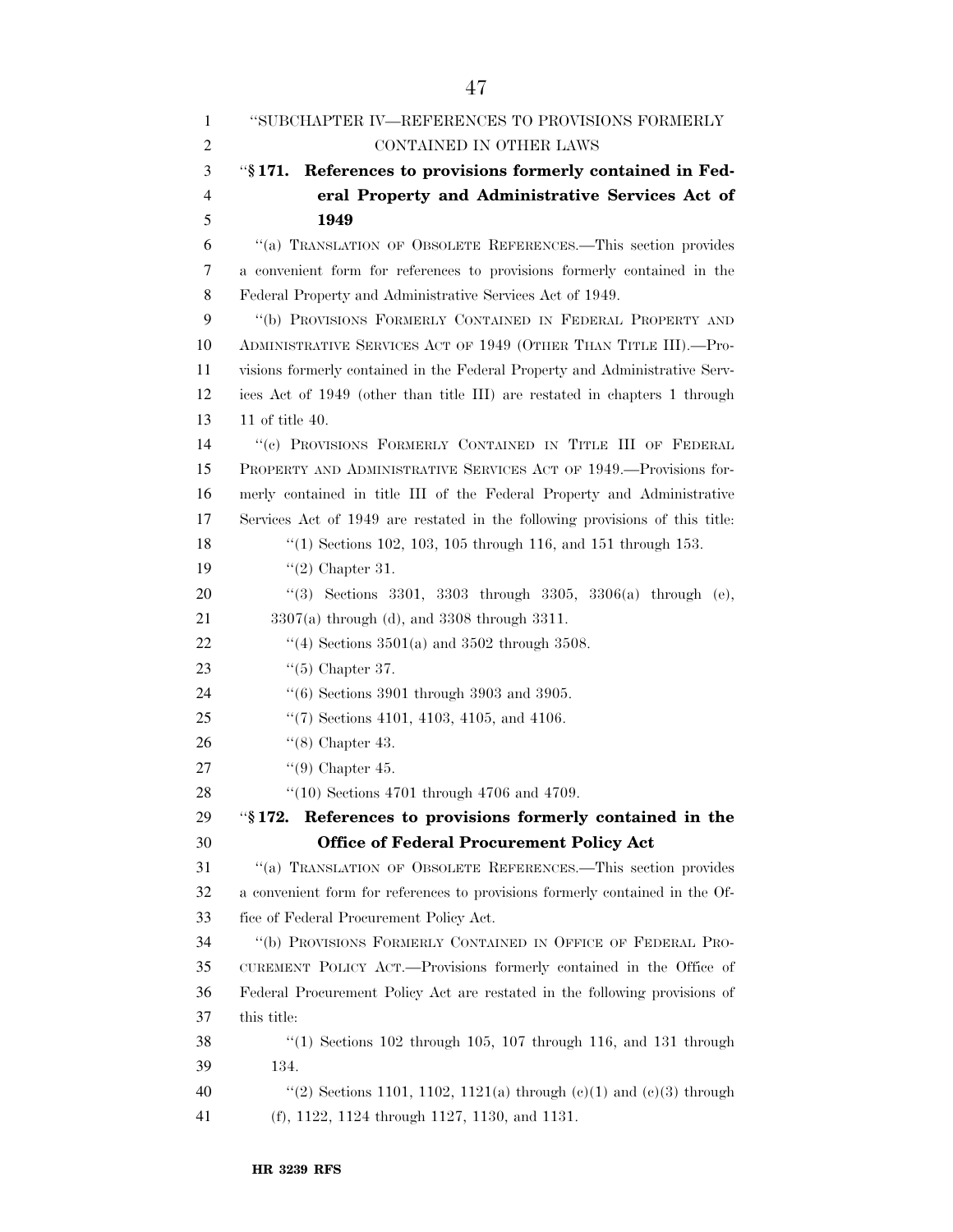"SUBCHAPTER IV—REFERENCES TO PROVISIONS FORMERLY CONTAINED IN OTHER LAWS

**"§ 171. References to provisions formerly contained in Federal Property and Administrative Services Act of 1949**

"(a) TRANSLATION OF OBSOLETE REFERENCES.—This section provides a convenient form for references to provisions formerly contained in the Federal Property and Administrative Services Act of 1949.

"(b) PROVISIONS FORMERLY CONTAINED IN FEDERAL PROPERTY AND ADMINISTRATIVE SERVICES ACT OF 1949 (OTHER THAN TITLE III).—Provisions formerly contained in the Federal Property and Administrative Services Act of 1949 (other than title III) are restated in chapters 1 through 11 of title 40.

"(c) PROVISIONS FORMERLY CONTAINED IN TITLE III OF FEDERAL PROPERTY AND ADMINISTRATIVE SERVICES ACT OF 1949.—Provisions formerly contained in title III of the Federal Property and Administrative Services Act of 1949 are restated in the following provisions of this title:

"(1) Sections 102, 103, 105 through 116, and 151 through 153.

"(2) Chapter 31.

"(3) Sections 3301, 3303 through 3305, 3306(a) through (e), 3307(a) through (d), and 3308 through 3311.

"(4) Sections 3501(a) and 3502 through 3508.

"(5) Chapter 37.

"(6) Sections 3901 through 3903 and 3905.

"(7) Sections 4101, 4103, 4105, and 4106.

"(8) Chapter 43.

"(9) Chapter 45.

"(10) Sections 4701 through 4706 and 4709.

**"§ 172. References to provisions formerly contained in the Office of Federal Procurement Policy Act**

"(a) TRANSLATION OF OBSOLETE REFERENCES.—This section provides a convenient form for references to provisions formerly contained in the Office of Federal Procurement Policy Act.

"(b) PROVISIONS FORMERLY CONTAINED IN OFFICE OF FEDERAL PROCUREMENT POLICY ACT.—Provisions formerly contained in the Office of Federal Procurement Policy Act are restated in the following provisions of this title:

"(1) Sections 102 through 105, 107 through 116, and 131 through 134.

"(2) Sections 1101, 1102, 1121(a) through (c)(1) and (c)(3) through (f), 1122, 1124 through 1127, 1130, and 1131.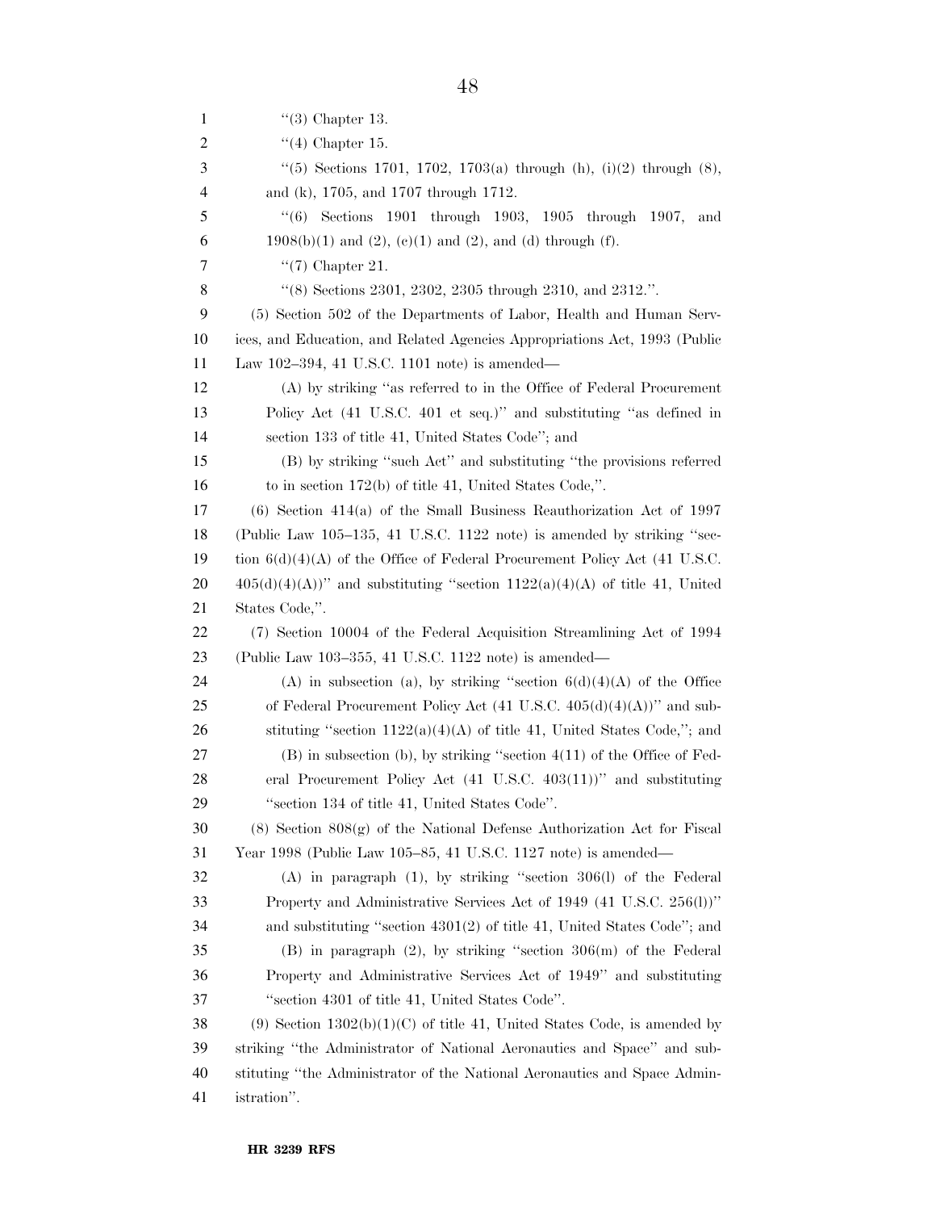"(3) Chapter 13.

"(4) Chapter 15.

"(5) Sections 1701, 1702, 1703(a) through (h), (i)(2) through (8), and (k), 1705, and 1707 through 1712.

"(6) Sections 1901 through 1903, 1905 through 1907, and 1908(b)(1) and (2), (c)(1) and (2), and (d) through (f).

"(7) Chapter 21.

"(8) Sections 2301, 2302, 2305 through 2310, and 2312.".

(5) Section 502 of the Departments of Labor, Health and Human Services, and Education, and Related Agencies Appropriations Act, 1993 (Public Law 102–394, 41 U.S.C. 1101 note) is amended—

(A) by striking "as referred to in the Office of Federal Procurement Policy Act (41 U.S.C. 401 et seq.)" and substituting "as defined in section 133 of title 41, United States Code"; and

(B) by striking "such Act" and substituting "the provisions referred to in section 172(b) of title 41, United States Code,".

(6) Section 414(a) of the Small Business Reauthorization Act of 1997 (Public Law 105–135, 41 U.S.C. 1122 note) is amended by striking "section 6(d)(4)(A) of the Office of Federal Procurement Policy Act (41 U.S.C. 405(d)(4)(A))" and substituting "section 1122(a)(4)(A) of title 41, United States Code,".

(7) Section 10004 of the Federal Acquisition Streamlining Act of 1994 (Public Law 103–355, 41 U.S.C. 1122 note) is amended—

(A) in subsection (a), by striking "section 6(d)(4)(A) of the Office of Federal Procurement Policy Act (41 U.S.C. 405(d)(4)(A))" and substituting "section 1122(a)(4)(A) of title 41, United States Code,"; and

(B) in subsection (b), by striking "section 4(11) of the Office of Federal Procurement Policy Act (41 U.S.C. 403(11))" and substituting "section 134 of title 41, United States Code".

(8) Section 808(g) of the National Defense Authorization Act for Fiscal Year 1998 (Public Law 105–85, 41 U.S.C. 1127 note) is amended—

(A) in paragraph (1), by striking "section 306(l) of the Federal Property and Administrative Services Act of 1949 (41 U.S.C. 256(l))" and substituting "section 4301(2) of title 41, United States Code"; and

(B) in paragraph (2), by striking "section 306(m) of the Federal Property and Administrative Services Act of 1949" and substituting "section 4301 of title 41, United States Code".

(9) Section 1302(b)(1)(C) of title 41, United States Code, is amended by striking "the Administrator of National Aeronautics and Space" and substituting "the Administrator of the National Aeronautics and Space Administration".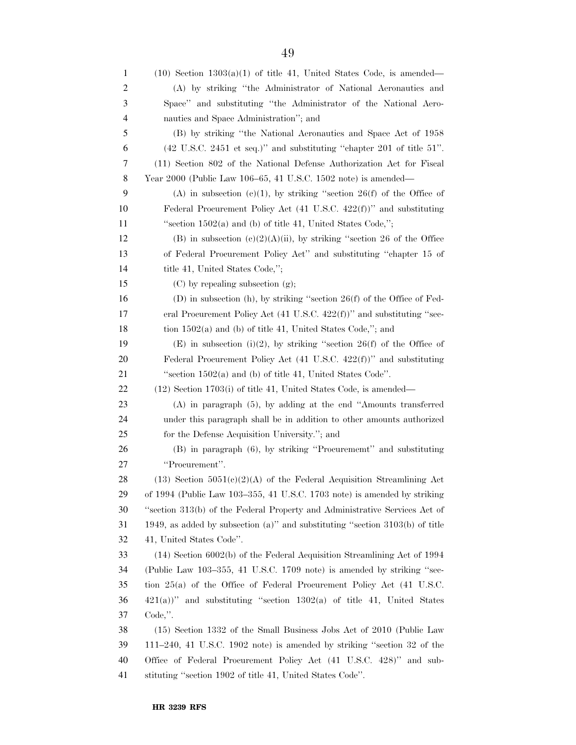(10) Section 1303(a)(1) of title 41, United States Code, is amended—

(A) by striking "the Administrator of National Aeronautics and Space" and substituting "the Administrator of the National Aeronautics and Space Administration"; and

(B) by striking "the National Aeronautics and Space Act of 1958 (42 U.S.C. 2451 et seq.)" and substituting "chapter 201 of title 51".

(11) Section 802 of the National Defense Authorization Act for Fiscal Year 2000 (Public Law 106–65, 41 U.S.C. 1502 note) is amended—

(A) in subsection (c)(1), by striking "section 26(f) of the Office of Federal Procurement Policy Act (41 U.S.C. 422(f))" and substituting "section 1502(a) and (b) of title 41, United States Code,";

(B) in subsection (c)(2)(A)(ii), by striking "section 26 of the Office of Federal Procurement Policy Act" and substituting "chapter 15 of title 41, United States Code,";

(C) by repealing subsection (g);

(D) in subsection (h), by striking "section 26(f) of the Office of Federal Procurement Policy Act (41 U.S.C. 422(f))" and substituting "section 1502(a) and (b) of title 41, United States Code,"; and

(E) in subsection (i)(2), by striking "section 26(f) of the Office of Federal Procurement Policy Act (41 U.S.C. 422(f))" and substituting "section 1502(a) and (b) of title 41, United States Code".

(12) Section 1703(i) of title 41, United States Code, is amended—

(A) in paragraph (5), by adding at the end "Amounts transferred under this paragraph shall be in addition to other amounts authorized for the Defense Acquisition University."; and

(B) in paragraph (6), by striking "Procurememt" and substituting "Procurement".

(13) Section 5051(c)(2)(A) of the Federal Acquisition Streamlining Act of 1994 (Public Law 103–355, 41 U.S.C. 1703 note) is amended by striking "section 313(b) of the Federal Property and Administrative Services Act of 1949, as added by subsection (a)" and substituting "section 3103(b) of title 41, United States Code".

(14) Section 6002(b) of the Federal Acquisition Streamlining Act of 1994 (Public Law 103–355, 41 U.S.C. 1709 note) is amended by striking "section 25(a) of the Office of Federal Procurement Policy Act (41 U.S.C. 421(a))" and substituting "section 1302(a) of title 41, United States Code,".

(15) Section 1332 of the Small Business Jobs Act of 2010 (Public Law 111–240, 41 U.S.C. 1902 note) is amended by striking "section 32 of the Office of Federal Procurement Policy Act (41 U.S.C. 428)" and substituting "section 1902 of title 41, United States Code".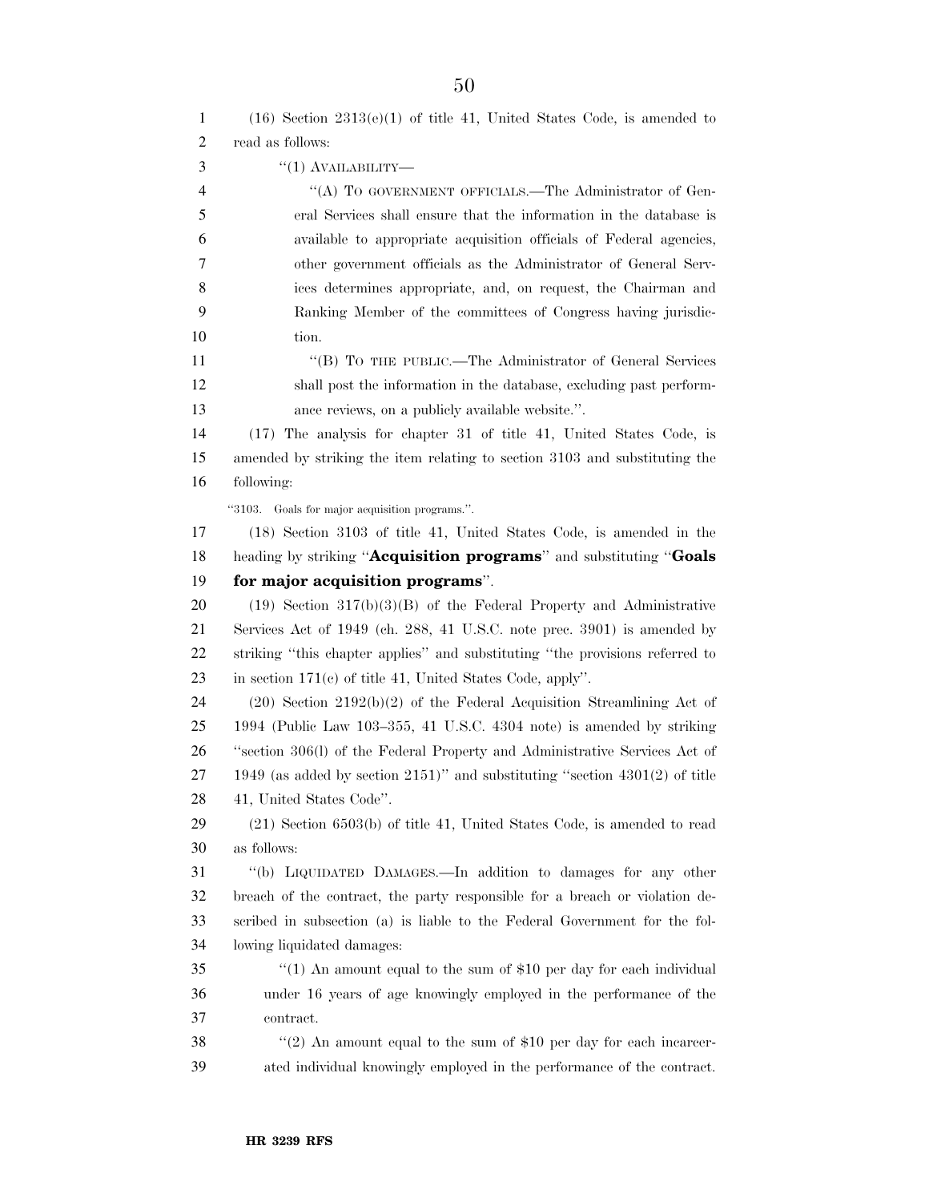(16) Section 2313(e)(1) of title 41, United States Code, is amended to read as follows:

"(1) AVAILABILITY—

"(A) TO GOVERNMENT OFFICIALS.—The Administrator of General Services shall ensure that the information in the database is available to appropriate acquisition officials of Federal agencies, other government officials as the Administrator of General Services determines appropriate, and, on request, the Chairman and Ranking Member of the committees of Congress having jurisdiction.

"(B) TO THE PUBLIC.—The Administrator of General Services shall post the information in the database, excluding past performance reviews, on a publicly available website.".

(17) The analysis for chapter 31 of title 41, United States Code, is amended by striking the item relating to section 3103 and substituting the following:

"3103. Goals for major acquisition programs.".

(18) Section 3103 of title 41, United States Code, is amended in the heading by striking "**Acquisition programs**" and substituting "**Goals for major acquisition programs**".

(19) Section 317(b)(3)(B) of the Federal Property and Administrative Services Act of 1949 (ch. 288, 41 U.S.C. note prec. 3901) is amended by striking "this chapter applies" and substituting "the provisions referred to in section 171(c) of title 41, United States Code, apply".

(20) Section 2192(b)(2) of the Federal Acquisition Streamlining Act of 1994 (Public Law 103–355, 41 U.S.C. 4304 note) is amended by striking "section 306(l) of the Federal Property and Administrative Services Act of 1949 (as added by section 2151)" and substituting "section 4301(2) of title 41, United States Code".

(21) Section 6503(b) of title 41, United States Code, is amended to read as follows:

"(b) LIQUIDATED DAMAGES.—In addition to damages for any other breach of the contract, the party responsible for a breach or violation described in subsection (a) is liable to the Federal Government for the following liquidated damages:

"(1) An amount equal to the sum of $10 per day for each individual under 16 years of age knowingly employed in the performance of the contract.

"(2) An amount equal to the sum of $10 per day for each incarcerated individual knowingly employed in the performance of the contract.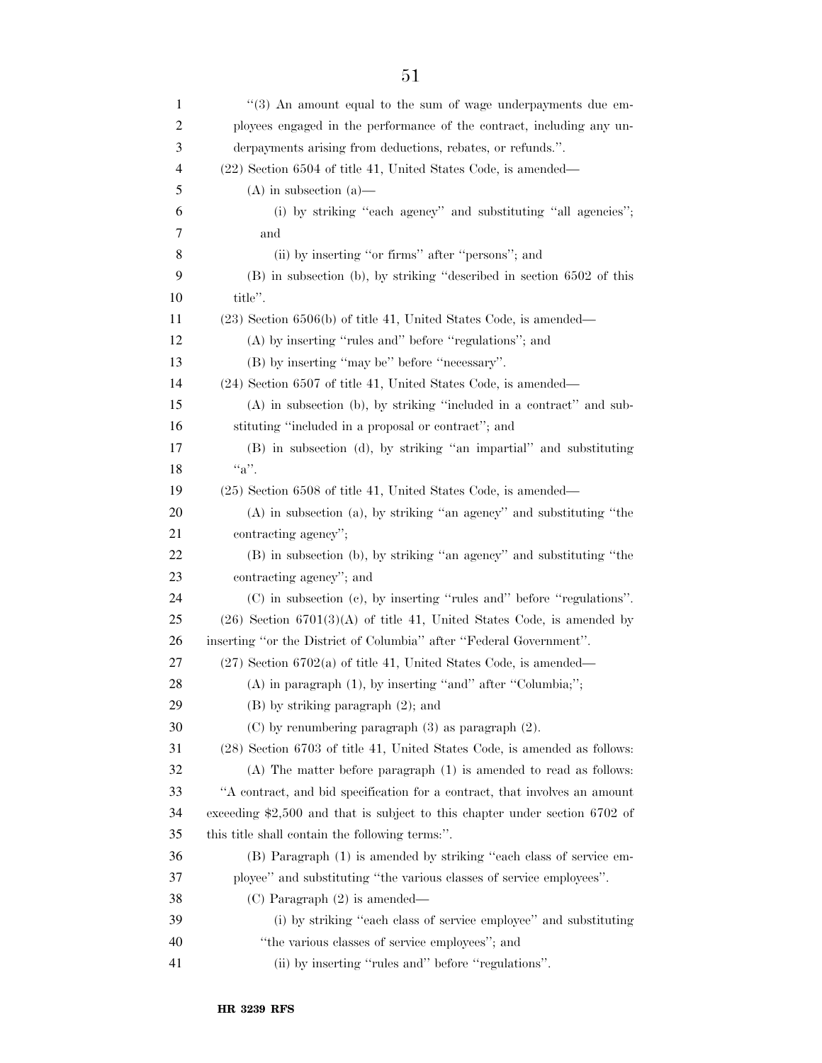"(3) An amount equal to the sum of wage underpayments due employees engaged in the performance of the contract, including any underpayments arising from deductions, rebates, or refunds.".

(22) Section 6504 of title 41, United States Code, is amended—

(A) in subsection (a)—

(i) by striking "each agency" and substituting "all agencies"; and

(ii) by inserting "or firms" after "persons"; and

(B) in subsection (b), by striking "described in section 6502 of this title".

(23) Section 6506(b) of title 41, United States Code, is amended—

(A) by inserting "rules and" before "regulations"; and

(B) by inserting "may be" before "necessary".

(24) Section 6507 of title 41, United States Code, is amended—

(A) in subsection (b), by striking "included in a contract" and substituting "included in a proposal or contract"; and

(B) in subsection (d), by striking "an impartial" and substituting "a".

(25) Section 6508 of title 41, United States Code, is amended—

(A) in subsection (a), by striking "an agency" and substituting "the contracting agency";

(B) in subsection (b), by striking "an agency" and substituting "the contracting agency"; and

(C) in subsection (c), by inserting "rules and" before "regulations".

(26) Section 6701(3)(A) of title 41, United States Code, is amended by inserting "or the District of Columbia" after "Federal Government".

(27) Section 6702(a) of title 41, United States Code, is amended—

(A) in paragraph (1), by inserting "and" after "Columbia;";

(B) by striking paragraph (2); and

(C) by renumbering paragraph (3) as paragraph (2).

(28) Section 6703 of title 41, United States Code, is amended as follows:

(A) The matter before paragraph (1) is amended to read as follows: "A contract, and bid specification for a contract, that involves an amount exceeding $2,500 and that is subject to this chapter under section 6702 of this title shall contain the following terms:".

(B) Paragraph (1) is amended by striking "each class of service employee" and substituting "the various classes of service employees".

(C) Paragraph (2) is amended—

(i) by striking "each class of service employee" and substituting "the various classes of service employees"; and

(ii) by inserting "rules and" before "regulations".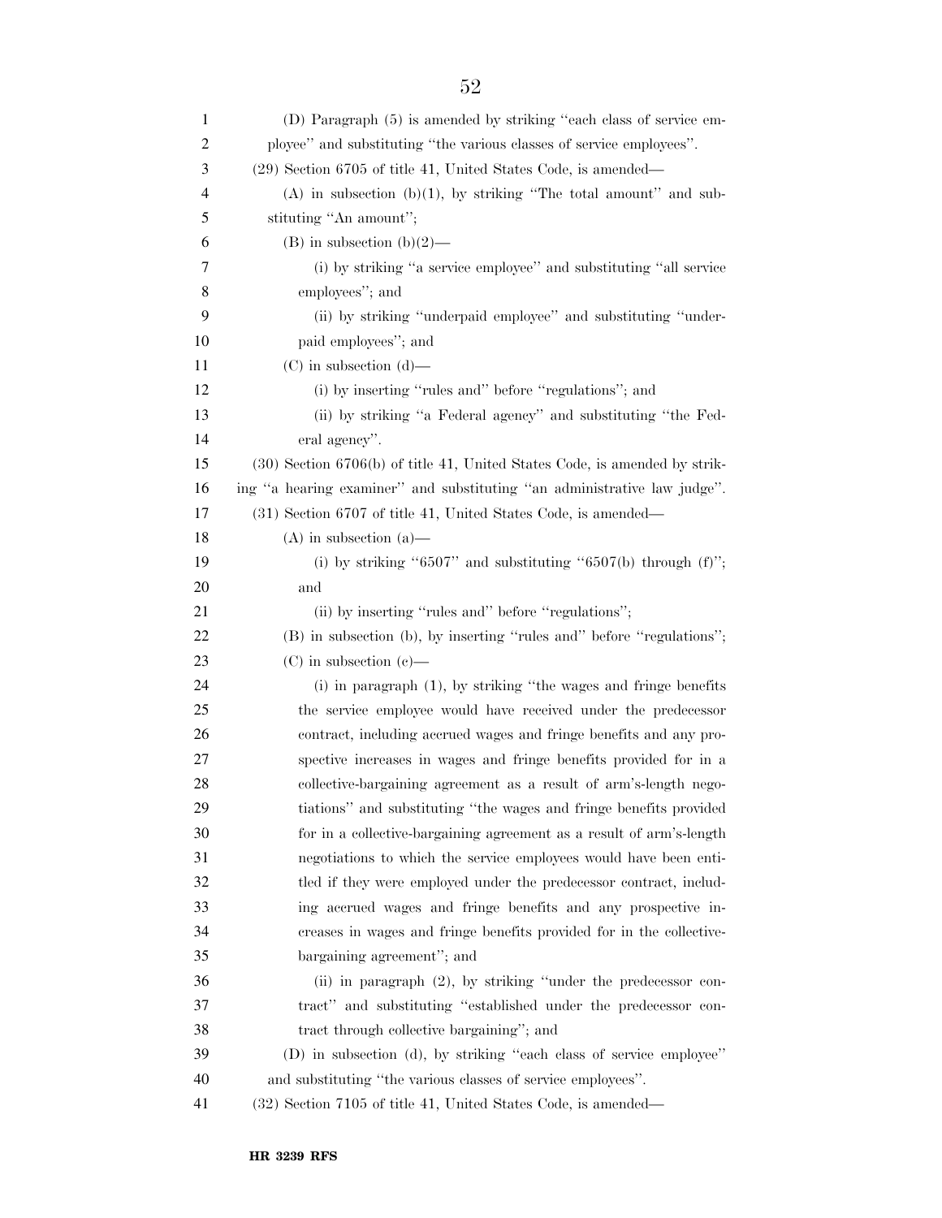(D) Paragraph (5) is amended by striking "each class of service employee" and substituting "the various classes of service employees".

(29) Section 6705 of title 41, United States Code, is amended—

(A) in subsection (b)(1), by striking "The total amount" and substituting "An amount";

(B) in subsection (b)(2)—

(i) by striking "a service employee" and substituting "all service employees"; and

(ii) by striking "underpaid employee" and substituting "underpaid employees"; and

(C) in subsection (d)—

(i) by inserting "rules and" before "regulations"; and

(ii) by striking "a Federal agency" and substituting "the Federal agency".

(30) Section 6706(b) of title 41, United States Code, is amended by striking "a hearing examiner" and substituting "an administrative law judge".

(31) Section 6707 of title 41, United States Code, is amended—

(A) in subsection (a)—

(i) by striking "6507" and substituting "6507(b) through (f)"; and

(ii) by inserting "rules and" before "regulations";

(B) in subsection (b), by inserting "rules and" before "regulations";

(C) in subsection (c)—

(i) in paragraph (1), by striking "the wages and fringe benefits the service employee would have received under the predecessor contract, including accrued wages and fringe benefits and any prospective increases in wages and fringe benefits provided for in a collective-bargaining agreement as a result of arm's-length negotiations" and substituting "the wages and fringe benefits provided for in a collective-bargaining agreement as a result of arm's-length negotiations to which the service employees would have been entitled if they were employed under the predecessor contract, including accrued wages and fringe benefits and any prospective increases in wages and fringe benefits provided for in the collective-bargaining agreement"; and

(ii) in paragraph (2), by striking "under the predecessor contract" and substituting "established under the predecessor contract through collective bargaining"; and

(D) in subsection (d), by striking "each class of service employee" and substituting "the various classes of service employees".

(32) Section 7105 of title 41, United States Code, is amended—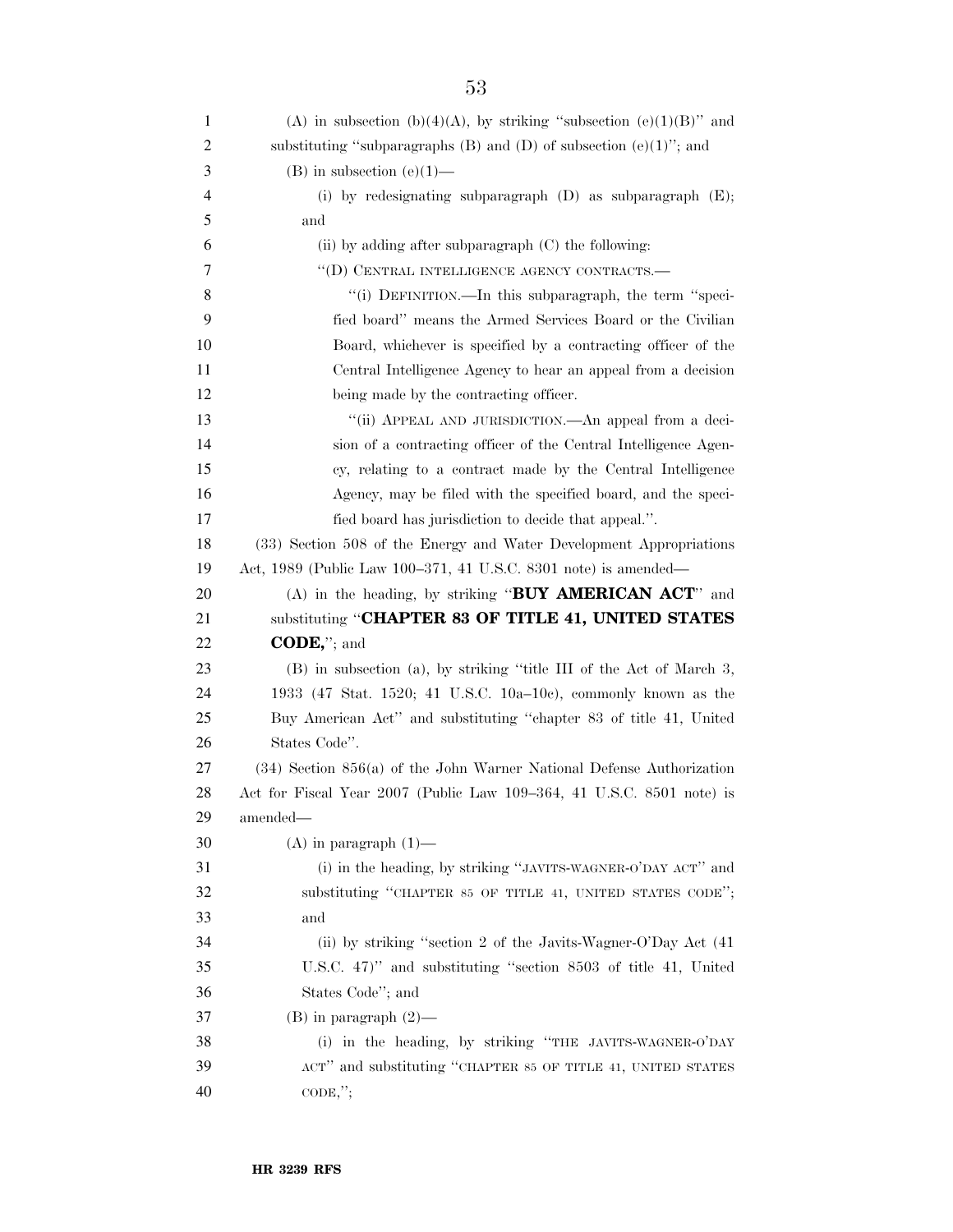(A) in subsection (b)(4)(A), by striking "subsection (e)(1)(B)" and substituting "subparagraphs (B) and (D) of subsection (e)(1)"; and

(B) in subsection (e)(1)—

(i) by redesignating subparagraph (D) as subparagraph (E); and

(ii) by adding after subparagraph (C) the following:

"(D) CENTRAL INTELLIGENCE AGENCY CONTRACTS.—

"(i) DEFINITION.—In this subparagraph, the term "specified board" means the Armed Services Board or the Civilian Board, whichever is specified by a contracting officer of the Central Intelligence Agency to hear an appeal from a decision being made by the contracting officer.

"(ii) APPEAL AND JURISDICTION.—An appeal from a decision of a contracting officer of the Central Intelligence Agency, relating to a contract made by the Central Intelligence Agency, may be filed with the specified board, and the specified board has jurisdiction to decide that appeal.".

(33) Section 508 of the Energy and Water Development Appropriations Act, 1989 (Public Law 100–371, 41 U.S.C. 8301 note) is amended—

(A) in the heading, by striking "**BUY AMERICAN ACT**" and substituting "**CHAPTER 83 OF TITLE 41, UNITED STATES CODE,**"; and

(B) in subsection (a), by striking "title III of the Act of March 3, 1933 (47 Stat. 1520; 41 U.S.C. 10a–10c), commonly known as the Buy American Act" and substituting "chapter 83 of title 41, United States Code".

(34) Section 856(a) of the John Warner National Defense Authorization Act for Fiscal Year 2007 (Public Law 109–364, 41 U.S.C. 8501 note) is amended—

(A) in paragraph (1)—

(i) in the heading, by striking "JAVITS-WAGNER-O'DAY ACT" and substituting "CHAPTER 85 OF TITLE 41, UNITED STATES CODE"; and

(ii) by striking "section 2 of the Javits-Wagner-O'Day Act (41 U.S.C. 47)" and substituting "section 8503 of title 41, United States Code"; and

(B) in paragraph (2)—

(i) in the heading, by striking "THE JAVITS-WAGNER-O'DAY ACT" and substituting "CHAPTER 85 OF TITLE 41, UNITED STATES CODE,";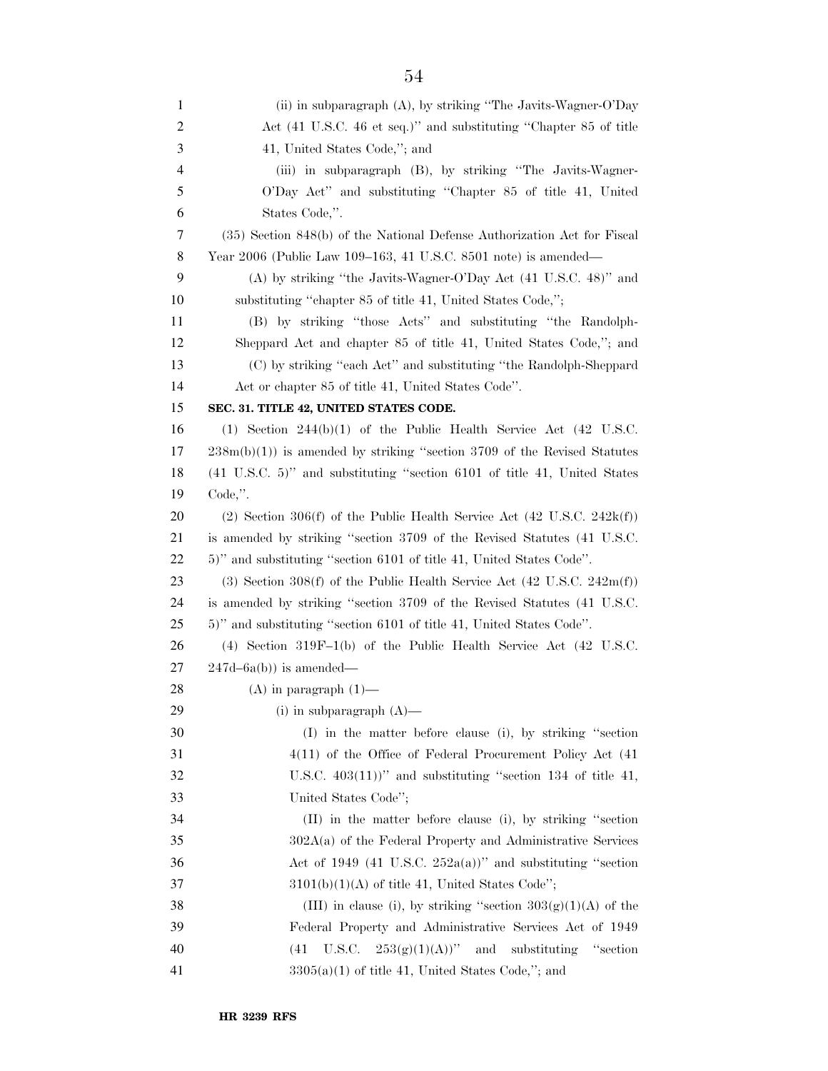(ii) in subparagraph (A), by striking "The Javits-Wagner-O'Day Act (41 U.S.C. 46 et seq.)" and substituting "Chapter 85 of title 41, United States Code,"; and

(iii) in subparagraph (B), by striking "The Javits-Wagner-O'Day Act" and substituting "Chapter 85 of title 41, United States Code,".

(35) Section 848(b) of the National Defense Authorization Act for Fiscal Year 2006 (Public Law 109–163, 41 U.S.C. 8501 note) is amended—

(A) by striking "the Javits-Wagner-O'Day Act (41 U.S.C. 48)" and substituting "chapter 85 of title 41, United States Code,";

(B) by striking "those Acts" and substituting "the Randolph-Sheppard Act and chapter 85 of title 41, United States Code,"; and

(C) by striking "each Act" and substituting "the Randolph-Sheppard Act or chapter 85 of title 41, United States Code".

**SEC. 31. TITLE 42, UNITED STATES CODE.**

(1) Section 244(b)(1) of the Public Health Service Act (42 U.S.C. 238m(b)(1)) is amended by striking "section 3709 of the Revised Statutes (41 U.S.C. 5)" and substituting "section 6101 of title 41, United States Code,".

(2) Section 306(f) of the Public Health Service Act (42 U.S.C. 242k(f)) is amended by striking "section 3709 of the Revised Statutes (41 U.S.C. 5)" and substituting "section 6101 of title 41, United States Code".

(3) Section 308(f) of the Public Health Service Act (42 U.S.C. 242m(f)) is amended by striking "section 3709 of the Revised Statutes (41 U.S.C. 5)" and substituting "section 6101 of title 41, United States Code".

(4) Section 319F–1(b) of the Public Health Service Act (42 U.S.C. 247d–6a(b)) is amended—

(A) in paragraph (1)—

(i) in subparagraph (A)—

(I) in the matter before clause (i), by striking "section 4(11) of the Office of Federal Procurement Policy Act (41 U.S.C. 403(11))" and substituting "section 134 of title 41, United States Code";

(II) in the matter before clause (i), by striking "section 302A(a) of the Federal Property and Administrative Services Act of 1949 (41 U.S.C. 252a(a))" and substituting "section 3101(b)(1)(A) of title 41, United States Code";

(III) in clause (i), by striking "section 303(g)(1)(A) of the Federal Property and Administrative Services Act of 1949 (41 U.S.C. 253(g)(1)(A))" and substituting "section 3305(a)(1) of title 41, United States Code,"; and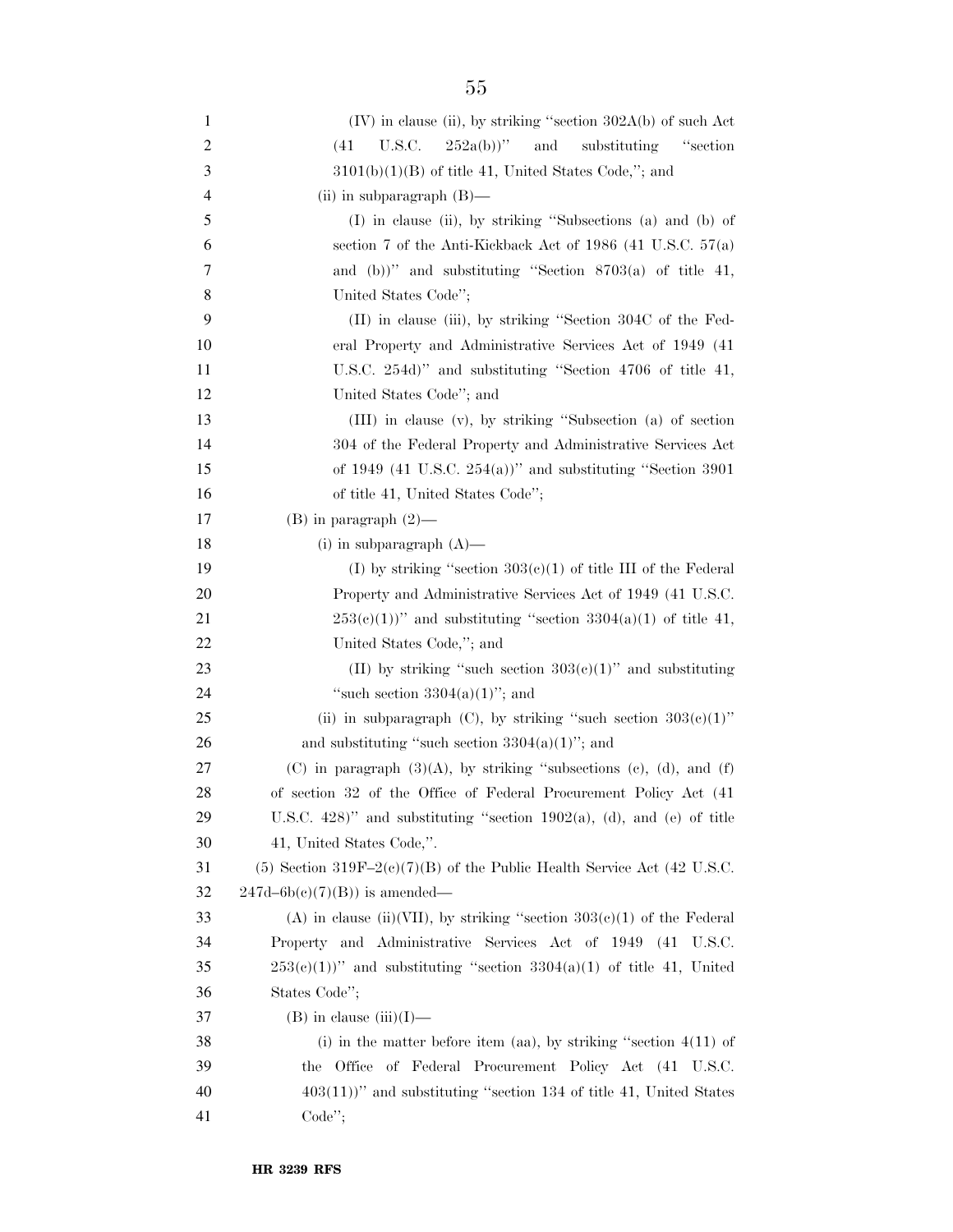(IV) in clause (ii), by striking "section 302A(b) of such Act (41 U.S.C. 252a(b))" and substituting "section 3101(b)(1)(B) of title 41, United States Code,"; and

(ii) in subparagraph (B)—

(I) in clause (ii), by striking "Subsections (a) and (b) of section 7 of the Anti-Kickback Act of 1986 (41 U.S.C. 57(a) and (b))" and substituting "Section 8703(a) of title 41, United States Code";

(II) in clause (iii), by striking "Section 304C of the Federal Property and Administrative Services Act of 1949 (41 U.S.C. 254d)" and substituting "Section 4706 of title 41, United States Code"; and

(III) in clause (v), by striking "Subsection (a) of section 304 of the Federal Property and Administrative Services Act of 1949 (41 U.S.C. 254(a))" and substituting "Section 3901 of title 41, United States Code";

(B) in paragraph (2)—

(i) in subparagraph (A)—

(I) by striking "section 303(c)(1) of title III of the Federal Property and Administrative Services Act of 1949 (41 U.S.C. 253(c)(1))" and substituting "section 3304(a)(1) of title 41, United States Code,"; and

(II) by striking "such section 303(c)(1)" and substituting "such section 3304(a)(1)"; and

(ii) in subparagraph (C), by striking "such section 303(c)(1)" and substituting "such section 3304(a)(1)"; and

(C) in paragraph (3)(A), by striking "subsections (c), (d), and (f) of section 32 of the Office of Federal Procurement Policy Act (41 U.S.C. 428)" and substituting "section 1902(a), (d), and (e) of title 41, United States Code,".

(5) Section 319F–2(c)(7)(B) of the Public Health Service Act (42 U.S.C. 247d–6b(c)(7)(B)) is amended—

(A) in clause (ii)(VII), by striking "section 303(c)(1) of the Federal Property and Administrative Services Act of 1949 (41 U.S.C. 253(c)(1))" and substituting "section 3304(a)(1) of title 41, United States Code";

(B) in clause (iii)(I)—

(i) in the matter before item (aa), by striking "section 4(11) of the Office of Federal Procurement Policy Act (41 U.S.C. 403(11))" and substituting "section 134 of title 41, United States Code";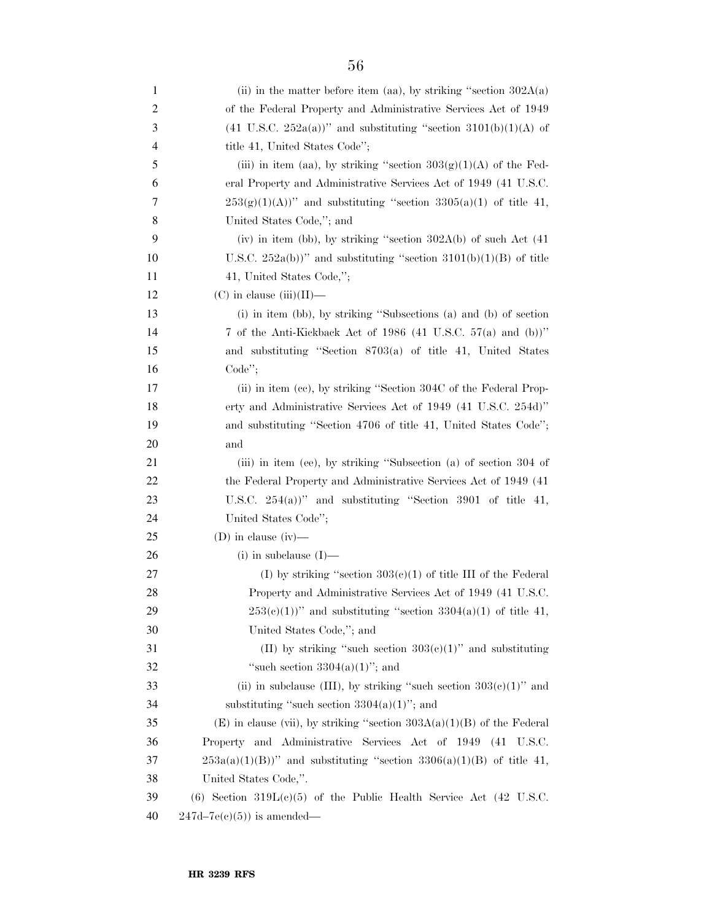(ii) in the matter before item (aa), by striking "section 302A(a) of the Federal Property and Administrative Services Act of 1949 (41 U.S.C. 252a(a))" and substituting "section 3101(b)(1)(A) of title 41, United States Code";

(iii) in item (aa), by striking "section 303(g)(1)(A) of the Federal Property and Administrative Services Act of 1949 (41 U.S.C. 253(g)(1)(A))" and substituting "section 3305(a)(1) of title 41, United States Code,"; and

(iv) in item (bb), by striking "section 302A(b) of such Act (41 U.S.C. 252a(b))" and substituting "section 3101(b)(1)(B) of title 41, United States Code,";

(C) in clause (iii)(II)—

(i) in item (bb), by striking "Subsections (a) and (b) of section 7 of the Anti-Kickback Act of 1986 (41 U.S.C. 57(a) and (b))" and substituting "Section 8703(a) of title 41, United States Code";

(ii) in item (cc), by striking "Section 304C of the Federal Property and Administrative Services Act of 1949 (41 U.S.C. 254d)" and substituting "Section 4706 of title 41, United States Code"; and

(iii) in item (ee), by striking "Subsection (a) of section 304 of the Federal Property and Administrative Services Act of 1949 (41 U.S.C. 254(a))" and substituting "Section 3901 of title 41, United States Code";

(D) in clause (iv)—

(i) in subclause (I)—

(I) by striking "section 303(c)(1) of title III of the Federal Property and Administrative Services Act of 1949 (41 U.S.C. 253(c)(1))" and substituting "section 3304(a)(1) of title 41, United States Code,"; and

(II) by striking "such section 303(c)(1)" and substituting "such section 3304(a)(1)"; and

(ii) in subclause (III), by striking "such section 303(c)(1)" and substituting "such section 3304(a)(1)"; and

(E) in clause (vii), by striking "section 303A(a)(1)(B) of the Federal Property and Administrative Services Act of 1949 (41 U.S.C. 253a(a)(1)(B))" and substituting "section 3306(a)(1)(B) of title 41, United States Code,".

(6) Section 319L(c)(5) of the Public Health Service Act (42 U.S.C. 247d–7e(c)(5)) is amended—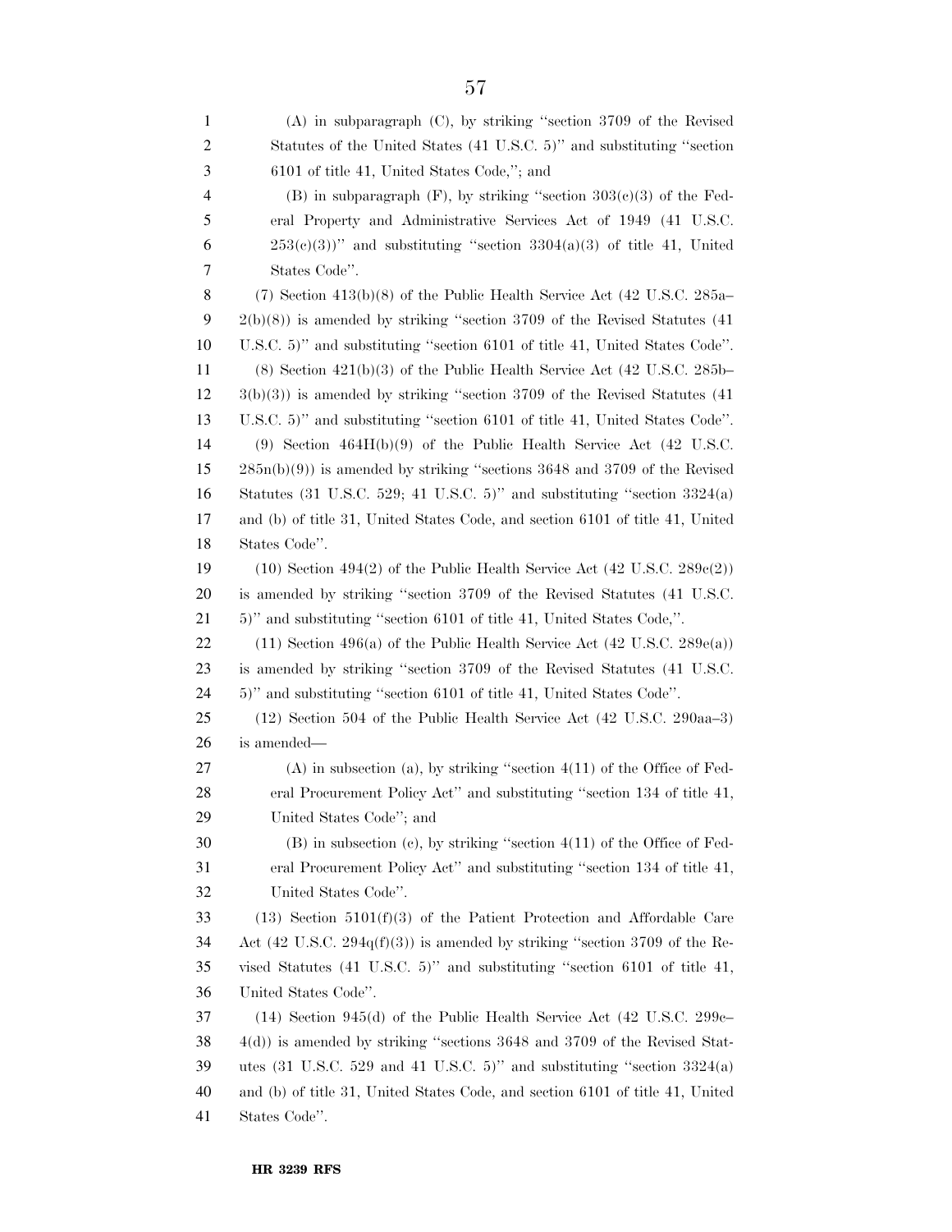(A) in subparagraph (C), by striking "section 3709 of the Revised Statutes of the United States (41 U.S.C. 5)" and substituting "section 6101 of title 41, United States Code,"; and

(B) in subparagraph (F), by striking "section 303(c)(3) of the Federal Property and Administrative Services Act of 1949 (41 U.S.C. 253(c)(3))" and substituting "section 3304(a)(3) of title 41, United States Code".

(7) Section 413(b)(8) of the Public Health Service Act (42 U.S.C. 285a–2(b)(8)) is amended by striking "section 3709 of the Revised Statutes (41 U.S.C. 5)" and substituting "section 6101 of title 41, United States Code".

(8) Section 421(b)(3) of the Public Health Service Act (42 U.S.C. 285b–3(b)(3)) is amended by striking "section 3709 of the Revised Statutes (41 U.S.C. 5)" and substituting "section 6101 of title 41, United States Code".

(9) Section 464H(b)(9) of the Public Health Service Act (42 U.S.C. 285n(b)(9)) is amended by striking "sections 3648 and 3709 of the Revised Statutes (31 U.S.C. 529; 41 U.S.C. 5)" and substituting "section 3324(a) and (b) of title 31, United States Code, and section 6101 of title 41, United States Code".

(10) Section 494(2) of the Public Health Service Act (42 U.S.C. 289c(2)) is amended by striking "section 3709 of the Revised Statutes (41 U.S.C. 5)" and substituting "section 6101 of title 41, United States Code,".

(11) Section 496(a) of the Public Health Service Act (42 U.S.C. 289e(a)) is amended by striking "section 3709 of the Revised Statutes (41 U.S.C. 5)" and substituting "section 6101 of title 41, United States Code".

(12) Section 504 of the Public Health Service Act (42 U.S.C. 290aa–3) is amended—

(A) in subsection (a), by striking "section 4(11) of the Office of Federal Procurement Policy Act" and substituting "section 134 of title 41, United States Code"; and

(B) in subsection (c), by striking "section 4(11) of the Office of Federal Procurement Policy Act" and substituting "section 134 of title 41, United States Code".

(13) Section 5101(f)(3) of the Patient Protection and Affordable Care Act (42 U.S.C. 294q(f)(3)) is amended by striking "section 3709 of the Revised Statutes (41 U.S.C. 5)" and substituting "section 6101 of title 41, United States Code".

(14) Section 945(d) of the Public Health Service Act (42 U.S.C. 299c–4(d)) is amended by striking "sections 3648 and 3709 of the Revised Statutes (31 U.S.C. 529 and 41 U.S.C. 5)" and substituting "section 3324(a) and (b) of title 31, United States Code, and section 6101 of title 41, United States Code".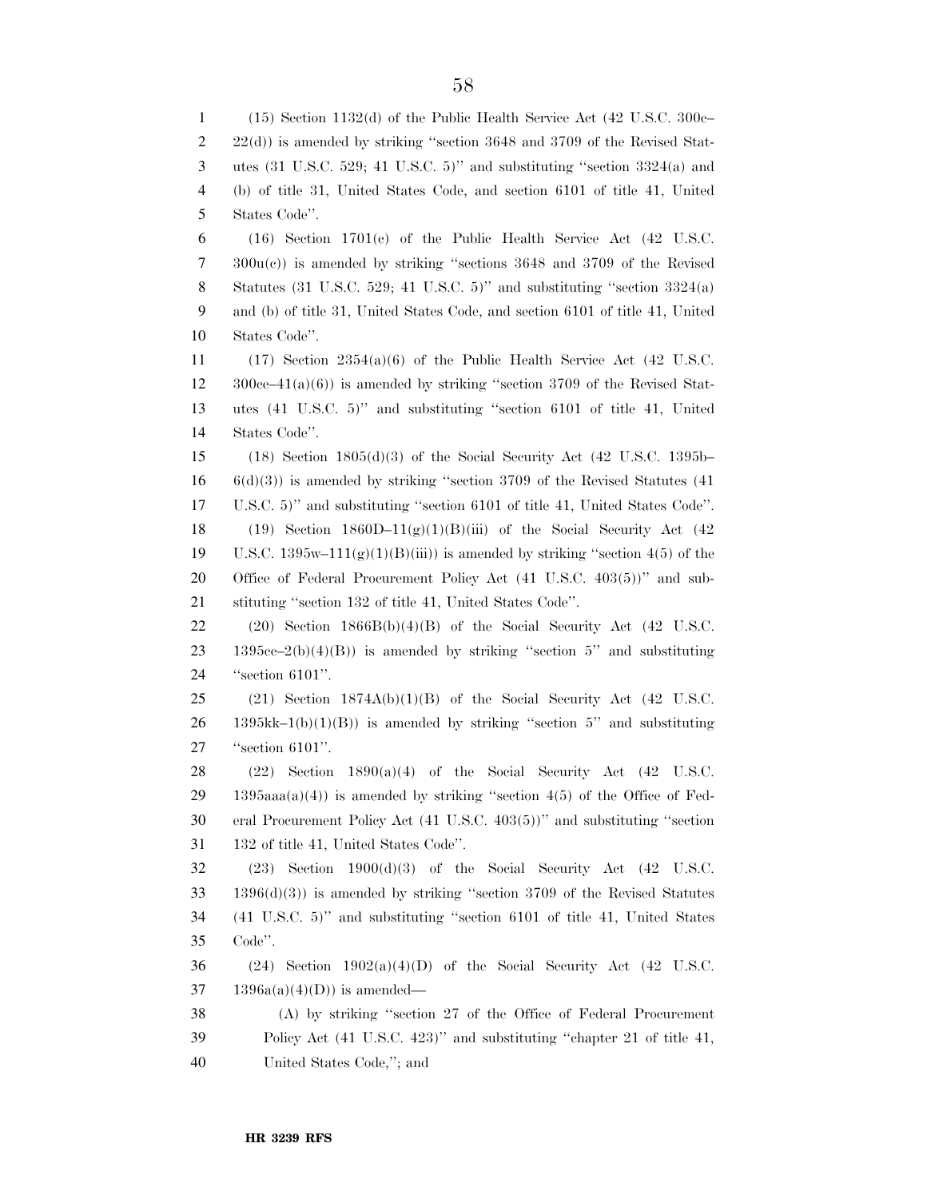(15) Section 1132(d) of the Public Health Service Act (42 U.S.C. 300c–22(d)) is amended by striking ''section 3648 and 3709 of the Revised Statutes (31 U.S.C. 529; 41 U.S.C. 5)'' and substituting ''section 3324(a) and (b) of title 31, United States Code, and section 6101 of title 41, United States Code''.

(16) Section 1701(c) of the Public Health Service Act (42 U.S.C. 300u(c)) is amended by striking ''sections 3648 and 3709 of the Revised Statutes (31 U.S.C. 529; 41 U.S.C. 5)'' and substituting ''section 3324(a) and (b) of title 31, United States Code, and section 6101 of title 41, United States Code''.

(17) Section 2354(a)(6) of the Public Health Service Act (42 U.S.C. 300cc–41(a)(6)) is amended by striking ''section 3709 of the Revised Statutes (41 U.S.C. 5)'' and substituting ''section 6101 of title 41, United States Code''.

(18) Section 1805(d)(3) of the Social Security Act (42 U.S.C. 1395b–6(d)(3)) is amended by striking ''section 3709 of the Revised Statutes (41 U.S.C. 5)'' and substituting ''section 6101 of title 41, United States Code''.

(19) Section 1860D–11(g)(1)(B)(iii) of the Social Security Act (42 U.S.C. 1395w–111(g)(1)(B)(iii)) is amended by striking ''section 4(5) of the Office of Federal Procurement Policy Act (41 U.S.C. 403(5))'' and substituting ''section 132 of title 41, United States Code''.

(20) Section 1866B(b)(4)(B) of the Social Security Act (42 U.S.C. 1395cc–2(b)(4)(B)) is amended by striking ''section 5'' and substituting ''section 6101''.

(21) Section 1874A(b)(1)(B) of the Social Security Act (42 U.S.C. 1395kk–1(b)(1)(B)) is amended by striking ''section 5'' and substituting ''section 6101''.

(22) Section 1890(a)(4) of the Social Security Act (42 U.S.C. 1395aaa(a)(4)) is amended by striking ''section 4(5) of the Office of Federal Procurement Policy Act (41 U.S.C. 403(5))'' and substituting ''section 132 of title 41, United States Code''.

(23) Section 1900(d)(3) of the Social Security Act (42 U.S.C. 1396(d)(3)) is amended by striking ''section 3709 of the Revised Statutes (41 U.S.C. 5)'' and substituting ''section 6101 of title 41, United States Code''.

(24) Section 1902(a)(4)(D) of the Social Security Act (42 U.S.C. 1396a(a)(4)(D)) is amended—

(A) by striking ''section 27 of the Office of Federal Procurement Policy Act (41 U.S.C. 423)'' and substituting ''chapter 21 of title 41, United States Code,''; and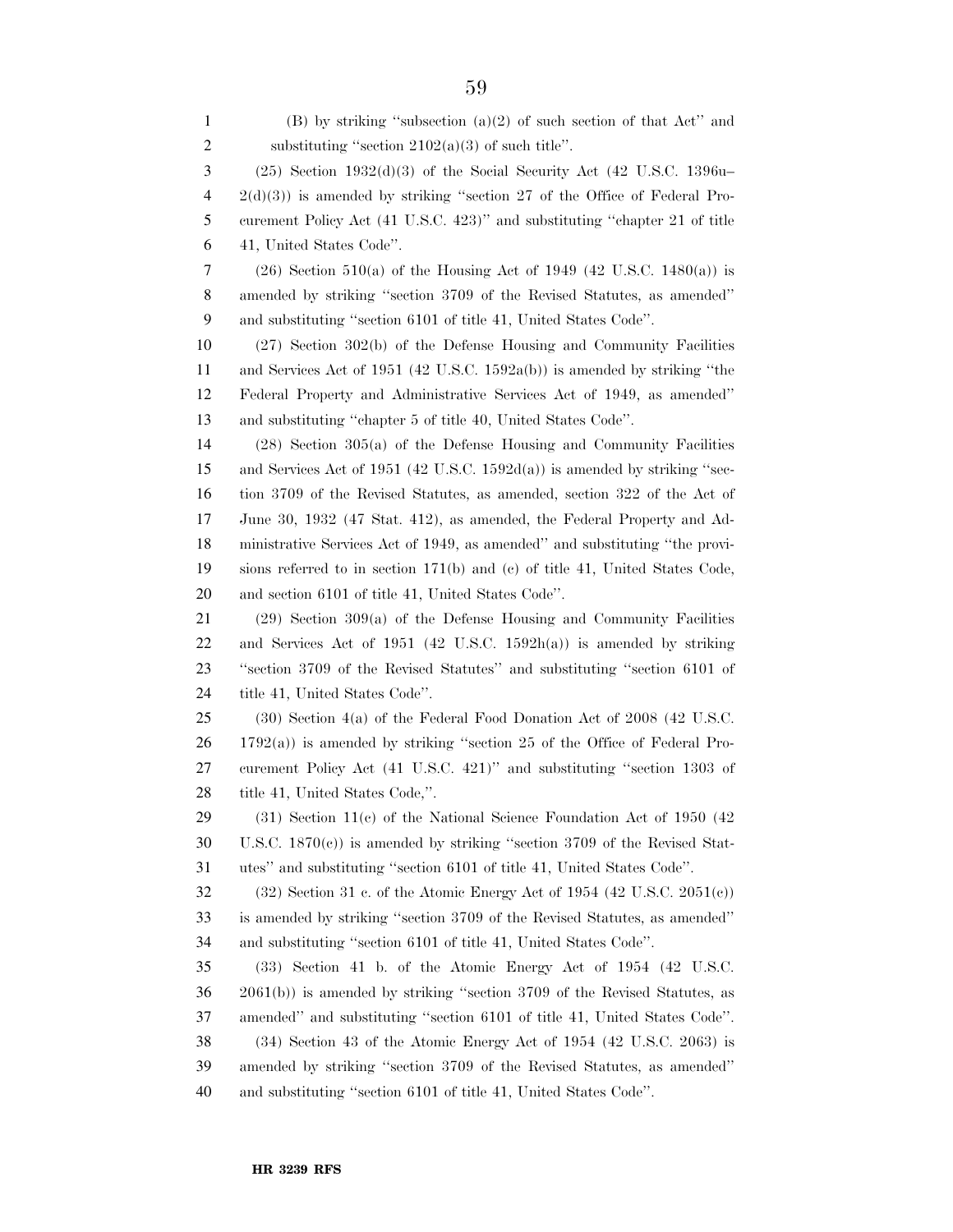(B) by striking ''subsection (a)(2) of such section of that Act'' and substituting ''section 2102(a)(3) of such title''.

(25) Section 1932(d)(3) of the Social Security Act (42 U.S.C. 1396u–2(d)(3)) is amended by striking ''section 27 of the Office of Federal Procurement Policy Act (41 U.S.C. 423)'' and substituting ''chapter 21 of title 41, United States Code''.

(26) Section 510(a) of the Housing Act of 1949 (42 U.S.C. 1480(a)) is amended by striking ''section 3709 of the Revised Statutes, as amended'' and substituting ''section 6101 of title 41, United States Code''.

(27) Section 302(b) of the Defense Housing and Community Facilities and Services Act of 1951 (42 U.S.C. 1592a(b)) is amended by striking ''the Federal Property and Administrative Services Act of 1949, as amended'' and substituting ''chapter 5 of title 40, United States Code''.

(28) Section 305(a) of the Defense Housing and Community Facilities and Services Act of 1951 (42 U.S.C. 1592d(a)) is amended by striking ''section 3709 of the Revised Statutes, as amended, section 322 of the Act of June 30, 1932 (47 Stat. 412), as amended, the Federal Property and Administrative Services Act of 1949, as amended'' and substituting ''the provisions referred to in section 171(b) and (c) of title 41, United States Code, and section 6101 of title 41, United States Code''.

(29) Section 309(a) of the Defense Housing and Community Facilities and Services Act of 1951 (42 U.S.C. 1592h(a)) is amended by striking ''section 3709 of the Revised Statutes'' and substituting ''section 6101 of title 41, United States Code''.

(30) Section 4(a) of the Federal Food Donation Act of 2008 (42 U.S.C. 1792(a)) is amended by striking ''section 25 of the Office of Federal Procurement Policy Act (41 U.S.C. 421)'' and substituting ''section 1303 of title 41, United States Code,''.

(31) Section 11(c) of the National Science Foundation Act of 1950 (42 U.S.C. 1870(c)) is amended by striking ''section 3709 of the Revised Statutes'' and substituting ''section 6101 of title 41, United States Code''.

(32) Section 31 c. of the Atomic Energy Act of 1954 (42 U.S.C. 2051(c)) is amended by striking ''section 3709 of the Revised Statutes, as amended'' and substituting ''section 6101 of title 41, United States Code''.

(33) Section 41 b. of the Atomic Energy Act of 1954 (42 U.S.C. 2061(b)) is amended by striking ''section 3709 of the Revised Statutes, as amended'' and substituting ''section 6101 of title 41, United States Code''.

(34) Section 43 of the Atomic Energy Act of 1954 (42 U.S.C. 2063) is amended by striking ''section 3709 of the Revised Statutes, as amended'' and substituting ''section 6101 of title 41, United States Code''.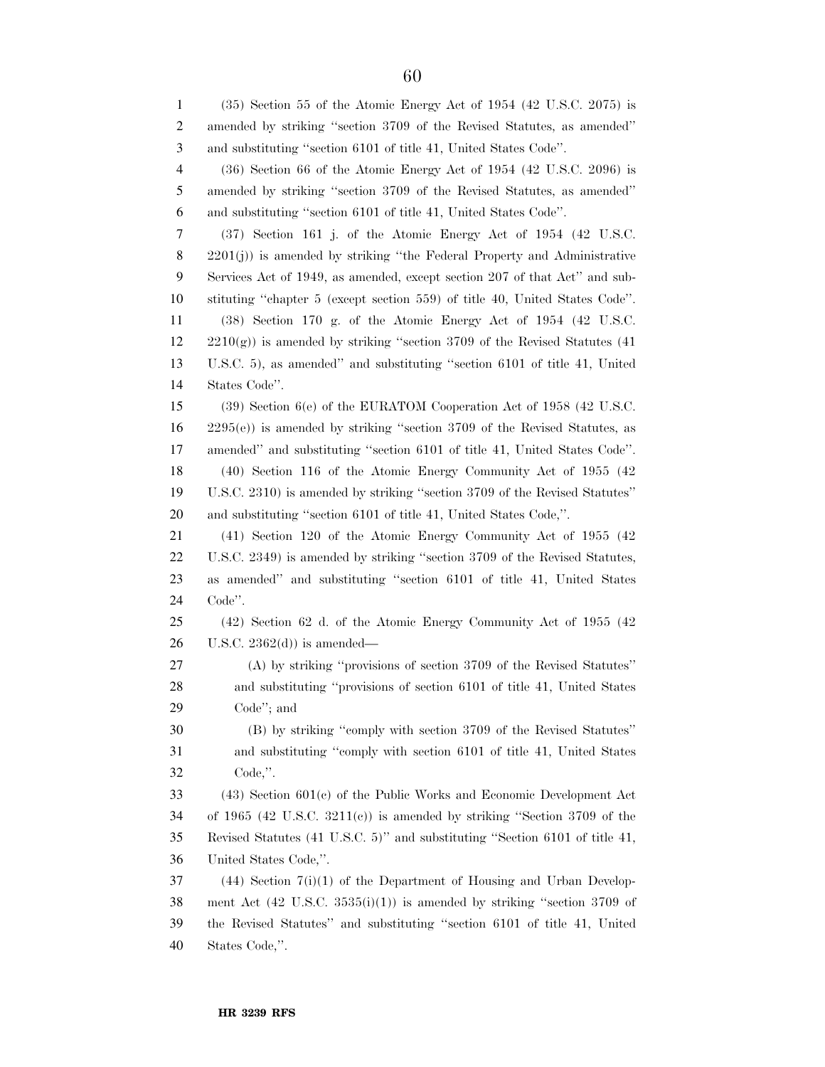(35) Section 55 of the Atomic Energy Act of 1954 (42 U.S.C. 2075) is amended by striking ''section 3709 of the Revised Statutes, as amended'' and substituting ''section 6101 of title 41, United States Code''.

(36) Section 66 of the Atomic Energy Act of 1954 (42 U.S.C. 2096) is amended by striking ''section 3709 of the Revised Statutes, as amended'' and substituting ''section 6101 of title 41, United States Code''.

(37) Section 161 j. of the Atomic Energy Act of 1954 (42 U.S.C. 2201(j)) is amended by striking ''the Federal Property and Administrative Services Act of 1949, as amended, except section 207 of that Act'' and substituting ''chapter 5 (except section 559) of title 40, United States Code''.

(38) Section 170 g. of the Atomic Energy Act of 1954 (42 U.S.C. 2210(g)) is amended by striking ''section 3709 of the Revised Statutes (41 U.S.C. 5), as amended'' and substituting ''section 6101 of title 41, United States Code''.

(39) Section 6(e) of the EURATOM Cooperation Act of 1958 (42 U.S.C. 2295(e)) is amended by striking ''section 3709 of the Revised Statutes, as amended'' and substituting ''section 6101 of title 41, United States Code''.

(40) Section 116 of the Atomic Energy Community Act of 1955 (42 U.S.C. 2310) is amended by striking ''section 3709 of the Revised Statutes'' and substituting ''section 6101 of title 41, United States Code,''.

(41) Section 120 of the Atomic Energy Community Act of 1955 (42 U.S.C. 2349) is amended by striking ''section 3709 of the Revised Statutes, as amended'' and substituting ''section 6101 of title 41, United States Code''.

(42) Section 62 d. of the Atomic Energy Community Act of 1955 (42 U.S.C. 2362(d)) is amended—

(A) by striking ''provisions of section 3709 of the Revised Statutes'' and substituting ''provisions of section 6101 of title 41, United States Code''; and

(B) by striking ''comply with section 3709 of the Revised Statutes'' and substituting ''comply with section 6101 of title 41, United States Code,''.

(43) Section 601(c) of the Public Works and Economic Development Act of 1965 (42 U.S.C. 3211(c)) is amended by striking ''Section 3709 of the Revised Statutes (41 U.S.C. 5)'' and substituting ''Section 6101 of title 41, United States Code,''.

(44) Section 7(i)(1) of the Department of Housing and Urban Development Act (42 U.S.C. 3535(i)(1)) is amended by striking ''section 3709 of the Revised Statutes'' and substituting ''section 6101 of title 41, United States Code,''.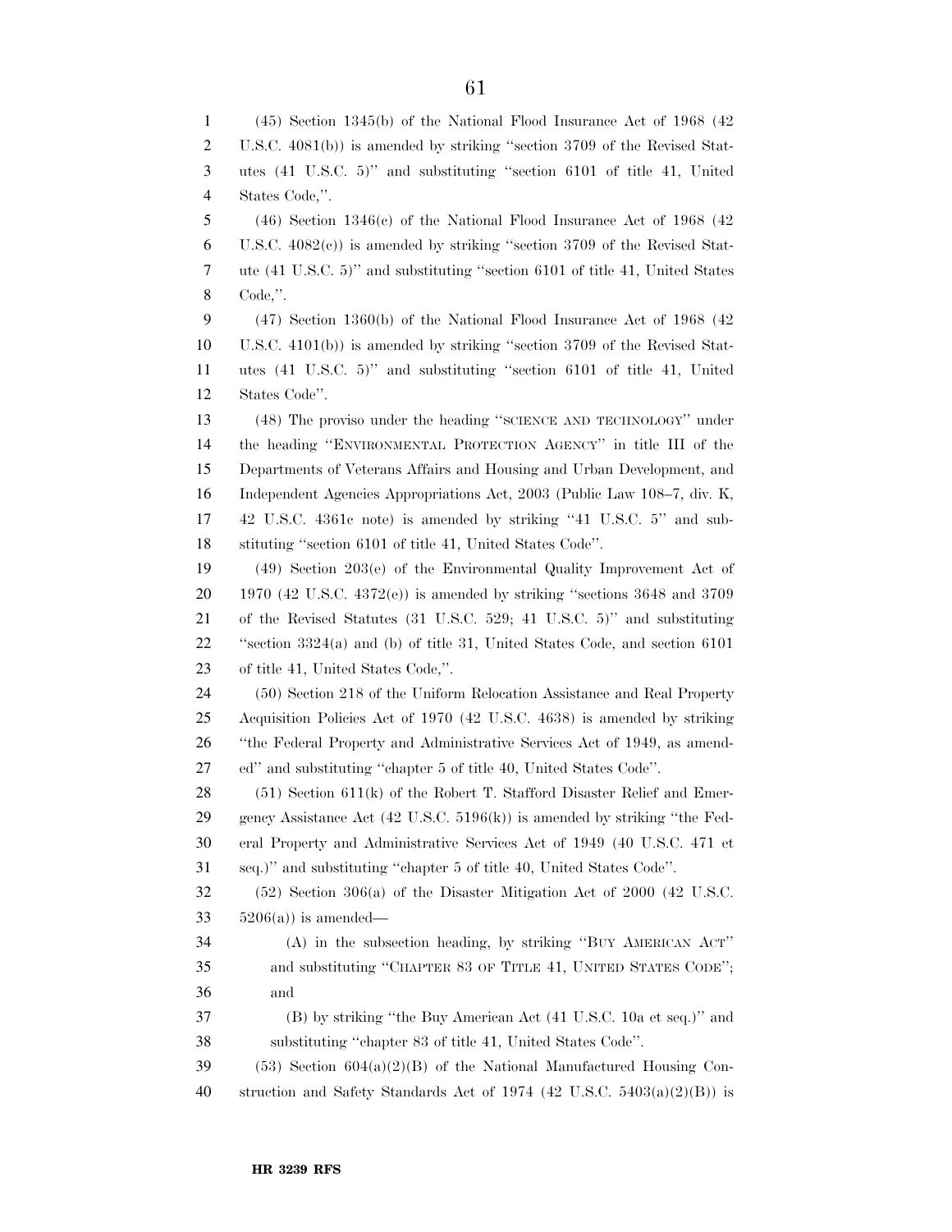(45) Section 1345(b) of the National Flood Insurance Act of 1968 (42 U.S.C. 4081(b)) is amended by striking ''section 3709 of the Revised Statutes (41 U.S.C. 5)'' and substituting ''section 6101 of title 41, United States Code,''.

(46) Section 1346(c) of the National Flood Insurance Act of 1968 (42 U.S.C. 4082(c)) is amended by striking ''section 3709 of the Revised Statute (41 U.S.C. 5)'' and substituting ''section 6101 of title 41, United States Code,''.

(47) Section 1360(b) of the National Flood Insurance Act of 1968 (42 U.S.C. 4101(b)) is amended by striking ''section 3709 of the Revised Statutes (41 U.S.C. 5)'' and substituting ''section 6101 of title 41, United States Code''.

(48) The proviso under the heading ''SCIENCE AND TECHNOLOGY'' under the heading ''ENVIRONMENTAL PROTECTION AGENCY'' in title III of the Departments of Veterans Affairs and Housing and Urban Development, and Independent Agencies Appropriations Act, 2003 (Public Law 108–7, div. K, 42 U.S.C. 4361c note) is amended by striking ''41 U.S.C. 5'' and substituting ''section 6101 of title 41, United States Code''.

(49) Section 203(e) of the Environmental Quality Improvement Act of 1970 (42 U.S.C. 4372(e)) is amended by striking ''sections 3648 and 3709 of the Revised Statutes (31 U.S.C. 529; 41 U.S.C. 5)'' and substituting ''section 3324(a) and (b) of title 31, United States Code, and section 6101 of title 41, United States Code,''.

(50) Section 218 of the Uniform Relocation Assistance and Real Property Acquisition Policies Act of 1970 (42 U.S.C. 4638) is amended by striking ''the Federal Property and Administrative Services Act of 1949, as amended'' and substituting ''chapter 5 of title 40, United States Code''.

(51) Section 611(k) of the Robert T. Stafford Disaster Relief and Emergency Assistance Act (42 U.S.C. 5196(k)) is amended by striking ''the Federal Property and Administrative Services Act of 1949 (40 U.S.C. 471 et seq.)'' and substituting ''chapter 5 of title 40, United States Code''.

(52) Section 306(a) of the Disaster Mitigation Act of 2000 (42 U.S.C. 5206(a)) is amended—

(A) in the subsection heading, by striking ''BUY AMERICAN ACT'' and substituting ''CHAPTER 83 OF TITLE 41, UNITED STATES CODE''; and

(B) by striking ''the Buy American Act (41 U.S.C. 10a et seq.)'' and substituting ''chapter 83 of title 41, United States Code''.

(53) Section 604(a)(2)(B) of the National Manufactured Housing Construction and Safety Standards Act of 1974 (42 U.S.C. 5403(a)(2)(B)) is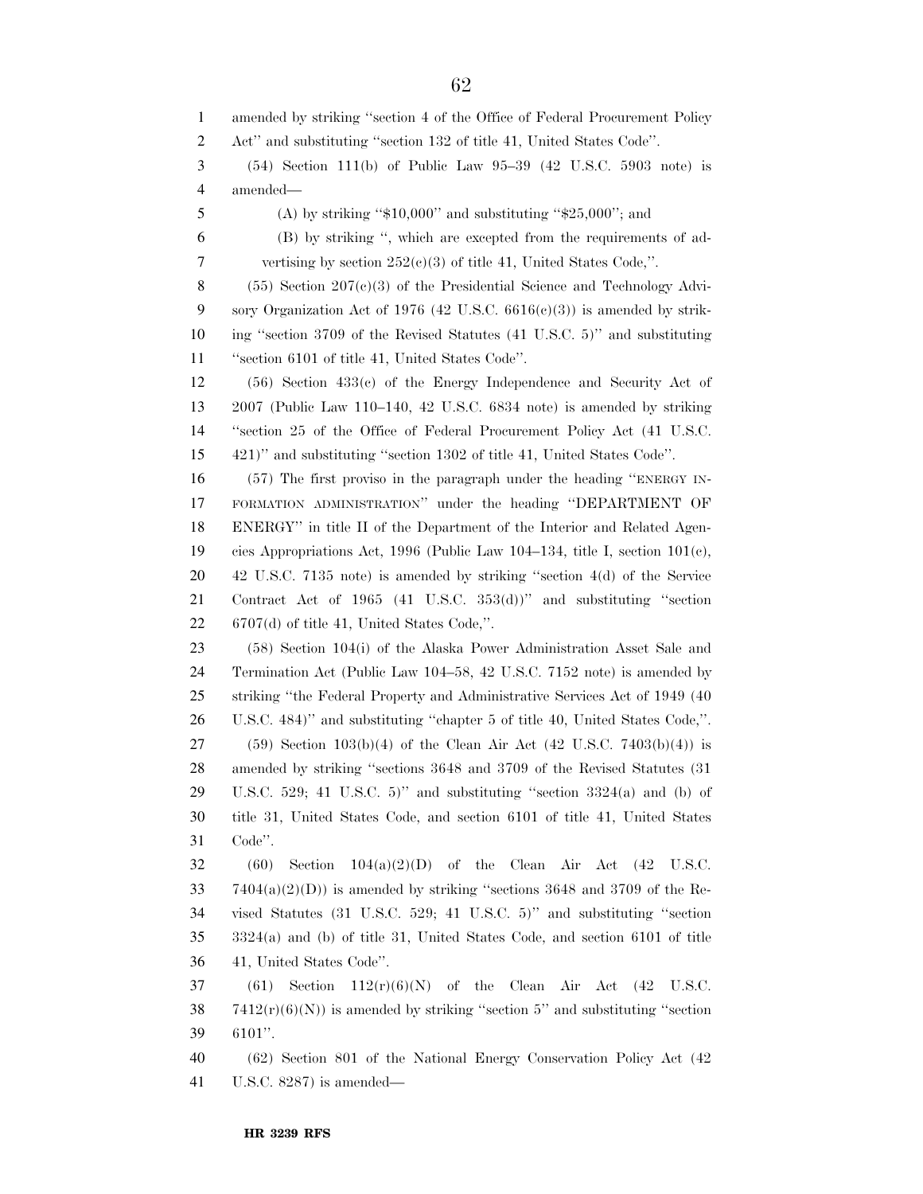amended by striking ''section 4 of the Office of Federal Procurement Policy Act'' and substituting ''section 132 of title 41, United States Code''.

(54) Section 111(b) of Public Law 95–39 (42 U.S.C. 5903 note) is amended—

(A) by striking ''$10,000'' and substituting ''$25,000''; and

(B) by striking '', which are excepted from the requirements of advertising by section 252(c)(3) of title 41, United States Code,''.

(55) Section 207(c)(3) of the Presidential Science and Technology Advisory Organization Act of 1976 (42 U.S.C. 6616(c)(3)) is amended by striking ''section 3709 of the Revised Statutes (41 U.S.C. 5)'' and substituting ''section 6101 of title 41, United States Code''.

(56) Section 433(c) of the Energy Independence and Security Act of 2007 (Public Law 110–140, 42 U.S.C. 6834 note) is amended by striking ''section 25 of the Office of Federal Procurement Policy Act (41 U.S.C. 421)'' and substituting ''section 1302 of title 41, United States Code''.

(57) The first proviso in the paragraph under the heading ''ENERGY INFORMATION ADMINISTRATION'' under the heading ''DEPARTMENT OF ENERGY'' in title II of the Department of the Interior and Related Agencies Appropriations Act, 1996 (Public Law 104–134, title I, section 101(c), 42 U.S.C. 7135 note) is amended by striking ''section 4(d) of the Service Contract Act of 1965 (41 U.S.C. 353(d))'' and substituting ''section 6707(d) of title 41, United States Code,''.

(58) Section 104(i) of the Alaska Power Administration Asset Sale and Termination Act (Public Law 104–58, 42 U.S.C. 7152 note) is amended by striking ''the Federal Property and Administrative Services Act of 1949 (40 U.S.C. 484)'' and substituting ''chapter 5 of title 40, United States Code,''.

(59) Section 103(b)(4) of the Clean Air Act (42 U.S.C. 7403(b)(4)) is amended by striking ''sections 3648 and 3709 of the Revised Statutes (31 U.S.C. 529; 41 U.S.C. 5)'' and substituting ''section 3324(a) and (b) of title 31, United States Code, and section 6101 of title 41, United States Code''.

(60) Section 104(a)(2)(D) of the Clean Air Act (42 U.S.C. 7404(a)(2)(D)) is amended by striking ''sections 3648 and 3709 of the Revised Statutes (31 U.S.C. 529; 41 U.S.C. 5)'' and substituting ''section 3324(a) and (b) of title 31, United States Code, and section 6101 of title 41, United States Code''.

(61) Section 112(r)(6)(N) of the Clean Air Act (42 U.S.C. 7412(r)(6)(N)) is amended by striking ''section 5'' and substituting ''section 6101''.

(62) Section 801 of the National Energy Conservation Policy Act (42 U.S.C. 8287) is amended—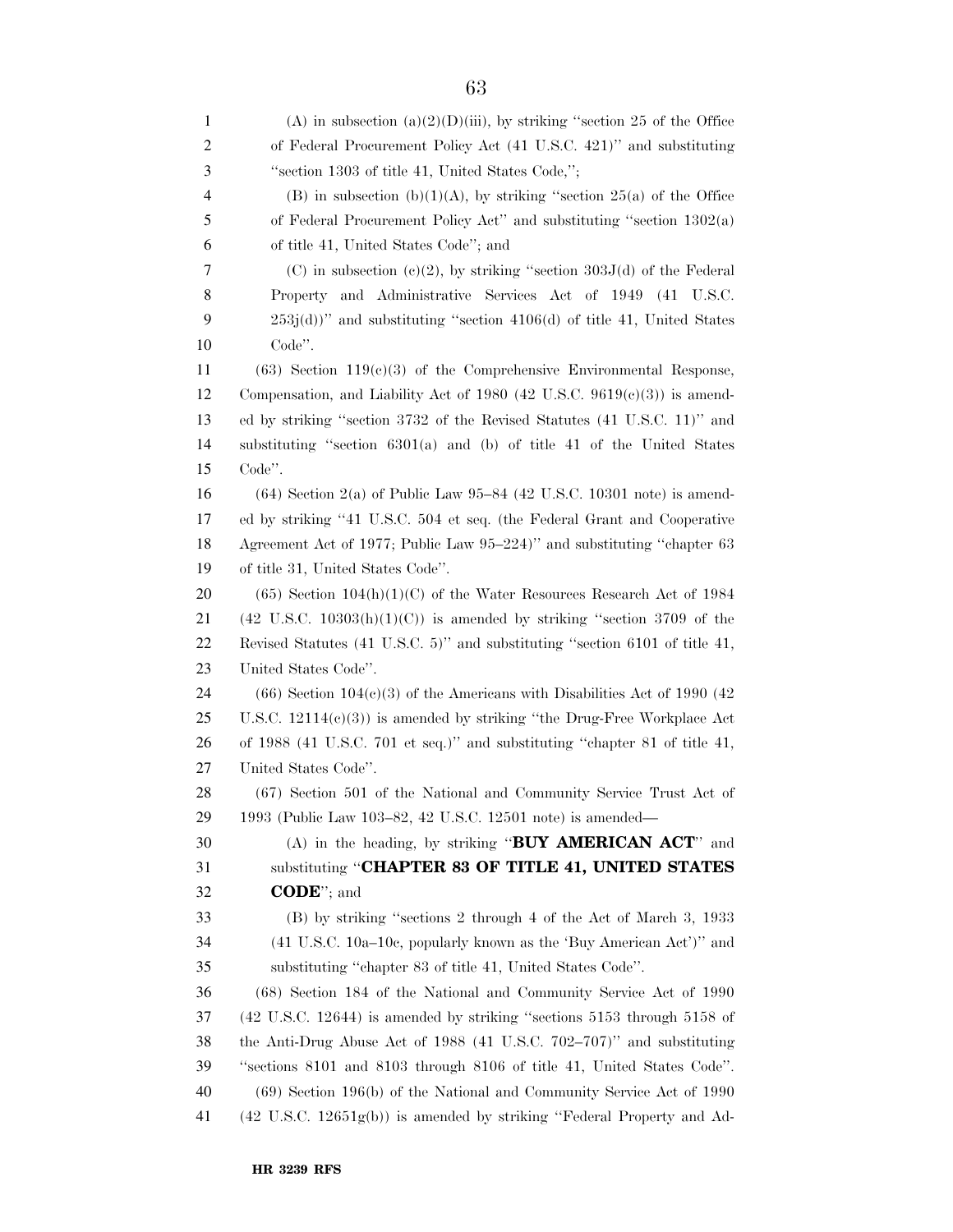(A) in subsection (a)(2)(D)(iii), by striking "section 25 of the Office of Federal Procurement Policy Act (41 U.S.C. 421)" and substituting "section 1303 of title 41, United States Code,";

(B) in subsection (b)(1)(A), by striking "section 25(a) of the Office of Federal Procurement Policy Act" and substituting "section 1302(a) of title 41, United States Code"; and

(C) in subsection (e)(2), by striking "section 303J(d) of the Federal Property and Administrative Services Act of 1949 (41 U.S.C. 253j(d))" and substituting "section 4106(d) of title 41, United States Code".

(63) Section 119(c)(3) of the Comprehensive Environmental Response, Compensation, and Liability Act of 1980 (42 U.S.C. 9619(c)(3)) is amended by striking "section 3732 of the Revised Statutes (41 U.S.C. 11)" and substituting "section 6301(a) and (b) of title 41 of the United States Code".

(64) Section 2(a) of Public Law 95–84 (42 U.S.C. 10301 note) is amended by striking "41 U.S.C. 504 et seq. (the Federal Grant and Cooperative Agreement Act of 1977; Public Law 95–224)" and substituting "chapter 63 of title 31, United States Code".

(65) Section 104(h)(1)(C) of the Water Resources Research Act of 1984 (42 U.S.C. 10303(h)(1)(C)) is amended by striking "section 3709 of the Revised Statutes (41 U.S.C. 5)" and substituting "section 6101 of title 41, United States Code".

(66) Section 104(c)(3) of the Americans with Disabilities Act of 1990 (42 U.S.C. 12114(c)(3)) is amended by striking "the Drug-Free Workplace Act of 1988 (41 U.S.C. 701 et seq.)" and substituting "chapter 81 of title 41, United States Code".

(67) Section 501 of the National and Community Service Trust Act of 1993 (Public Law 103–82, 42 U.S.C. 12501 note) is amended—

(A) in the heading, by striking "**BUY AMERICAN ACT**" and substituting "**CHAPTER 83 OF TITLE 41, UNITED STATES CODE**"; and

(B) by striking "sections 2 through 4 of the Act of March 3, 1933 (41 U.S.C. 10a–10c, popularly known as the 'Buy American Act')" and substituting "chapter 83 of title 41, United States Code".

(68) Section 184 of the National and Community Service Act of 1990 (42 U.S.C. 12644) is amended by striking "sections 5153 through 5158 of the Anti-Drug Abuse Act of 1988 (41 U.S.C. 702–707)" and substituting "sections 8101 and 8103 through 8106 of title 41, United States Code".

(69) Section 196(b) of the National and Community Service Act of 1990 (42 U.S.C. 12651g(b)) is amended by striking "Federal Property and Ad-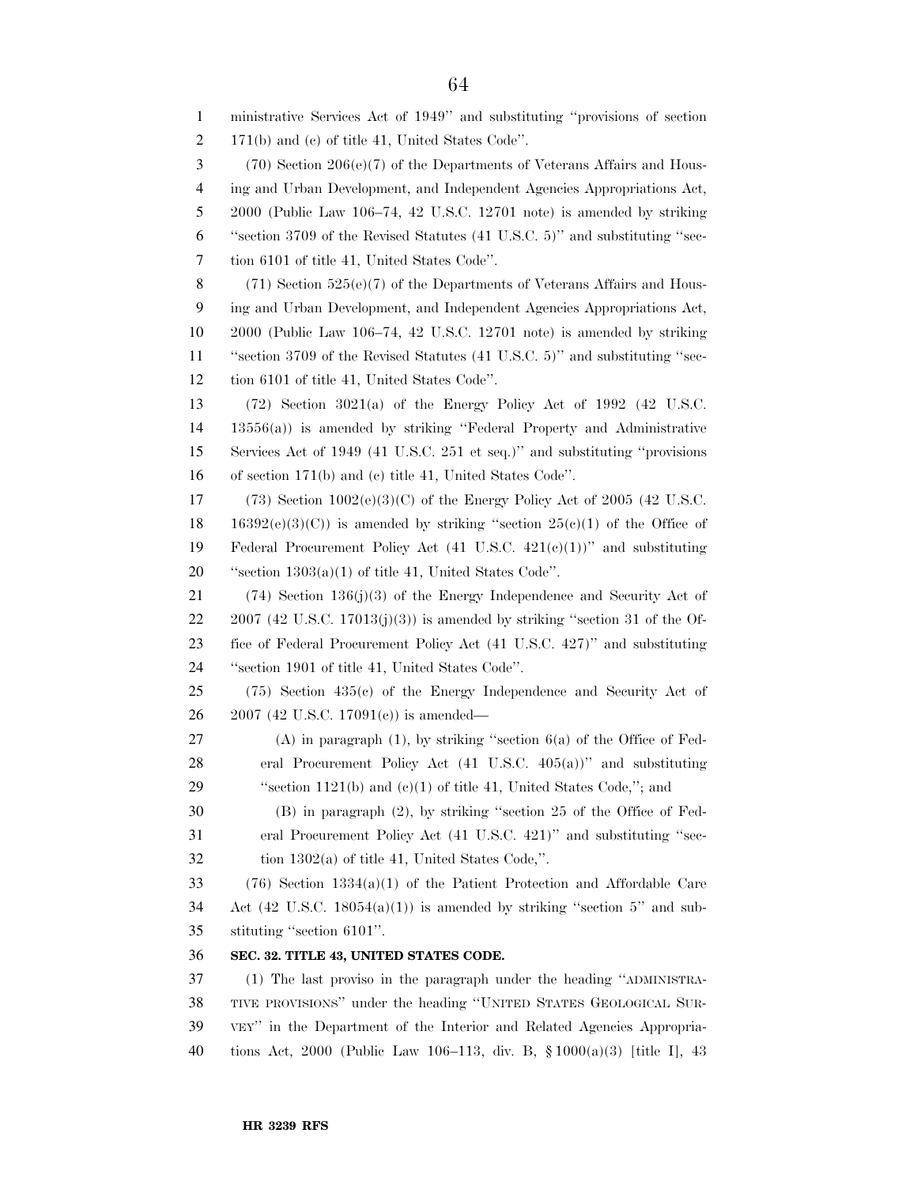ministrative Services Act of 1949'' and substituting ''provisions of section 171(b) and (c) of title 41, United States Code''.

(70) Section 206(e)(7) of the Departments of Veterans Affairs and Housing and Urban Development, and Independent Agencies Appropriations Act, 2000 (Public Law 106–74, 42 U.S.C. 12701 note) is amended by striking ''section 3709 of the Revised Statutes (41 U.S.C. 5)'' and substituting ''section 6101 of title 41, United States Code''.

(71) Section 525(e)(7) of the Departments of Veterans Affairs and Housing and Urban Development, and Independent Agencies Appropriations Act, 2000 (Public Law 106–74, 42 U.S.C. 12701 note) is amended by striking ''section 3709 of the Revised Statutes (41 U.S.C. 5)'' and substituting ''section 6101 of title 41, United States Code''.

(72) Section 3021(a) of the Energy Policy Act of 1992 (42 U.S.C. 13556(a)) is amended by striking ''Federal Property and Administrative Services Act of 1949 (41 U.S.C. 251 et seq.)'' and substituting ''provisions of section 171(b) and (c) title 41, United States Code''.

(73) Section 1002(e)(3)(C) of the Energy Policy Act of 2005 (42 U.S.C. 16392(e)(3)(C)) is amended by striking ''section 25(c)(1) of the Office of Federal Procurement Policy Act (41 U.S.C. 421(c)(1))'' and substituting ''section 1303(a)(1) of title 41, United States Code''.

(74) Section 136(j)(3) of the Energy Independence and Security Act of 2007 (42 U.S.C. 17013(j)(3)) is amended by striking ''section 31 of the Office of Federal Procurement Policy Act (41 U.S.C. 427)'' and substituting ''section 1901 of title 41, United States Code''.

(75) Section 435(c) of the Energy Independence and Security Act of 2007 (42 U.S.C. 17091(c)) is amended—

(A) in paragraph (1), by striking ''section 6(a) of the Office of Federal Procurement Policy Act (41 U.S.C. 405(a))'' and substituting ''section 1121(b) and (c)(1) of title 41, United States Code,''; and

(B) in paragraph (2), by striking ''section 25 of the Office of Federal Procurement Policy Act (41 U.S.C. 421)'' and substituting ''section 1302(a) of title 41, United States Code,''.

(76) Section 1334(a)(1) of the Patient Protection and Affordable Care Act (42 U.S.C. 18054(a)(1)) is amended by striking ''section 5'' and substituting ''section 6101''.

**SEC. 32. TITLE 43, UNITED STATES CODE.**

(1) The last proviso in the paragraph under the heading ''ADMINISTRATIVE PROVISIONS'' under the heading ''UNITED STATES GEOLOGICAL SURVEY'' in the Department of the Interior and Related Agencies Appropriations Act, 2000 (Public Law 106–113, div. B, § 1000(a)(3) [title I], 43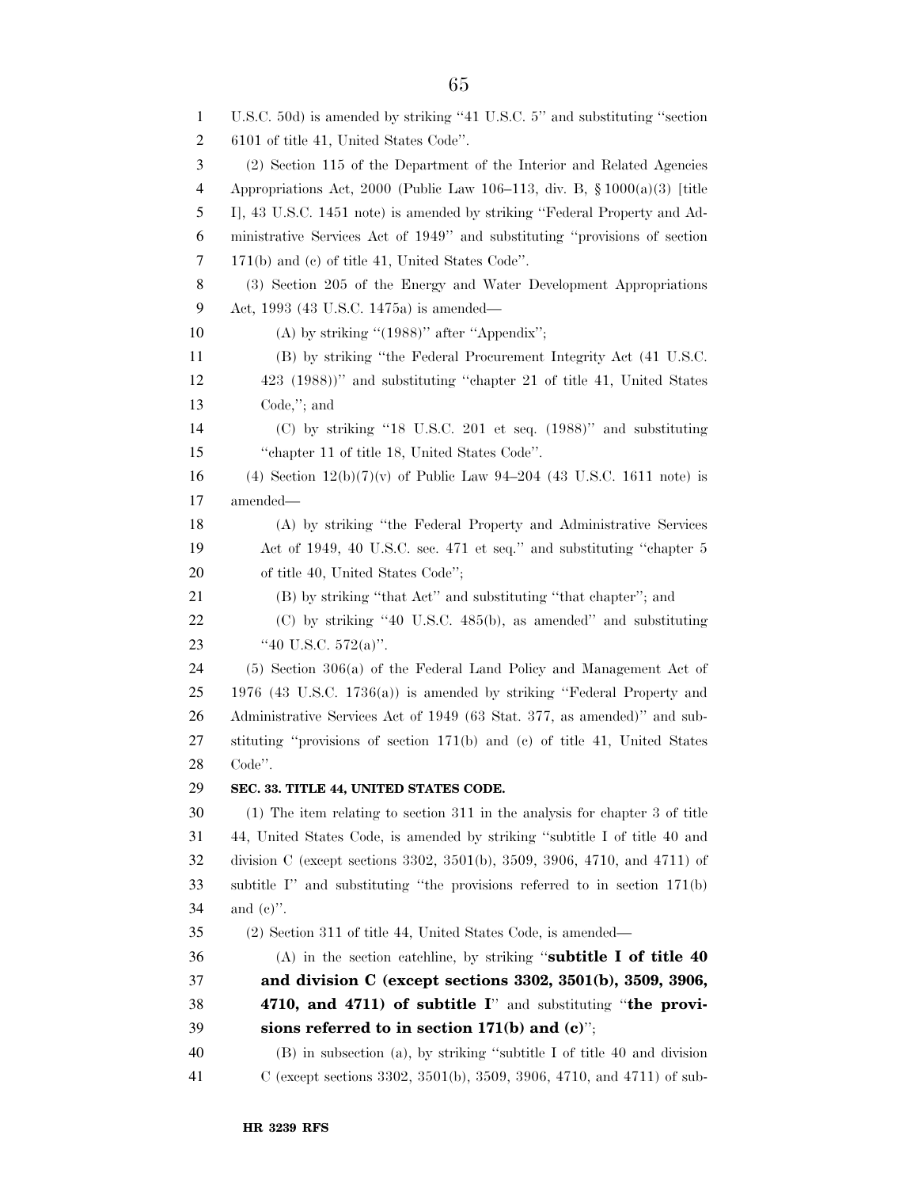U.S.C. 50d) is amended by striking ''41 U.S.C. 5'' and substituting ''section 6101 of title 41, United States Code''.

(2) Section 115 of the Department of the Interior and Related Agencies Appropriations Act, 2000 (Public Law 106–113, div. B, § 1000(a)(3) [title I], 43 U.S.C. 1451 note) is amended by striking ''Federal Property and Administrative Services Act of 1949'' and substituting ''provisions of section 171(b) and (c) of title 41, United States Code''.

(3) Section 205 of the Energy and Water Development Appropriations Act, 1993 (43 U.S.C. 1475a) is amended—

(A) by striking ''(1988)'' after ''Appendix'';

(B) by striking ''the Federal Procurement Integrity Act (41 U.S.C. 423 (1988))'' and substituting ''chapter 21 of title 41, United States Code,''; and

(C) by striking ''18 U.S.C. 201 et seq. (1988)'' and substituting ''chapter 11 of title 18, United States Code''.

(4) Section 12(b)(7)(v) of Public Law 94–204 (43 U.S.C. 1611 note) is amended—

(A) by striking ''the Federal Property and Administrative Services Act of 1949, 40 U.S.C. sec. 471 et seq.'' and substituting ''chapter 5 of title 40, United States Code'';

(B) by striking ''that Act'' and substituting ''that chapter''; and

(C) by striking ''40 U.S.C. 485(b), as amended'' and substituting ''40 U.S.C. 572(a)''.

(5) Section 306(a) of the Federal Land Policy and Management Act of 1976 (43 U.S.C. 1736(a)) is amended by striking ''Federal Property and Administrative Services Act of 1949 (63 Stat. 377, as amended)'' and substituting ''provisions of section 171(b) and (c) of title 41, United States Code''.

**SEC. 33. TITLE 44, UNITED STATES CODE.**

(1) The item relating to section 311 in the analysis for chapter 3 of title 44, United States Code, is amended by striking ''subtitle I of title 40 and division C (except sections 3302, 3501(b), 3509, 3906, 4710, and 4711) of subtitle I'' and substituting ''the provisions referred to in section 171(b) and (c)''.

(2) Section 311 of title 44, United States Code, is amended—

(A) in the section catchline, by striking ''**subtitle I of title 40 and division C (except sections 3302, 3501(b), 3509, 3906, 4710, and 4711) of subtitle I**'' and substituting ''**the provisions referred to in section 171(b) and (c)**'';

(B) in subsection (a), by striking ''subtitle I of title 40 and division C (except sections 3302, 3501(b), 3509, 3906, 4710, and 4711) of sub-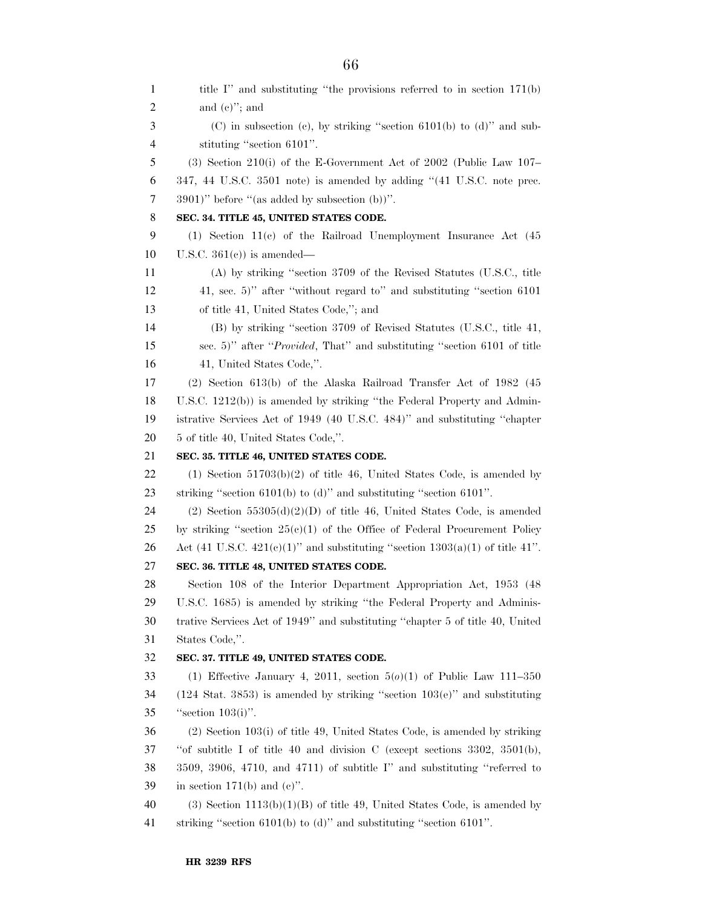title I'' and substituting ''the provisions referred to in section 171(b) and (c)''; and

(C) in subsection (c), by striking ''section 6101(b) to (d)'' and substituting ''section 6101''.

(3) Section 210(i) of the E-Government Act of 2002 (Public Law 107–347, 44 U.S.C. 3501 note) is amended by adding ''(41 U.S.C. note prec. 3901)'' before ''(as added by subsection (b))''.

**SEC. 34. TITLE 45, UNITED STATES CODE.**

(1) Section 11(c) of the Railroad Unemployment Insurance Act (45 U.S.C. 361(c)) is amended—

(A) by striking ''section 3709 of the Revised Statutes (U.S.C., title 41, sec. 5)'' after ''without regard to'' and substituting ''section 6101 of title 41, United States Code,''; and

(B) by striking ''section 3709 of Revised Statutes (U.S.C., title 41, sec. 5)'' after ''*Provided*, That'' and substituting ''section 6101 of title 41, United States Code,''.

(2) Section 613(b) of the Alaska Railroad Transfer Act of 1982 (45 U.S.C. 1212(b)) is amended by striking ''the Federal Property and Administrative Services Act of 1949 (40 U.S.C. 484)'' and substituting ''chapter 5 of title 40, United States Code,''.

**SEC. 35. TITLE 46, UNITED STATES CODE.**

(1) Section 51703(b)(2) of title 46, United States Code, is amended by striking ''section 6101(b) to (d)'' and substituting ''section 6101''.

(2) Section 55305(d)(2)(D) of title 46, United States Code, is amended by striking ''section 25(c)(1) of the Office of Federal Procurement Policy Act (41 U.S.C. 421(c)(1)'' and substituting ''section 1303(a)(1) of title 41''.

**SEC. 36. TITLE 48, UNITED STATES CODE.**

Section 108 of the Interior Department Appropriation Act, 1953 (48 U.S.C. 1685) is amended by striking ''the Federal Property and Administrative Services Act of 1949'' and substituting ''chapter 5 of title 40, United States Code,''.

**SEC. 37. TITLE 49, UNITED STATES CODE.**

(1) Effective January 4, 2011, section 5(*o*)(1) of Public Law 111–350 (124 Stat. 3853) is amended by striking ''section 103(e)'' and substituting ''section 103(i)''.

(2) Section 103(i) of title 49, United States Code, is amended by striking ''of subtitle I of title 40 and division C (except sections 3302, 3501(b), 3509, 3906, 4710, and 4711) of subtitle I'' and substituting ''referred to in section 171(b) and (c)''.

(3) Section 1113(b)(1)(B) of title 49, United States Code, is amended by striking ''section 6101(b) to (d)'' and substituting ''section 6101''.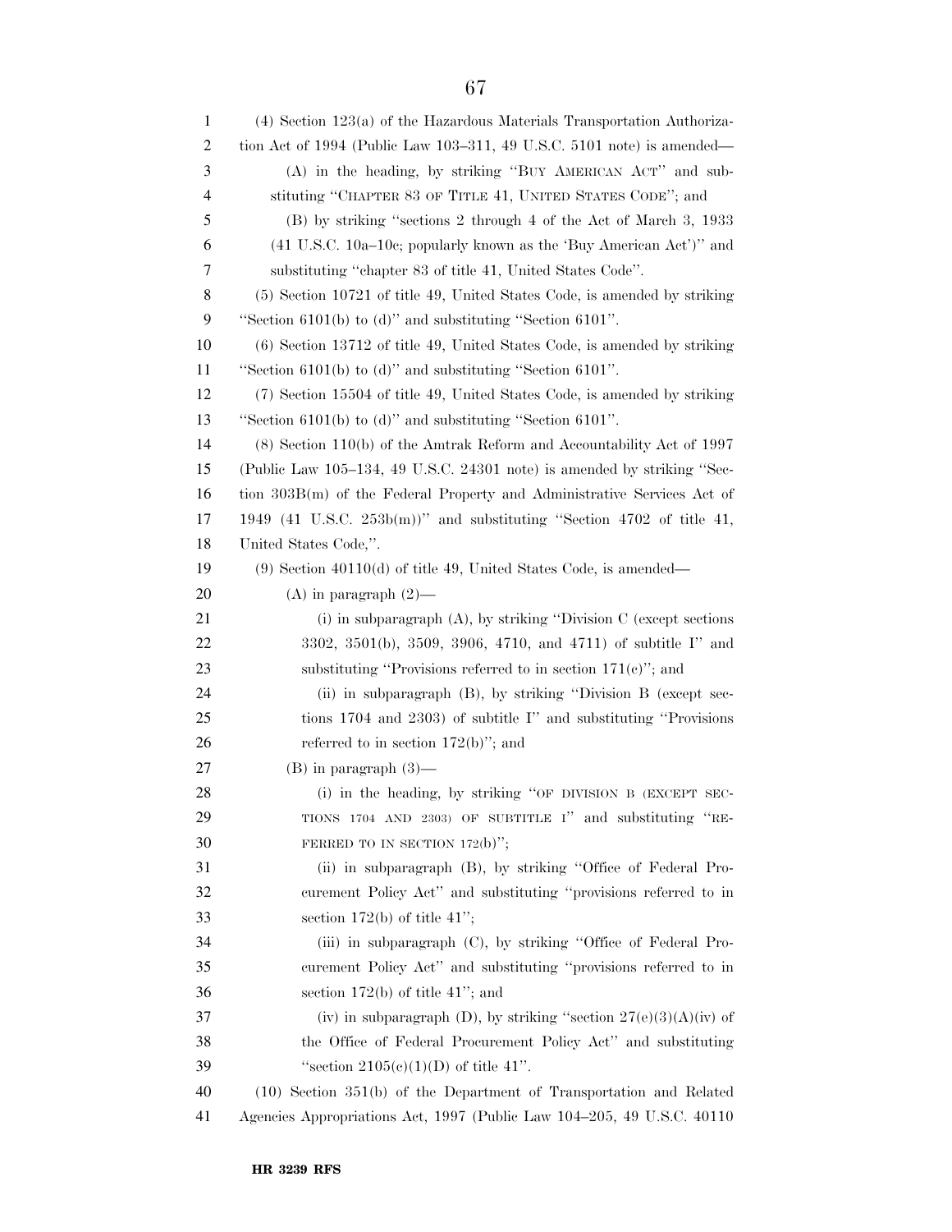(4) Section 123(a) of the Hazardous Materials Transportation Authorization Act of 1994 (Public Law 103–311, 49 U.S.C. 5101 note) is amended—

(A) in the heading, by striking "BUY AMERICAN ACT" and substituting "CHAPTER 83 OF TITLE 41, UNITED STATES CODE"; and

(B) by striking "sections 2 through 4 of the Act of March 3, 1933 (41 U.S.C. 10a–10c; popularly known as the 'Buy American Act')" and substituting "chapter 83 of title 41, United States Code".

(5) Section 10721 of title 49, United States Code, is amended by striking "Section 6101(b) to (d)" and substituting "Section 6101".

(6) Section 13712 of title 49, United States Code, is amended by striking "Section 6101(b) to (d)" and substituting "Section 6101".

(7) Section 15504 of title 49, United States Code, is amended by striking "Section 6101(b) to (d)" and substituting "Section 6101".

(8) Section 110(b) of the Amtrak Reform and Accountability Act of 1997 (Public Law 105–134, 49 U.S.C. 24301 note) is amended by striking "Section 303B(m) of the Federal Property and Administrative Services Act of 1949 (41 U.S.C. 253b(m))" and substituting "Section 4702 of title 41, United States Code,".

(9) Section 40110(d) of title 49, United States Code, is amended—

(A) in paragraph (2)—

(i) in subparagraph (A), by striking "Division C (except sections 3302, 3501(b), 3509, 3906, 4710, and 4711) of subtitle I" and substituting "Provisions referred to in section 171(c)"; and

(ii) in subparagraph (B), by striking "Division B (except sections 1704 and 2303) of subtitle I" and substituting "Provisions referred to in section 172(b)"; and

(B) in paragraph (3)—

(i) in the heading, by striking "OF DIVISION B (EXCEPT SECTIONS 1704 AND 2303) OF SUBTITLE I" and substituting "REFERRED TO IN SECTION 172(b)";

(ii) in subparagraph (B), by striking "Office of Federal Procurement Policy Act" and substituting "provisions referred to in section 172(b) of title 41";

(iii) in subparagraph (C), by striking "Office of Federal Procurement Policy Act" and substituting "provisions referred to in section 172(b) of title 41"; and

(iv) in subparagraph (D), by striking "section 27(e)(3)(A)(iv) of the Office of Federal Procurement Policy Act" and substituting "section 2105(c)(1)(D) of title 41".

(10) Section 351(b) of the Department of Transportation and Related Agencies Appropriations Act, 1997 (Public Law 104–205, 49 U.S.C. 40110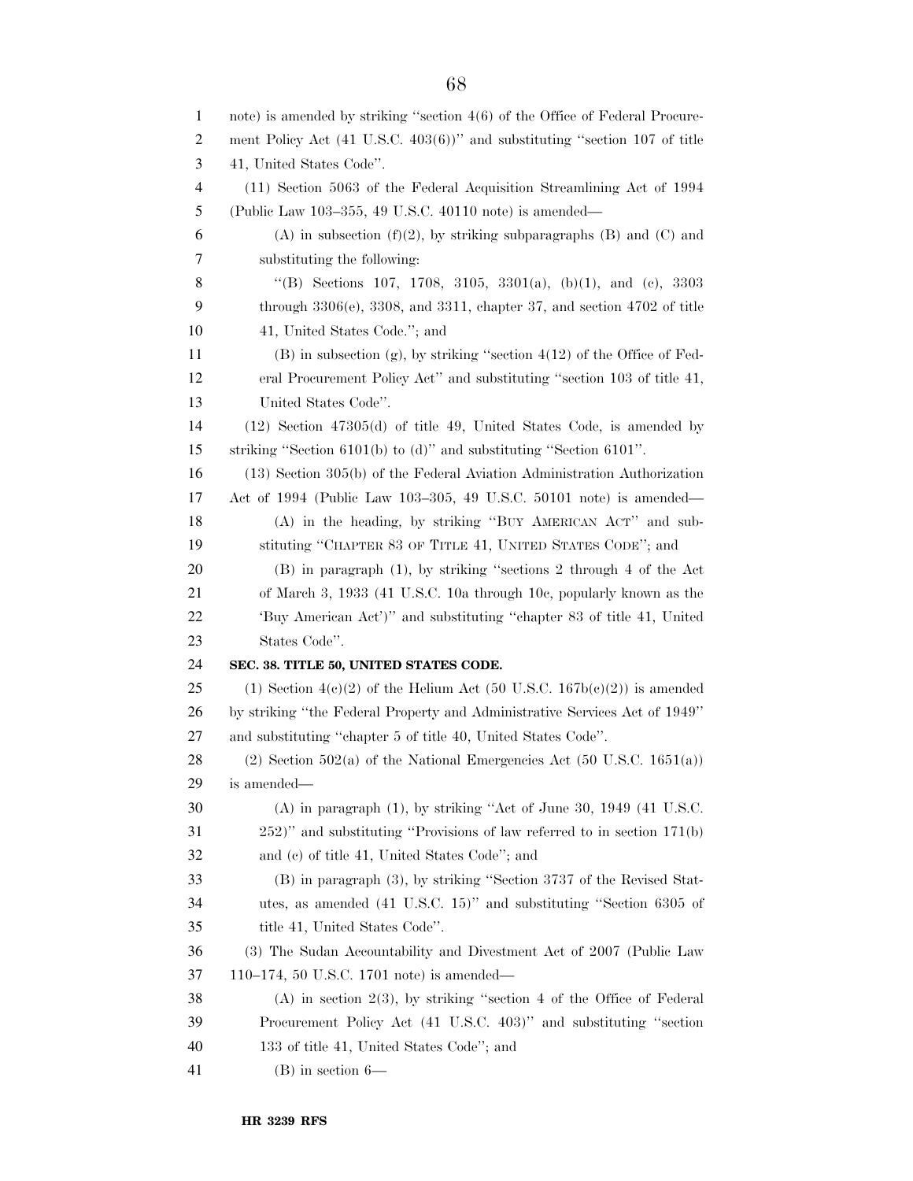note) is amended by striking "section 4(6) of the Office of Federal Procurement Policy Act (41 U.S.C. 403(6))" and substituting "section 107 of title 41, United States Code".

(11) Section 5063 of the Federal Acquisition Streamlining Act of 1994 (Public Law 103–355, 49 U.S.C. 40110 note) is amended—

(A) in subsection (f)(2), by striking subparagraphs (B) and (C) and substituting the following:

"(B) Sections 107, 1708, 3105, 3301(a), (b)(1), and (c), 3303 through 3306(e), 3308, and 3311, chapter 37, and section 4702 of title 41, United States Code."; and

(B) in subsection (g), by striking "section 4(12) of the Office of Federal Procurement Policy Act" and substituting "section 103 of title 41, United States Code".

(12) Section 47305(d) of title 49, United States Code, is amended by striking "Section 6101(b) to (d)" and substituting "Section 6101".

(13) Section 305(b) of the Federal Aviation Administration Authorization Act of 1994 (Public Law 103–305, 49 U.S.C. 50101 note) is amended—

(A) in the heading, by striking "BUY AMERICAN ACT" and substituting "CHAPTER 83 OF TITLE 41, UNITED STATES CODE"; and

(B) in paragraph (1), by striking "sections 2 through 4 of the Act of March 3, 1933 (41 U.S.C. 10a through 10c, popularly known as the 'Buy American Act')" and substituting "chapter 83 of title 41, United States Code".

**SEC. 38. TITLE 50, UNITED STATES CODE.**

(1) Section 4(c)(2) of the Helium Act (50 U.S.C. 167b(c)(2)) is amended by striking "the Federal Property and Administrative Services Act of 1949" and substituting "chapter 5 of title 40, United States Code".

(2) Section 502(a) of the National Emergencies Act (50 U.S.C. 1651(a)) is amended—

(A) in paragraph (1), by striking "Act of June 30, 1949 (41 U.S.C. 252)" and substituting "Provisions of law referred to in section 171(b) and (c) of title 41, United States Code"; and

(B) in paragraph (3), by striking "Section 3737 of the Revised Statutes, as amended (41 U.S.C. 15)" and substituting "Section 6305 of title 41, United States Code".

(3) The Sudan Accountability and Divestment Act of 2007 (Public Law 110–174, 50 U.S.C. 1701 note) is amended—

(A) in section 2(3), by striking "section 4 of the Office of Federal Procurement Policy Act (41 U.S.C. 403)" and substituting "section 133 of title 41, United States Code"; and

(B) in section 6—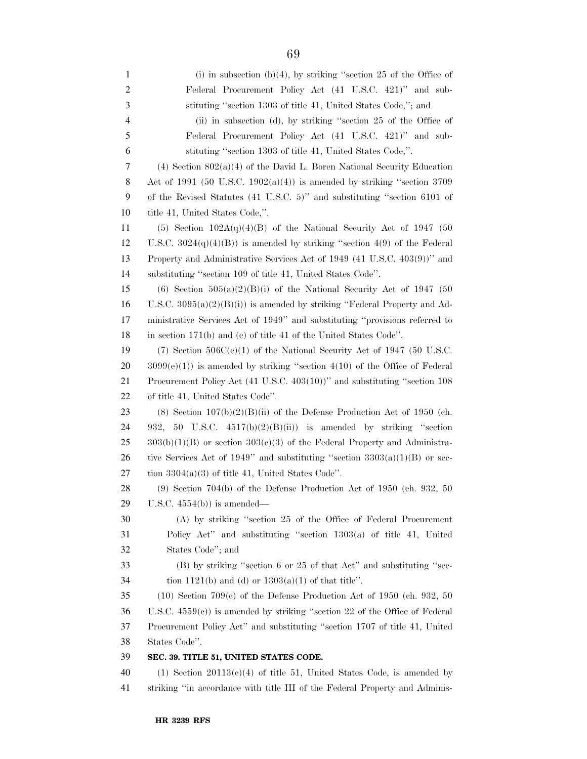(i) in subsection (b)(4), by striking "section 25 of the Office of Federal Procurement Policy Act (41 U.S.C. 421)" and substituting "section 1303 of title 41, United States Code,"; and

(ii) in subsection (d), by striking "section 25 of the Office of Federal Procurement Policy Act (41 U.S.C. 421)" and substituting "section 1303 of title 41, United States Code,".

(4) Section 802(a)(4) of the David L. Boren National Security Education Act of 1991 (50 U.S.C. 1902(a)(4)) is amended by striking "section 3709 of the Revised Statutes (41 U.S.C. 5)" and substituting "section 6101 of title 41, United States Code,".

(5) Section 102A(q)(4)(B) of the National Security Act of 1947 (50 U.S.C. 3024(q)(4)(B)) is amended by striking "section 4(9) of the Federal Property and Administrative Services Act of 1949 (41 U.S.C. 403(9))" and substituting "section 109 of title 41, United States Code".

(6) Section 505(a)(2)(B)(i) of the National Security Act of 1947 (50 U.S.C. 3095(a)(2)(B)(i)) is amended by striking "Federal Property and Administrative Services Act of 1949" and substituting "provisions referred to in section 171(b) and (c) of title 41 of the United States Code".

(7) Section 506C(e)(1) of the National Security Act of 1947 (50 U.S.C. 3099(e)(1)) is amended by striking "section 4(10) of the Office of Federal Procurement Policy Act (41 U.S.C. 403(10))" and substituting "section 108 of title 41, United States Code".

(8) Section 107(b)(2)(B)(ii) of the Defense Production Act of 1950 (ch. 932, 50 U.S.C. 4517(b)(2)(B)(ii)) is amended by striking "section 303(b)(1)(B) or section 303(c)(3) of the Federal Property and Administrative Services Act of 1949" and substituting "section 3303(a)(1)(B) or section 3304(a)(3) of title 41, United States Code".

(9) Section 704(b) of the Defense Production Act of 1950 (ch. 932, 50 U.S.C. 4554(b)) is amended—

(A) by striking "section 25 of the Office of Federal Procurement Policy Act" and substituting "section 1303(a) of title 41, United States Code"; and

(B) by striking "section 6 or 25 of that Act" and substituting "section 1121(b) and (d) or 1303(a)(1) of that title".

(10) Section 709(c) of the Defense Production Act of 1950 (ch. 932, 50 U.S.C. 4559(c)) is amended by striking "section 22 of the Office of Federal Procurement Policy Act" and substituting "section 1707 of title 41, United States Code".

**SEC. 39. TITLE 51, UNITED STATES CODE.**

(1) Section 20113(c)(4) of title 51, United States Code, is amended by striking "in accordance with title III of the Federal Property and Adminis-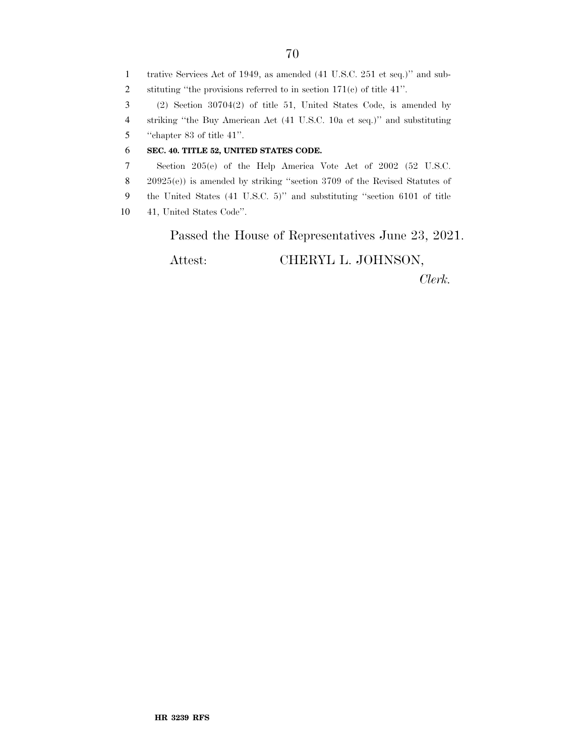trative Services Act of 1949, as amended (41 U.S.C. 251 et seq.)'' and substituting ''the provisions referred to in section 171(c) of title 41''.

(2) Section 30704(2) of title 51, United States Code, is amended by striking ''the Buy American Act (41 U.S.C. 10a et seq.)'' and substituting ''chapter 83 of title 41''.

**SEC. 40. TITLE 52, UNITED STATES CODE.**

Section 205(e) of the Help America Vote Act of 2002 (52 U.S.C. 20925(e)) is amended by striking ''section 3709 of the Revised Statutes of the United States (41 U.S.C. 5)'' and substituting ''section 6101 of title 41, United States Code''.

Passed the House of Representatives June 23, 2021.

Attest: CHERYL L. JOHNSON,

*Clerk.*

**HR 3239 RFS**